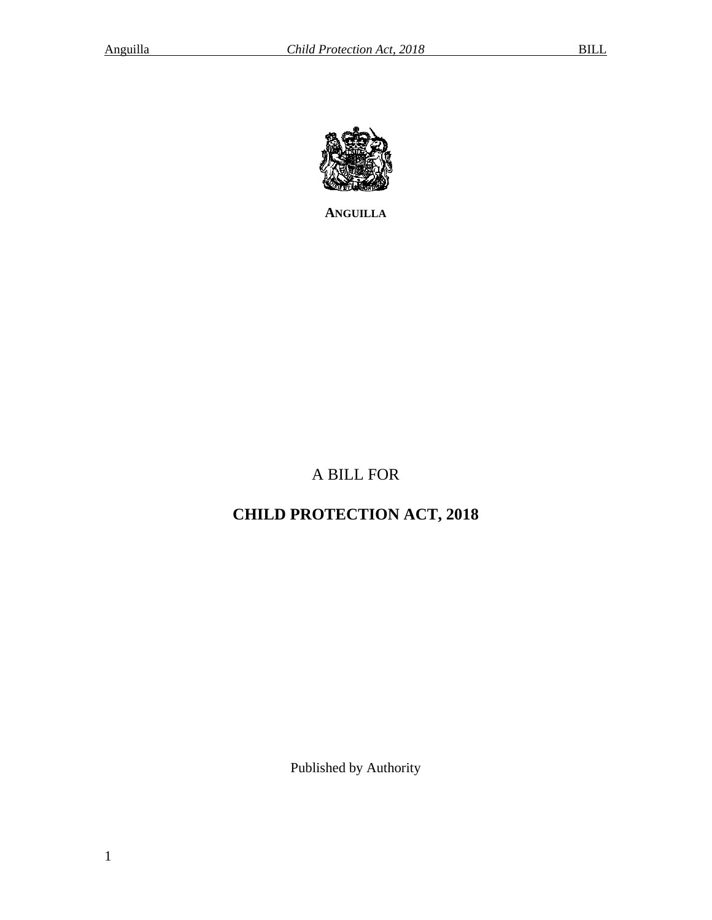**ANGUILLA**

A BILL FOR

# CHILD PROTECTION ACT, 2018

Published by Authority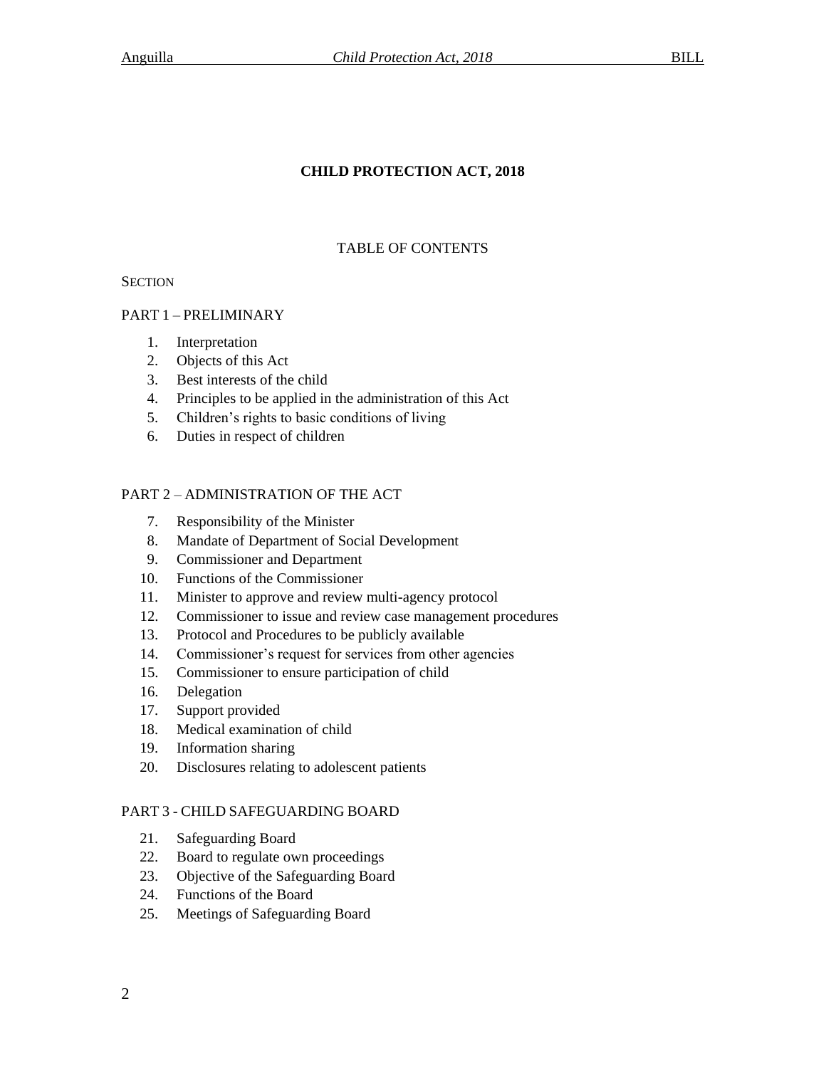# CHILD PROTECTION ACT, 2018

## TABLE OF CONTENTS

SECTION

PART 1 – PRELIMINARY

1. Interpretation
2. Objects of this Act
3. Best interests of the child
4. Principles to be applied in the administration of this Act
5. Children's rights to basic conditions of living
6. Duties in respect of children

PART 2 – ADMINISTRATION OF THE ACT

7. Responsibility of the Minister
8. Mandate of Department of Social Development
9. Commissioner and Department
10. Functions of the Commissioner
11. Minister to approve and review multi-agency protocol
12. Commissioner to issue and review case management procedures
13. Protocol and Procedures to be publicly available
14. Commissioner's request for services from other agencies
15. Commissioner to ensure participation of child
16. Delegation
17. Support provided
18. Medical examination of child
19. Information sharing
20. Disclosures relating to adolescent patients

PART 3 - CHILD SAFEGUARDING BOARD

21. Safeguarding Board
22. Board to regulate own proceedings
23. Objective of the Safeguarding Board
24. Functions of the Board
25. Meetings of Safeguarding Board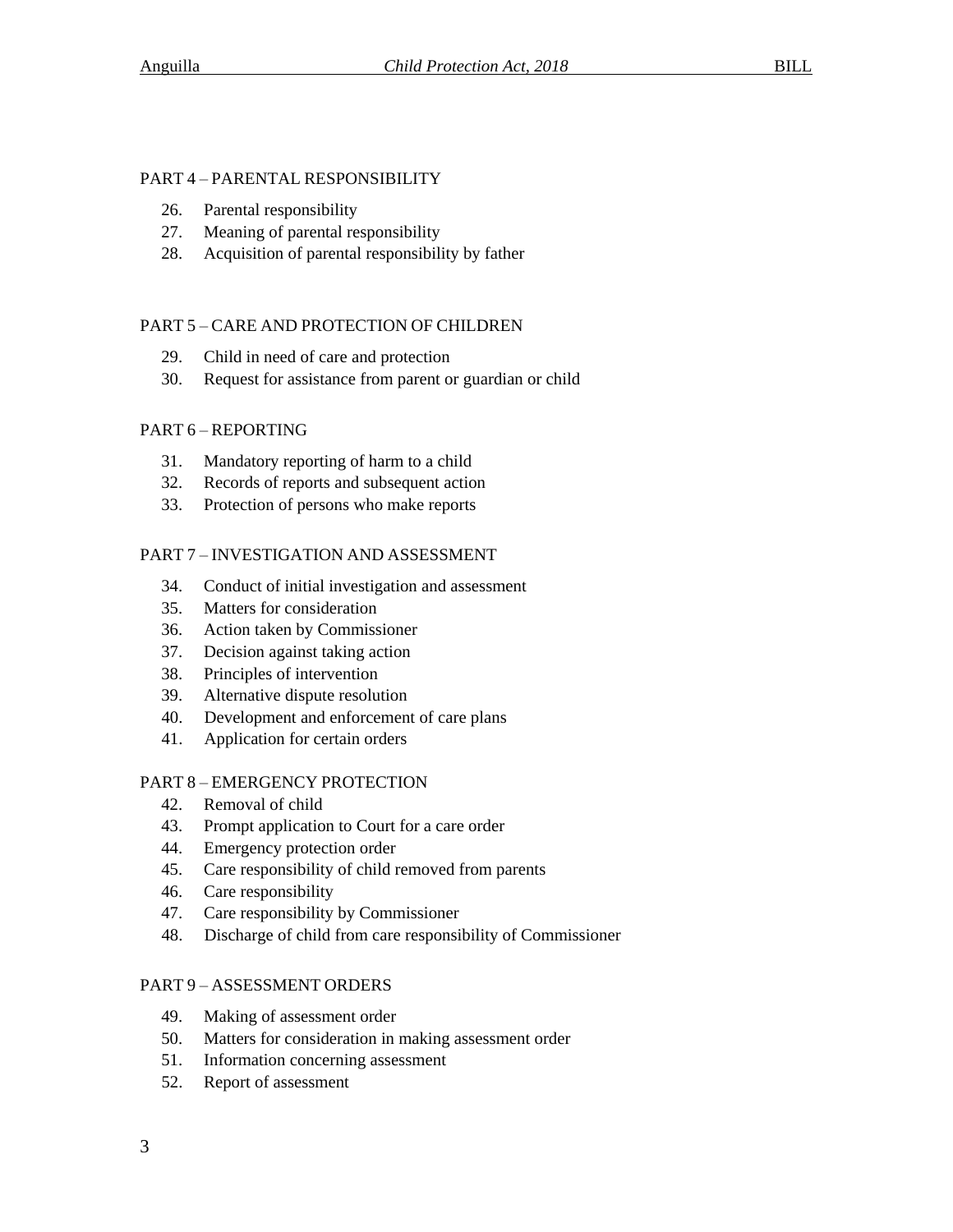PART 4 – PARENTAL RESPONSIBILITY

26. Parental responsibility
27. Meaning of parental responsibility
28. Acquisition of parental responsibility by father

PART 5 – CARE AND PROTECTION OF CHILDREN

29. Child in need of care and protection
30. Request for assistance from parent or guardian or child

PART 6 – REPORTING

31. Mandatory reporting of harm to a child
32. Records of reports and subsequent action
33. Protection of persons who make reports

PART 7 – INVESTIGATION AND ASSESSMENT

34. Conduct of initial investigation and assessment
35. Matters for consideration
36. Action taken by Commissioner
37. Decision against taking action
38. Principles of intervention
39. Alternative dispute resolution
40. Development and enforcement of care plans
41. Application for certain orders

PART 8 – EMERGENCY PROTECTION

42. Removal of child
43. Prompt application to Court for a care order
44. Emergency protection order
45. Care responsibility of child removed from parents
46. Care responsibility
47. Care responsibility by Commissioner
48. Discharge of child from care responsibility of Commissioner

PART 9 – ASSESSMENT ORDERS

49. Making of assessment order
50. Matters for consideration in making assessment order
51. Information concerning assessment
52. Report of assessment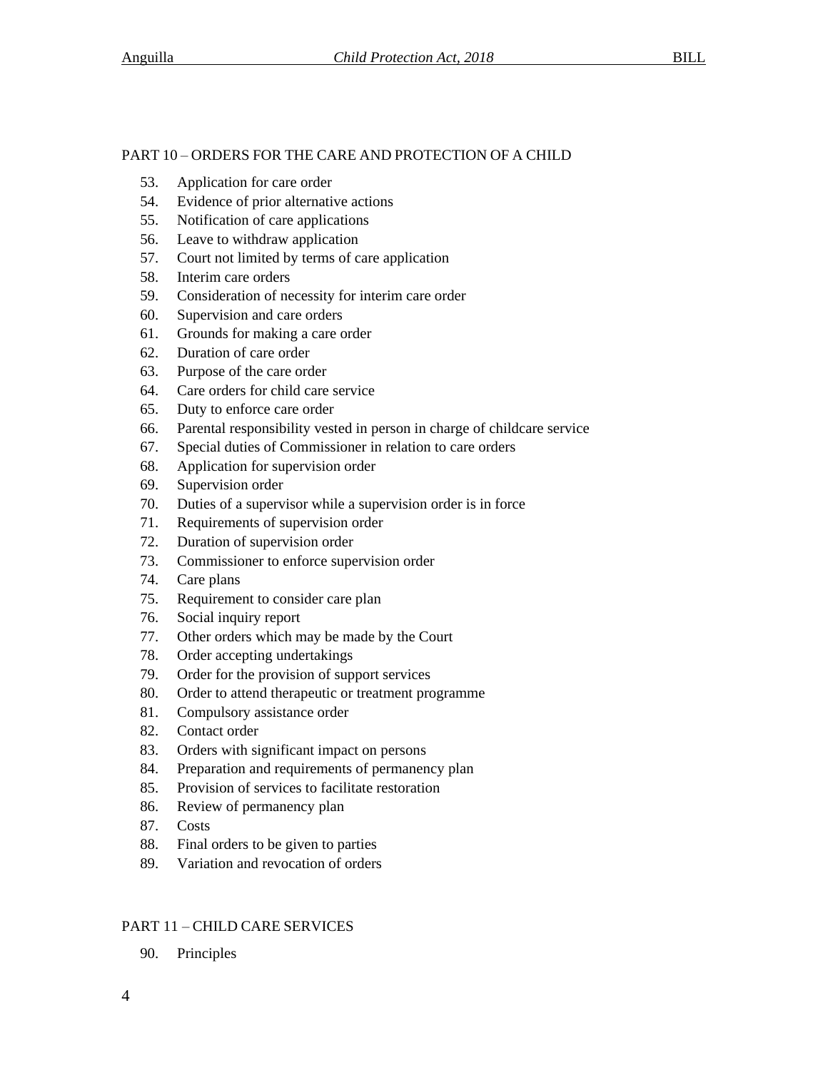PART 10 – ORDERS FOR THE CARE AND PROTECTION OF A CHILD

53. Application for care order
54. Evidence of prior alternative actions
55. Notification of care applications
56. Leave to withdraw application
57. Court not limited by terms of care application
58. Interim care orders
59. Consideration of necessity for interim care order
60. Supervision and care orders
61. Grounds for making a care order
62. Duration of care order
63. Purpose of the care order
64. Care orders for child care service
65. Duty to enforce care order
66. Parental responsibility vested in person in charge of childcare service
67. Special duties of Commissioner in relation to care orders
68. Application for supervision order
69. Supervision order
70. Duties of a supervisor while a supervision order is in force
71. Requirements of supervision order
72. Duration of supervision order
73. Commissioner to enforce supervision order
74. Care plans
75. Requirement to consider care plan
76. Social inquiry report
77. Other orders which may be made by the Court
78. Order accepting undertakings
79. Order for the provision of support services
80. Order to attend therapeutic or treatment programme
81. Compulsory assistance order
82. Contact order
83. Orders with significant impact on persons
84. Preparation and requirements of permanency plan
85. Provision of services to facilitate restoration
86. Review of permanency plan
87. Costs
88. Final orders to be given to parties
89. Variation and revocation of orders

PART 11 – CHILD CARE SERVICES

90. Principles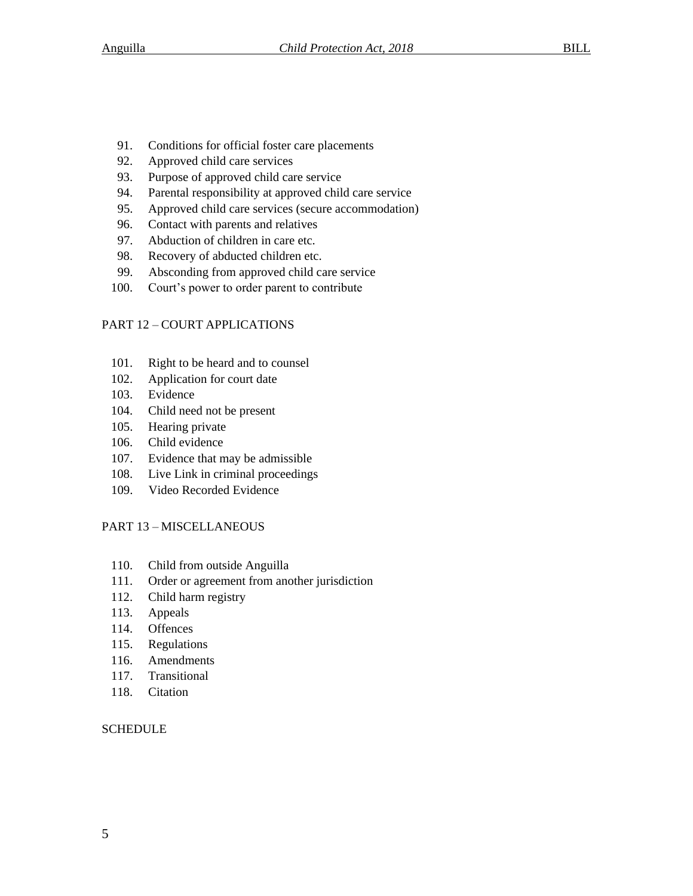91. Conditions for official foster care placements
92. Approved child care services
93. Purpose of approved child care service
94. Parental responsibility at approved child care service
95. Approved child care services (secure accommodation)
96. Contact with parents and relatives
97. Abduction of children in care etc.
98. Recovery of abducted children etc.
99. Absconding from approved child care service
100. Court's power to order parent to contribute

PART 12 – COURT APPLICATIONS

101. Right to be heard and to counsel
102. Application for court date
103. Evidence
104. Child need not be present
105. Hearing private
106. Child evidence
107. Evidence that may be admissible
108. Live Link in criminal proceedings
109. Video Recorded Evidence

PART 13 – MISCELLANEOUS

110. Child from outside Anguilla
111. Order or agreement from another jurisdiction
112. Child harm registry
113. Appeals
114. Offences
115. Regulations
116. Amendments
117. Transitional
118. Citation

SCHEDULE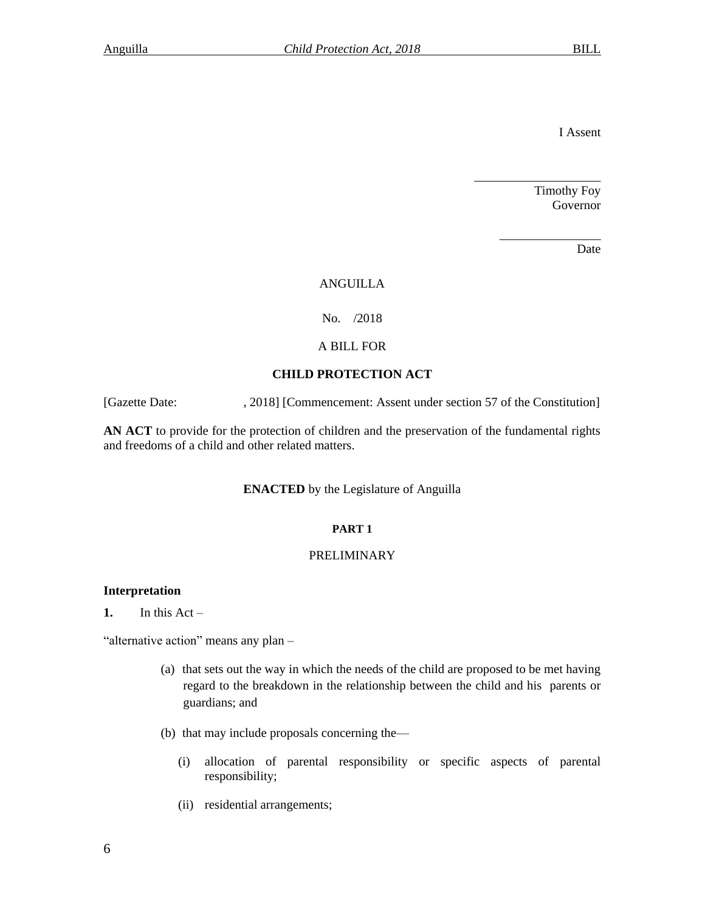I Assent

\_\_\_\_\_\_\_\_\_\_\_\_\_\_\_\_\_\_\_\_

Timothy Foy
Governor

\_\_\_\_\_\_\_\_\_\_\_\_\_\_\_\_

Date

ANGUILLA

No. /2018

A BILL FOR

**CHILD PROTECTION ACT**

[Gazette Date: , 2018] [Commencement: Assent under section 57 of the Constitution]

**AN ACT** to provide for the protection of children and the preservation of the fundamental rights and freedoms of a child and other related matters.

**ENACTED** by the Legislature of Anguilla

**PART 1**

PRELIMINARY

**Interpretation**

**1.** In this Act –

"alternative action" means any plan –

(a) that sets out the way in which the needs of the child are proposed to be met having regard to the breakdown in the relationship between the child and his parents or guardians; and

(b) that may include proposals concerning the—

(i) allocation of parental responsibility or specific aspects of parental responsibility;

(ii) residential arrangements;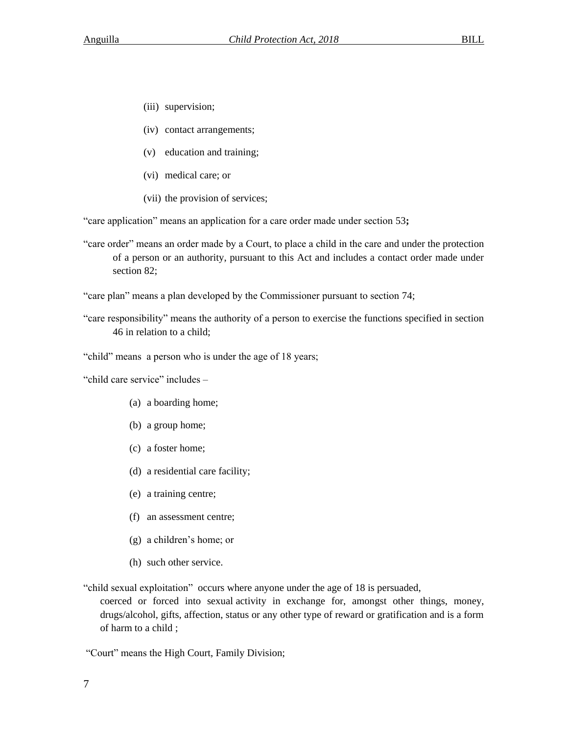(iii) supervision;

(iv) contact arrangements;

(v) education and training;

(vi) medical care; or

(vii) the provision of services;

"care application" means an application for a care order made under section 53**;**

"care order" means an order made by a Court, to place a child in the care and under the protection of a person or an authority, pursuant to this Act and includes a contact order made under section 82;

"care plan" means a plan developed by the Commissioner pursuant to section 74;

"care responsibility" means the authority of a person to exercise the functions specified in section 46 in relation to a child;

"child" means a person who is under the age of 18 years;

"child care service" includes –

(a) a boarding home;

(b) a group home;

(c) a foster home;

(d) a residential care facility;

(e) a training centre;

(f) an assessment centre;

(g) a children's home; or

(h) such other service.

"child sexual exploitation" occurs where anyone under the age of 18 is persuaded, coerced or forced into sexual activity in exchange for, amongst other things, money, drugs/alcohol, gifts, affection, status or any other type of reward or gratification and is a form of harm to a child ;

"Court" means the High Court, Family Division;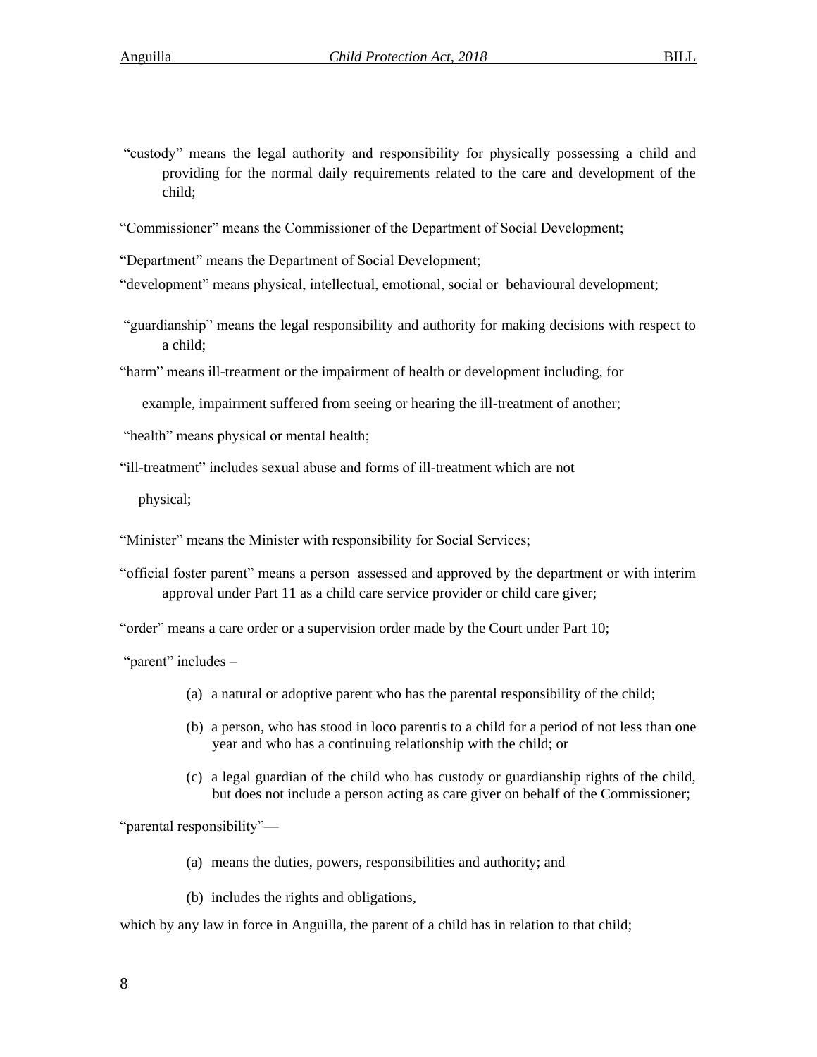"custody" means the legal authority and responsibility for physically possessing a child and providing for the normal daily requirements related to the care and development of the child;

"Commissioner" means the Commissioner of the Department of Social Development;

"Department" means the Department of Social Development;

"development" means physical, intellectual, emotional, social or behavioural development;

"guardianship" means the legal responsibility and authority for making decisions with respect to a child;

"harm" means ill-treatment or the impairment of health or development including, for example, impairment suffered from seeing or hearing the ill-treatment of another;

"health" means physical or mental health;

"ill-treatment" includes sexual abuse and forms of ill-treatment which are not physical;

"Minister" means the Minister with responsibility for Social Services;

"official foster parent" means a person assessed and approved by the department or with interim approval under Part 11 as a child care service provider or child care giver;

"order" means a care order or a supervision order made by the Court under Part 10;

"parent" includes –

(a) a natural or adoptive parent who has the parental responsibility of the child;

(b) a person, who has stood in loco parentis to a child for a period of not less than one year and who has a continuing relationship with the child; or

(c) a legal guardian of the child who has custody or guardianship rights of the child, but does not include a person acting as care giver on behalf of the Commissioner;

"parental responsibility"—

(a) means the duties, powers, responsibilities and authority; and

(b) includes the rights and obligations,

which by any law in force in Anguilla, the parent of a child has in relation to that child;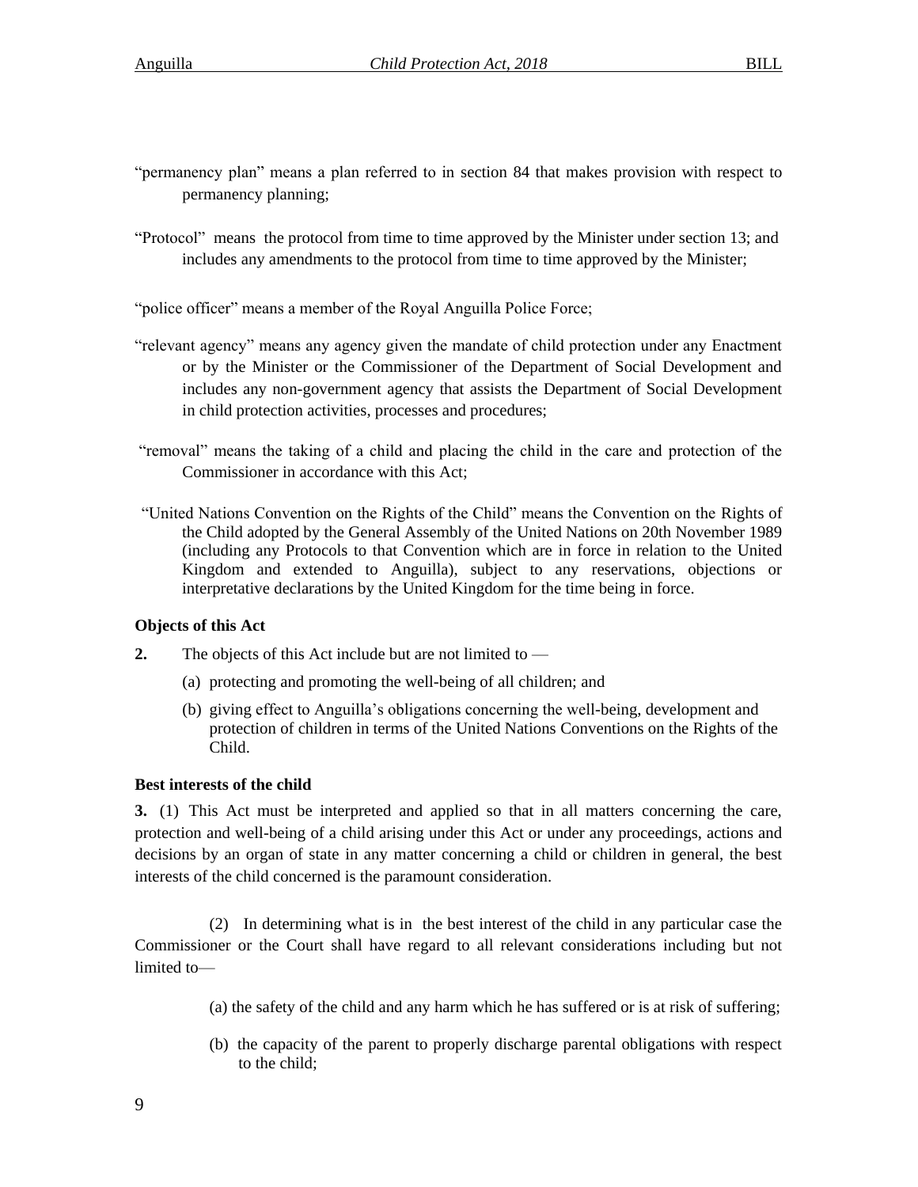"permanency plan" means a plan referred to in section 84 that makes provision with respect to permanency planning;

"Protocol" means the protocol from time to time approved by the Minister under section 13; and includes any amendments to the protocol from time to time approved by the Minister;

"police officer" means a member of the Royal Anguilla Police Force;

"relevant agency" means any agency given the mandate of child protection under any Enactment or by the Minister or the Commissioner of the Department of Social Development and includes any non-government agency that assists the Department of Social Development in child protection activities, processes and procedures;

"removal" means the taking of a child and placing the child in the care and protection of the Commissioner in accordance with this Act;

"United Nations Convention on the Rights of the Child" means the Convention on the Rights of the Child adopted by the General Assembly of the United Nations on 20th November 1989 (including any Protocols to that Convention which are in force in relation to the United Kingdom and extended to Anguilla), subject to any reservations, objections or interpretative declarations by the United Kingdom for the time being in force.

**Objects of this Act**

**2.** The objects of this Act include but are not limited to —

(a) protecting and promoting the well-being of all children; and

(b) giving effect to Anguilla's obligations concerning the well-being, development and protection of children in terms of the United Nations Conventions on the Rights of the Child.

**Best interests of the child**

**3.** (1) This Act must be interpreted and applied so that in all matters concerning the care, protection and well-being of a child arising under this Act or under any proceedings, actions and decisions by an organ of state in any matter concerning a child or children in general, the best interests of the child concerned is the paramount consideration.

(2) In determining what is in the best interest of the child in any particular case the Commissioner or the Court shall have regard to all relevant considerations including but not limited to—

(a) the safety of the child and any harm which he has suffered or is at risk of suffering;

(b) the capacity of the parent to properly discharge parental obligations with respect to the child;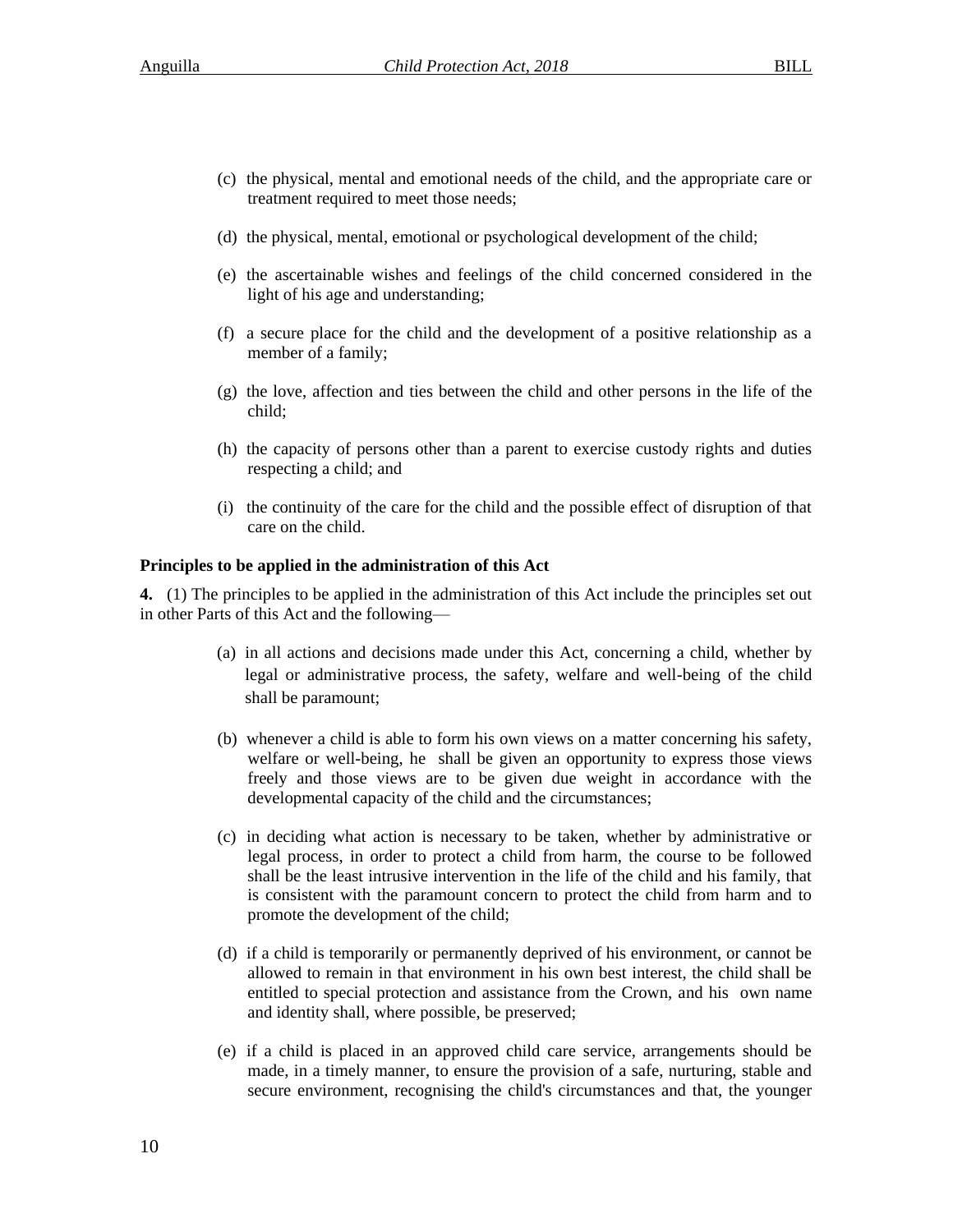(c) the physical, mental and emotional needs of the child, and the appropriate care or treatment required to meet those needs;

(d) the physical, mental, emotional or psychological development of the child;

(e) the ascertainable wishes and feelings of the child concerned considered in the light of his age and understanding;

(f) a secure place for the child and the development of a positive relationship as a member of a family;

(g) the love, affection and ties between the child and other persons in the life of the child;

(h) the capacity of persons other than a parent to exercise custody rights and duties respecting a child; and

(i) the continuity of the care for the child and the possible effect of disruption of that care on the child.

**Principles to be applied in the administration of this Act**

**4.** (1) The principles to be applied in the administration of this Act include the principles set out in other Parts of this Act and the following—

(a) in all actions and decisions made under this Act, concerning a child, whether by legal or administrative process, the safety, welfare and well-being of the child shall be paramount;

(b) whenever a child is able to form his own views on a matter concerning his safety, welfare or well-being, he shall be given an opportunity to express those views freely and those views are to be given due weight in accordance with the developmental capacity of the child and the circumstances;

(c) in deciding what action is necessary to be taken, whether by administrative or legal process, in order to protect a child from harm, the course to be followed shall be the least intrusive intervention in the life of the child and his family, that is consistent with the paramount concern to protect the child from harm and to promote the development of the child;

(d) if a child is temporarily or permanently deprived of his environment, or cannot be allowed to remain in that environment in his own best interest, the child shall be entitled to special protection and assistance from the Crown, and his own name and identity shall, where possible, be preserved;

(e) if a child is placed in an approved child care service, arrangements should be made, in a timely manner, to ensure the provision of a safe, nurturing, stable and secure environment, recognising the child's circumstances and that, the younger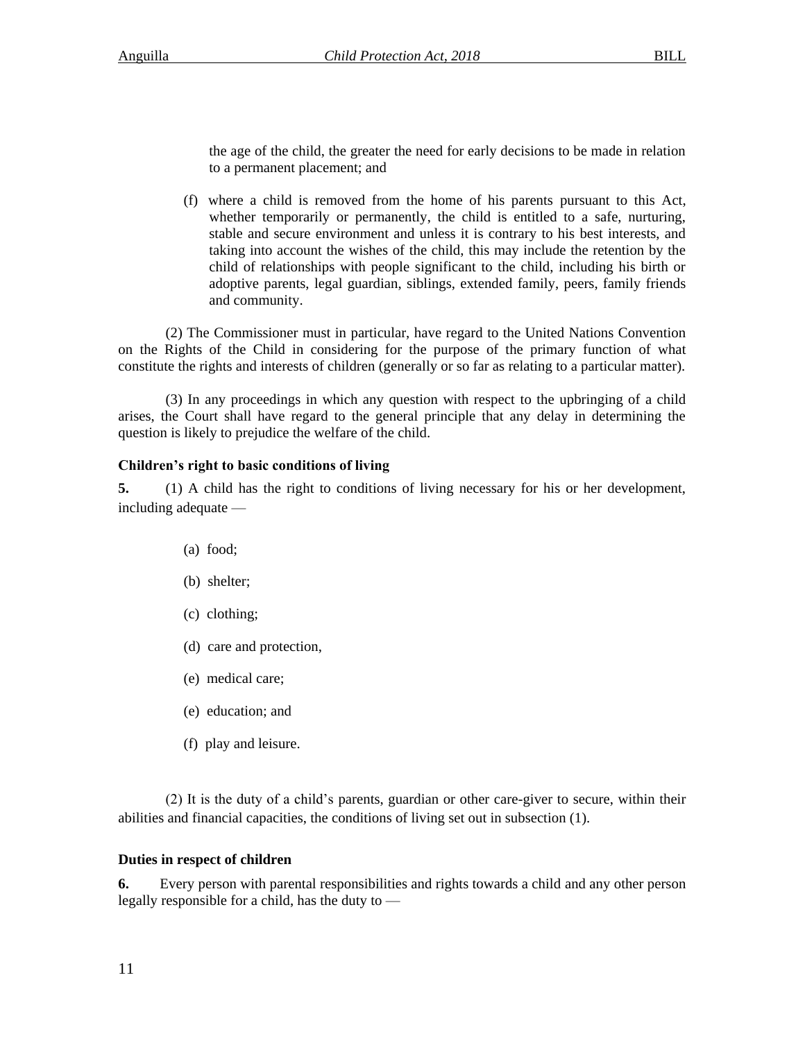the age of the child, the greater the need for early decisions to be made in relation to a permanent placement; and

(f) where a child is removed from the home of his parents pursuant to this Act, whether temporarily or permanently, the child is entitled to a safe, nurturing, stable and secure environment and unless it is contrary to his best interests, and taking into account the wishes of the child, this may include the retention by the child of relationships with people significant to the child, including his birth or adoptive parents, legal guardian, siblings, extended family, peers, family friends and community.

(2) The Commissioner must in particular, have regard to the United Nations Convention on the Rights of the Child in considering for the purpose of the primary function of what constitute the rights and interests of children (generally or so far as relating to a particular matter).

(3) In any proceedings in which any question with respect to the upbringing of a child arises, the Court shall have regard to the general principle that any delay in determining the question is likely to prejudice the welfare of the child.

**Children's right to basic conditions of living**

**5.** (1) A child has the right to conditions of living necessary for his or her development, including adequate —

(a) food;

(b) shelter;

(c) clothing;

(d) care and protection,

(e) medical care;

(e) education; and

(f) play and leisure.

(2) It is the duty of a child's parents, guardian or other care-giver to secure, within their abilities and financial capacities, the conditions of living set out in subsection (1).

**Duties in respect of children**

**6.** Every person with parental responsibilities and rights towards a child and any other person legally responsible for a child, has the duty to —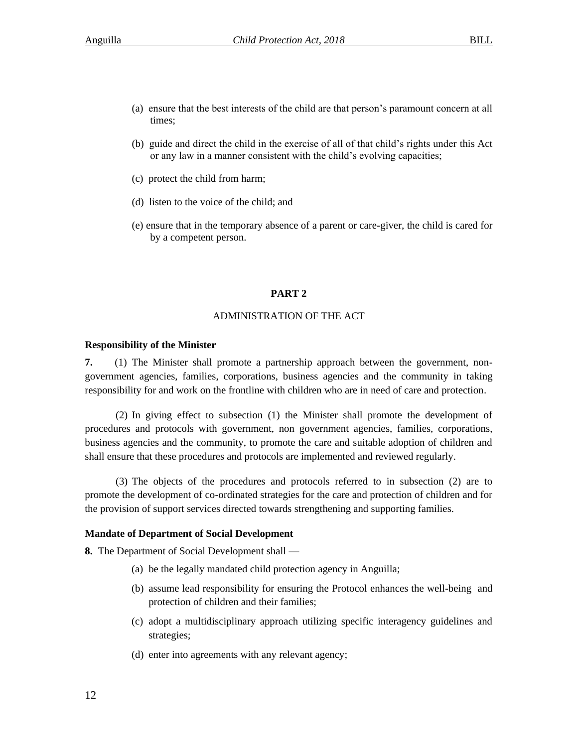(a) ensure that the best interests of the child are that person's paramount concern at all times;

(b) guide and direct the child in the exercise of all of that child's rights under this Act or any law in a manner consistent with the child's evolving capacities;

(c) protect the child from harm;

(d) listen to the voice of the child; and

(e) ensure that in the temporary absence of a parent or care-giver, the child is cared for by a competent person.

## PART 2

### ADMINISTRATION OF THE ACT

**Responsibility of the Minister**

**7.** (1) The Minister shall promote a partnership approach between the government, non-government agencies, families, corporations, business agencies and the community in taking responsibility for and work on the frontline with children who are in need of care and protection.

(2) In giving effect to subsection (1) the Minister shall promote the development of procedures and protocols with government, non government agencies, families, corporations, business agencies and the community, to promote the care and suitable adoption of children and shall ensure that these procedures and protocols are implemented and reviewed regularly.

(3) The objects of the procedures and protocols referred to in subsection (2) are to promote the development of co-ordinated strategies for the care and protection of children and for the provision of support services directed towards strengthening and supporting families.

**Mandate of Department of Social Development**

**8.** The Department of Social Development shall —

(a) be the legally mandated child protection agency in Anguilla;

(b) assume lead responsibility for ensuring the Protocol enhances the well-being and protection of children and their families;

(c) adopt a multidisciplinary approach utilizing specific interagency guidelines and strategies;

(d) enter into agreements with any relevant agency;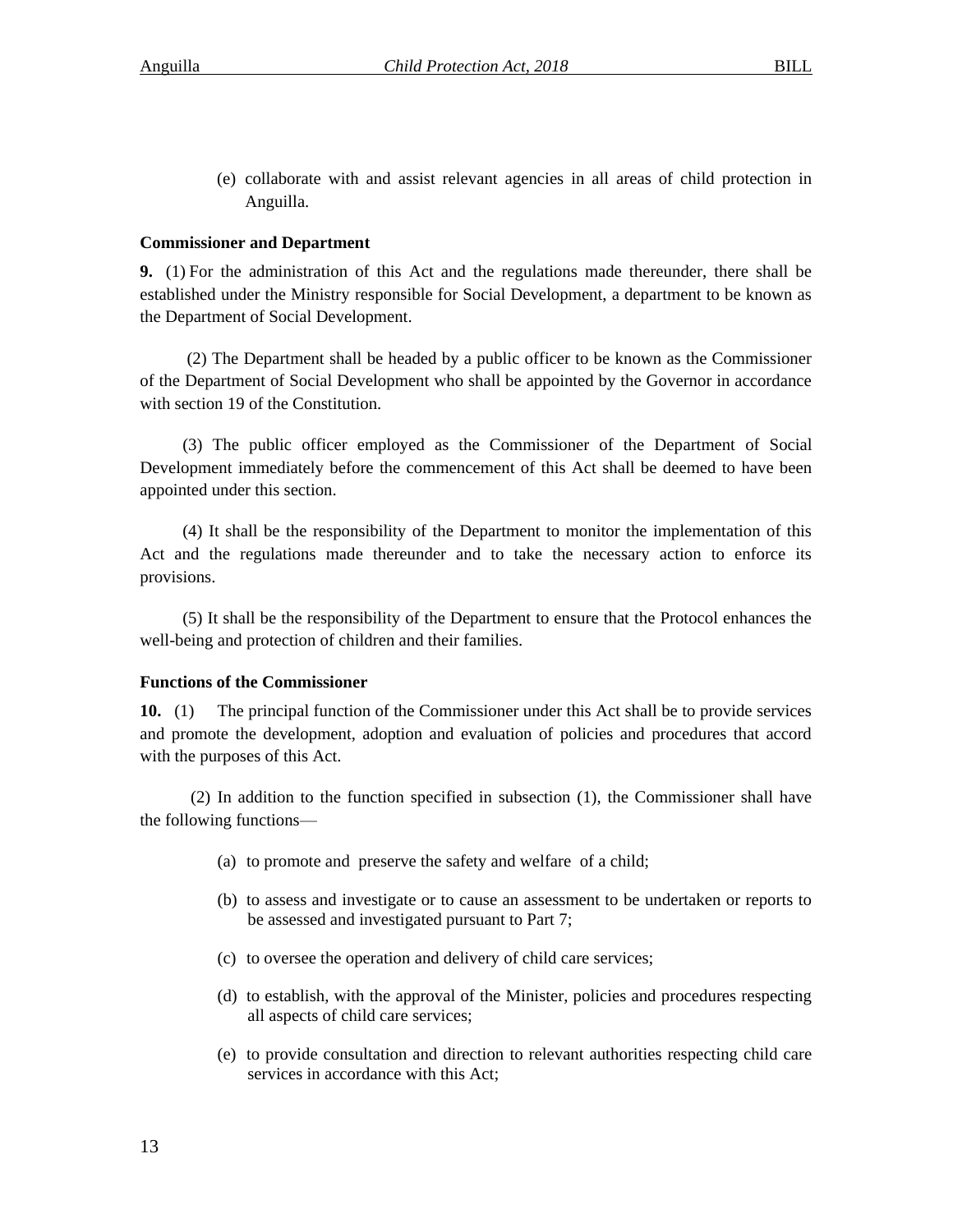(e) collaborate with and assist relevant agencies in all areas of child protection in Anguilla.

**Commissioner and Department**

**9.** (1) For the administration of this Act and the regulations made thereunder, there shall be established under the Ministry responsible for Social Development, a department to be known as the Department of Social Development.

(2) The Department shall be headed by a public officer to be known as the Commissioner of the Department of Social Development who shall be appointed by the Governor in accordance with section 19 of the Constitution.

(3) The public officer employed as the Commissioner of the Department of Social Development immediately before the commencement of this Act shall be deemed to have been appointed under this section.

(4) It shall be the responsibility of the Department to monitor the implementation of this Act and the regulations made thereunder and to take the necessary action to enforce its provisions.

(5) It shall be the responsibility of the Department to ensure that the Protocol enhances the well-being and protection of children and their families.

**Functions of the Commissioner**

**10.** (1) The principal function of the Commissioner under this Act shall be to provide services and promote the development, adoption and evaluation of policies and procedures that accord with the purposes of this Act.

(2) In addition to the function specified in subsection (1), the Commissioner shall have the following functions—

(a) to promote and preserve the safety and welfare of a child;

(b) to assess and investigate or to cause an assessment to be undertaken or reports to be assessed and investigated pursuant to Part 7;

(c) to oversee the operation and delivery of child care services;

(d) to establish, with the approval of the Minister, policies and procedures respecting all aspects of child care services;

(e) to provide consultation and direction to relevant authorities respecting child care services in accordance with this Act;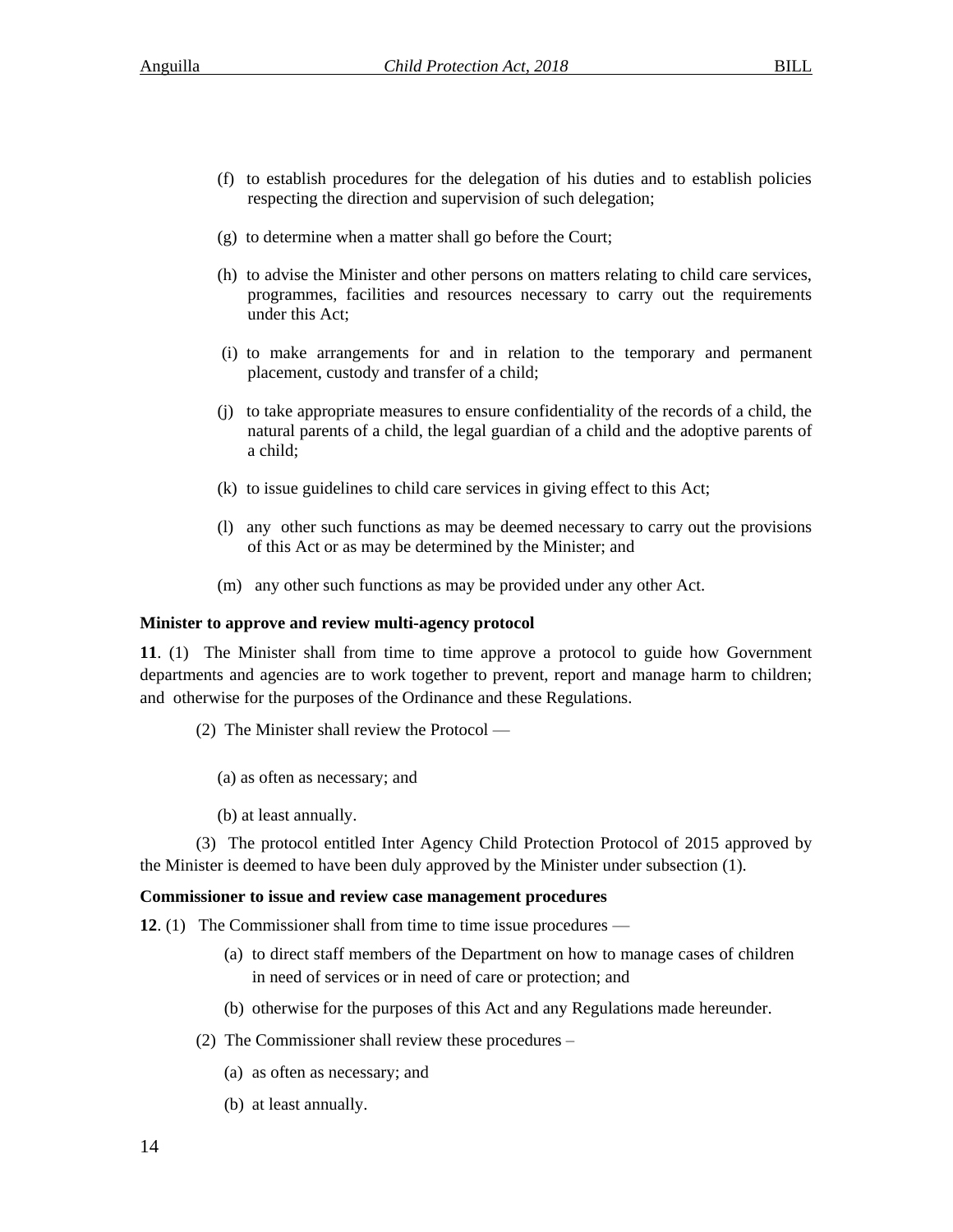(f) to establish procedures for the delegation of his duties and to establish policies respecting the direction and supervision of such delegation;

(g) to determine when a matter shall go before the Court;

(h) to advise the Minister and other persons on matters relating to child care services, programmes, facilities and resources necessary to carry out the requirements under this Act;

(i) to make arrangements for and in relation to the temporary and permanent placement, custody and transfer of a child;

(j) to take appropriate measures to ensure confidentiality of the records of a child, the natural parents of a child, the legal guardian of a child and the adoptive parents of a child;

(k) to issue guidelines to child care services in giving effect to this Act;

(l) any other such functions as may be deemed necessary to carry out the provisions of this Act or as may be determined by the Minister; and

(m) any other such functions as may be provided under any other Act.

**Minister to approve and review multi-agency protocol**

**11**. (1) The Minister shall from time to time approve a protocol to guide how Government departments and agencies are to work together to prevent, report and manage harm to children; and otherwise for the purposes of the Ordinance and these Regulations.

(2) The Minister shall review the Protocol —

(a) as often as necessary; and

(b) at least annually.

(3) The protocol entitled Inter Agency Child Protection Protocol of 2015 approved by the Minister is deemed to have been duly approved by the Minister under subsection (1).

**Commissioner to issue and review case management procedures**

**12**. (1) The Commissioner shall from time to time issue procedures —

(a) to direct staff members of the Department on how to manage cases of children in need of services or in need of care or protection; and

(b) otherwise for the purposes of this Act and any Regulations made hereunder.

(2) The Commissioner shall review these procedures –

(a) as often as necessary; and

(b) at least annually.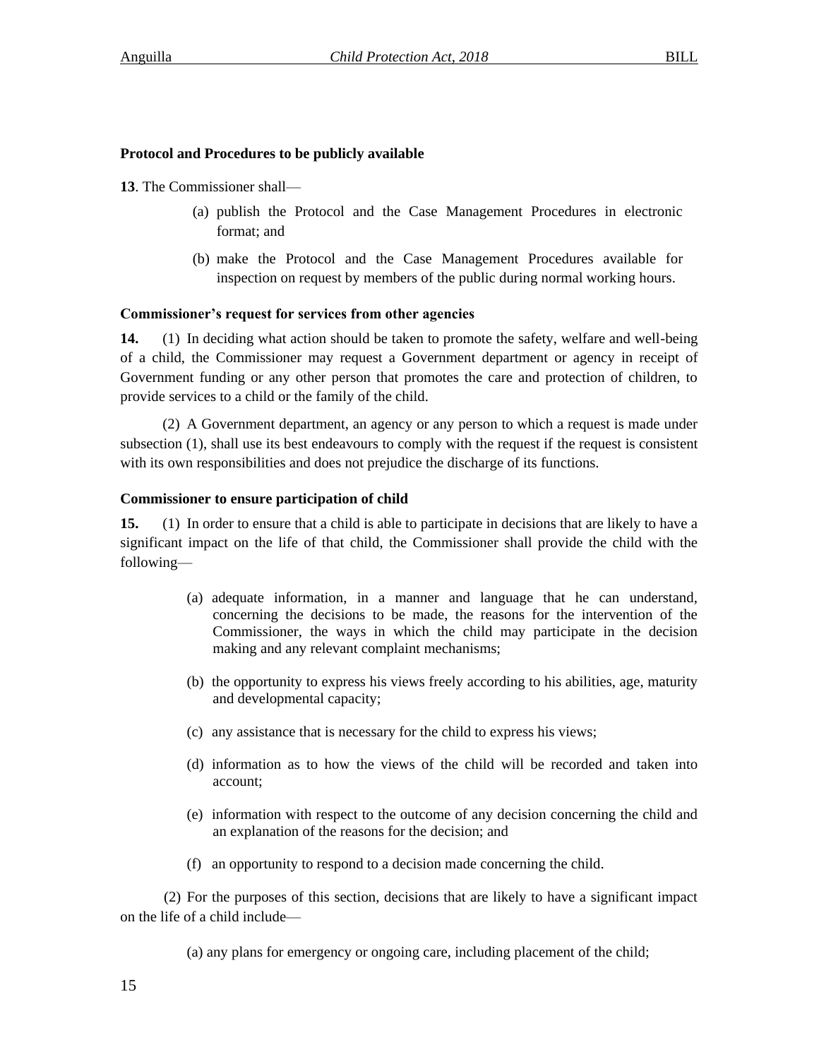**Protocol and Procedures to be publicly available**

**13**. The Commissioner shall—

(a) publish the Protocol and the Case Management Procedures in electronic format; and

(b) make the Protocol and the Case Management Procedures available for inspection on request by members of the public during normal working hours.

**Commissioner's request for services from other agencies**

**14.** (1) In deciding what action should be taken to promote the safety, welfare and well-being of a child, the Commissioner may request a Government department or agency in receipt of Government funding or any other person that promotes the care and protection of children, to provide services to a child or the family of the child.

(2) A Government department, an agency or any person to which a request is made under subsection (1), shall use its best endeavours to comply with the request if the request is consistent with its own responsibilities and does not prejudice the discharge of its functions.

**Commissioner to ensure participation of child**

**15.** (1) In order to ensure that a child is able to participate in decisions that are likely to have a significant impact on the life of that child, the Commissioner shall provide the child with the following—

(a) adequate information, in a manner and language that he can understand, concerning the decisions to be made, the reasons for the intervention of the Commissioner, the ways in which the child may participate in the decision making and any relevant complaint mechanisms;

(b) the opportunity to express his views freely according to his abilities, age, maturity and developmental capacity;

(c) any assistance that is necessary for the child to express his views;

(d) information as to how the views of the child will be recorded and taken into account;

(e) information with respect to the outcome of any decision concerning the child and an explanation of the reasons for the decision; and

(f) an opportunity to respond to a decision made concerning the child.

(2) For the purposes of this section, decisions that are likely to have a significant impact on the life of a child include—

(a) any plans for emergency or ongoing care, including placement of the child;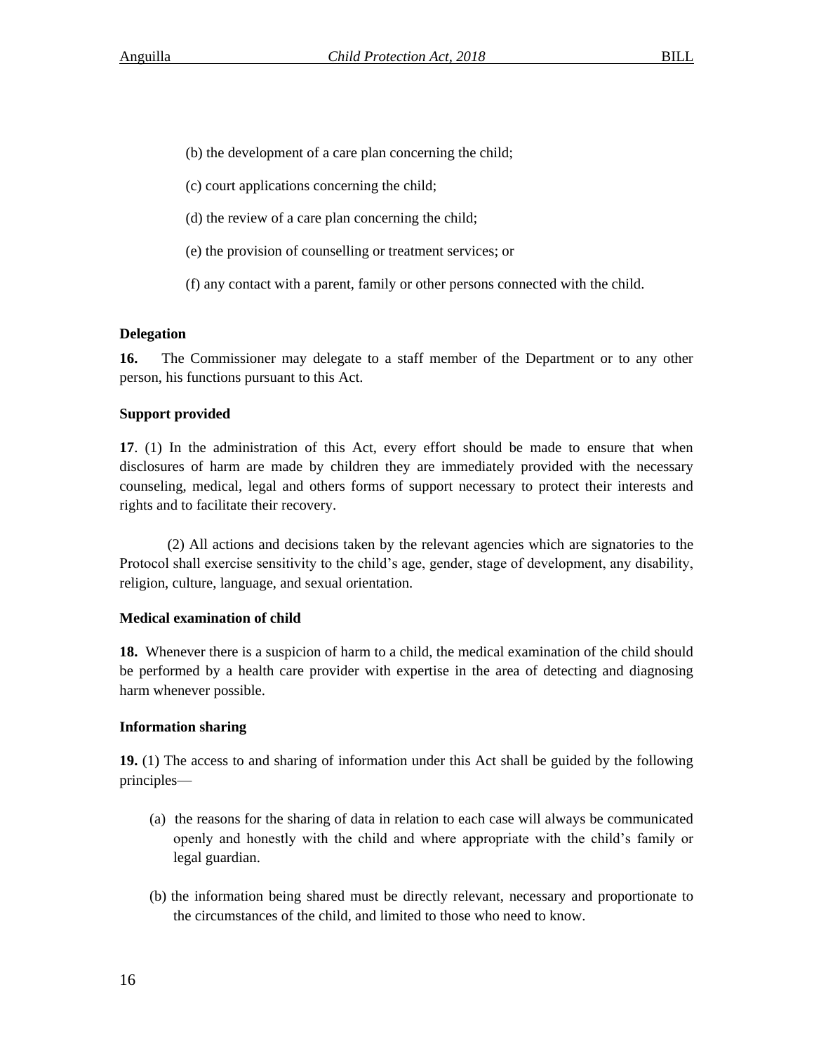(b) the development of a care plan concerning the child;

(c) court applications concerning the child;

(d) the review of a care plan concerning the child;

(e) the provision of counselling or treatment services; or

(f) any contact with a parent, family or other persons connected with the child.

**Delegation**

**16.** The Commissioner may delegate to a staff member of the Department or to any other person, his functions pursuant to this Act.

**Support provided**

**17**. (1) In the administration of this Act, every effort should be made to ensure that when disclosures of harm are made by children they are immediately provided with the necessary counseling, medical, legal and others forms of support necessary to protect their interests and rights and to facilitate their recovery.

(2) All actions and decisions taken by the relevant agencies which are signatories to the Protocol shall exercise sensitivity to the child's age, gender, stage of development, any disability, religion, culture, language, and sexual orientation.

**Medical examination of child**

**18.** Whenever there is a suspicion of harm to a child, the medical examination of the child should be performed by a health care provider with expertise in the area of detecting and diagnosing harm whenever possible.

**Information sharing**

**19.** (1) The access to and sharing of information under this Act shall be guided by the following principles—

(a) the reasons for the sharing of data in relation to each case will always be communicated openly and honestly with the child and where appropriate with the child's family or legal guardian.

(b) the information being shared must be directly relevant, necessary and proportionate to the circumstances of the child, and limited to those who need to know.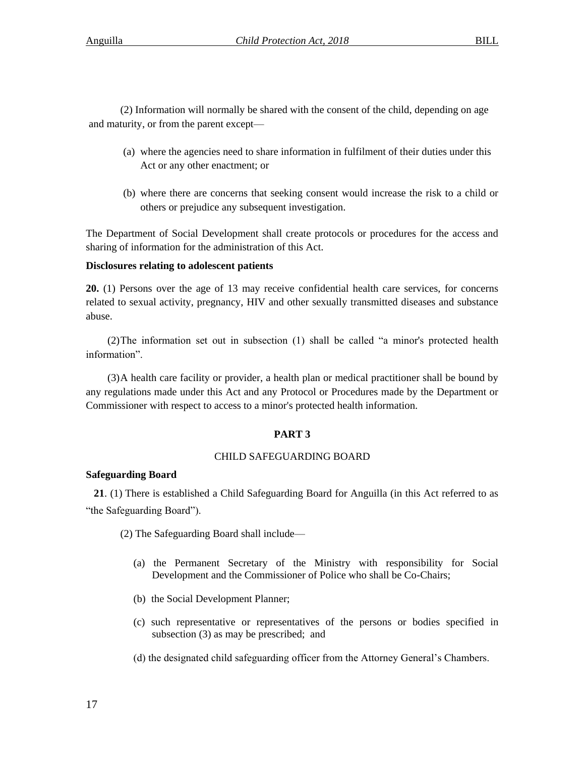(2) Information will normally be shared with the consent of the child, depending on age and maturity, or from the parent except—

(a) where the agencies need to share information in fulfilment of their duties under this Act or any other enactment; or

(b) where there are concerns that seeking consent would increase the risk to a child or others or prejudice any subsequent investigation.

The Department of Social Development shall create protocols or procedures for the access and sharing of information for the administration of this Act.

**Disclosures relating to adolescent patients**

**20.** (1) Persons over the age of 13 may receive confidential health care services, for concerns related to sexual activity, pregnancy, HIV and other sexually transmitted diseases and substance abuse.

(2) The information set out in subsection (1) shall be called "a minor's protected health information".

(3) A health care facility or provider, a health plan or medical practitioner shall be bound by any regulations made under this Act and any Protocol or Procedures made by the Department or Commissioner with respect to access to a minor's protected health information.

## PART 3

### CHILD SAFEGUARDING BOARD

**Safeguarding Board**

**21**. (1) There is established a Child Safeguarding Board for Anguilla (in this Act referred to as "the Safeguarding Board").

(2) The Safeguarding Board shall include—

(a) the Permanent Secretary of the Ministry with responsibility for Social Development and the Commissioner of Police who shall be Co-Chairs;

(b) the Social Development Planner;

(c) such representative or representatives of the persons or bodies specified in subsection (3) as may be prescribed; and

(d) the designated child safeguarding officer from the Attorney General's Chambers.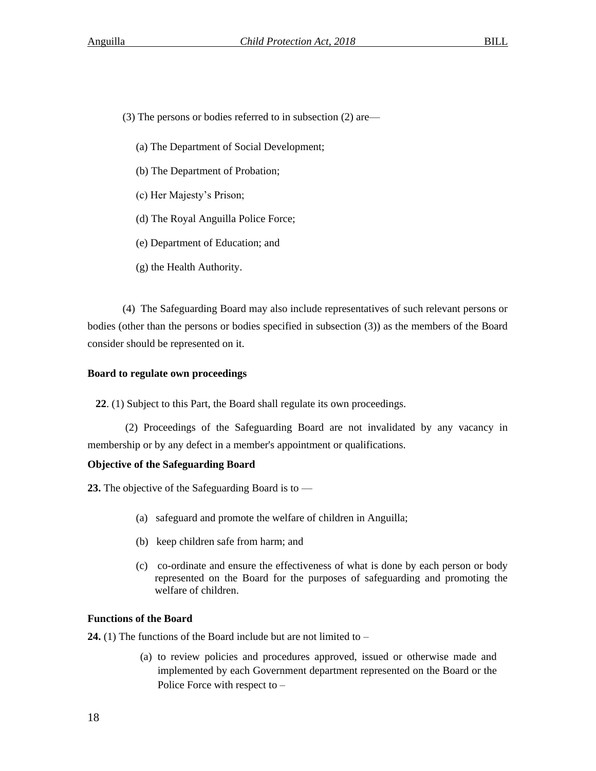(3) The persons or bodies referred to in subsection (2) are—

(a) The Department of Social Development;

(b) The Department of Probation;

(c) Her Majesty's Prison;

(d) The Royal Anguilla Police Force;

(e) Department of Education; and

(g) the Health Authority.

(4) The Safeguarding Board may also include representatives of such relevant persons or bodies (other than the persons or bodies specified in subsection (3)) as the members of the Board consider should be represented on it.

**Board to regulate own proceedings**

**22**. (1) Subject to this Part, the Board shall regulate its own proceedings.

(2) Proceedings of the Safeguarding Board are not invalidated by any vacancy in membership or by any defect in a member's appointment or qualifications.

**Objective of the Safeguarding Board**

**23.** The objective of the Safeguarding Board is to —

(a) safeguard and promote the welfare of children in Anguilla;

(b) keep children safe from harm; and

(c) co-ordinate and ensure the effectiveness of what is done by each person or body represented on the Board for the purposes of safeguarding and promoting the welfare of children.

**Functions of the Board**

**24.** (1) The functions of the Board include but are not limited to –

(a) to review policies and procedures approved, issued or otherwise made and implemented by each Government department represented on the Board or the Police Force with respect to –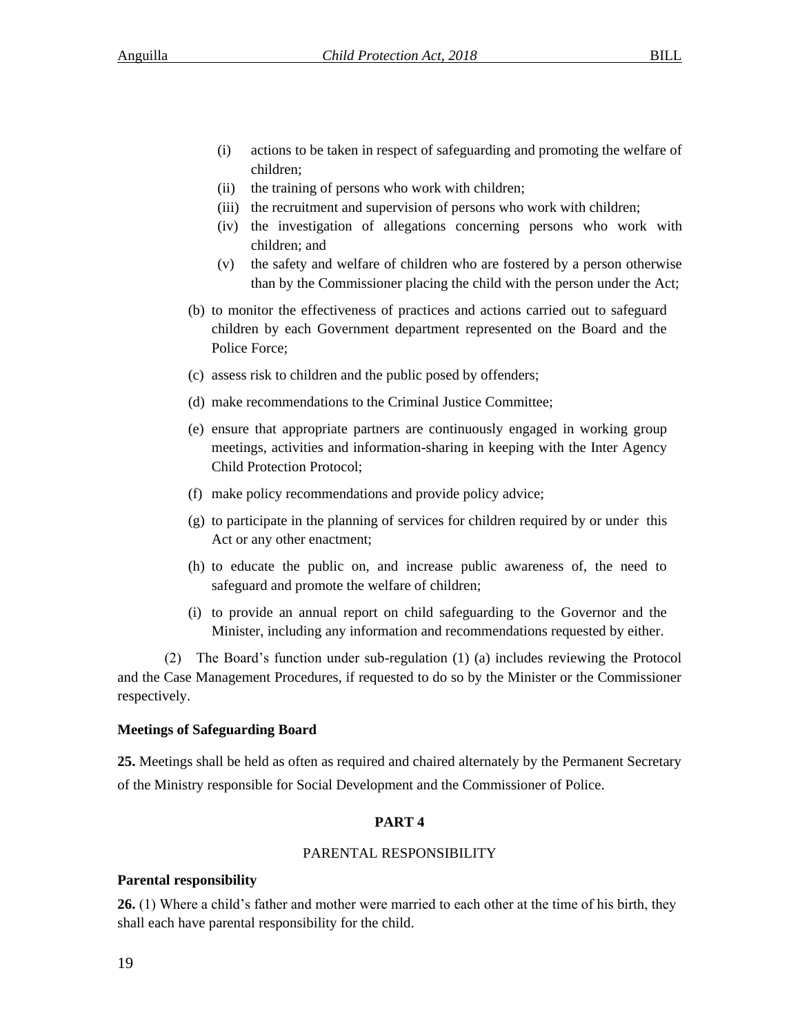- (i) actions to be taken in respect of safeguarding and promoting the welfare of children;
- (ii) the training of persons who work with children;
- (iii) the recruitment and supervision of persons who work with children;
- (iv) the investigation of allegations concerning persons who work with children; and
- (v) the safety and welfare of children who are fostered by a person otherwise than by the Commissioner placing the child with the person under the Act;

(b) to monitor the effectiveness of practices and actions carried out to safeguard children by each Government department represented on the Board and the Police Force;

(c) assess risk to children and the public posed by offenders;

(d) make recommendations to the Criminal Justice Committee;

(e) ensure that appropriate partners are continuously engaged in working group meetings, activities and information-sharing in keeping with the Inter Agency Child Protection Protocol;

(f) make policy recommendations and provide policy advice;

(g) to participate in the planning of services for children required by or under this Act or any other enactment;

(h) to educate the public on, and increase public awareness of, the need to safeguard and promote the welfare of children;

(i) to provide an annual report on child safeguarding to the Governor and the Minister, including any information and recommendations requested by either.

(2) The Board's function under sub-regulation (1) (a) includes reviewing the Protocol and the Case Management Procedures, if requested to do so by the Minister or the Commissioner respectively.

**Meetings of Safeguarding Board**

**25.** Meetings shall be held as often as required and chaired alternately by the Permanent Secretary of the Ministry responsible for Social Development and the Commissioner of Police.

## PART 4

### PARENTAL RESPONSIBILITY

**Parental responsibility**

**26.** (1) Where a child's father and mother were married to each other at the time of his birth, they shall each have parental responsibility for the child.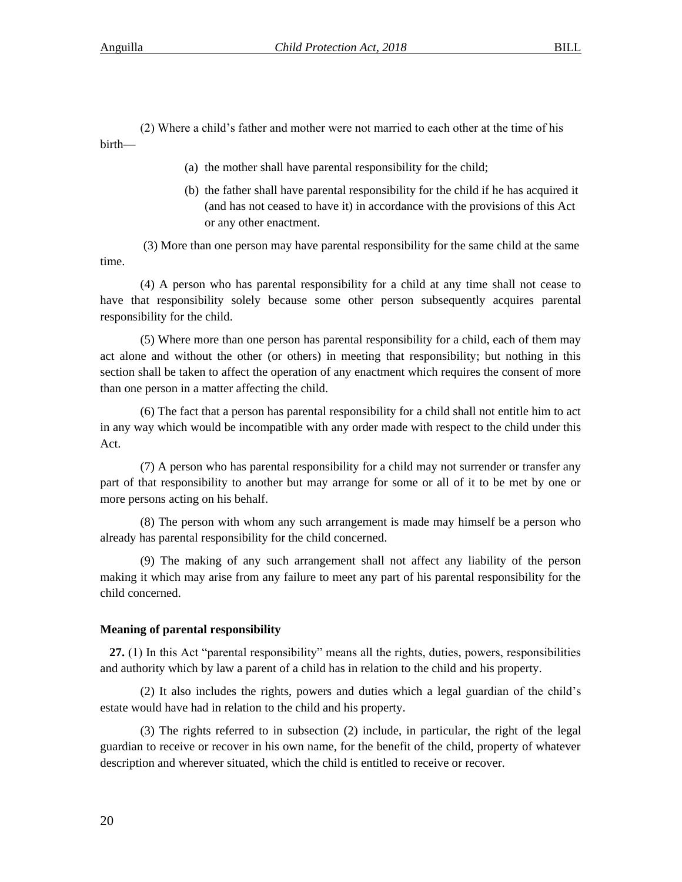(2) Where a child's father and mother were not married to each other at the time of his birth—

(a) the mother shall have parental responsibility for the child;

(b) the father shall have parental responsibility for the child if he has acquired it (and has not ceased to have it) in accordance with the provisions of this Act or any other enactment.

(3) More than one person may have parental responsibility for the same child at the same time.

(4) A person who has parental responsibility for a child at any time shall not cease to have that responsibility solely because some other person subsequently acquires parental responsibility for the child.

(5) Where more than one person has parental responsibility for a child, each of them may act alone and without the other (or others) in meeting that responsibility; but nothing in this section shall be taken to affect the operation of any enactment which requires the consent of more than one person in a matter affecting the child.

(6) The fact that a person has parental responsibility for a child shall not entitle him to act in any way which would be incompatible with any order made with respect to the child under this Act.

(7) A person who has parental responsibility for a child may not surrender or transfer any part of that responsibility to another but may arrange for some or all of it to be met by one or more persons acting on his behalf.

(8) The person with whom any such arrangement is made may himself be a person who already has parental responsibility for the child concerned.

(9) The making of any such arrangement shall not affect any liability of the person making it which may arise from any failure to meet any part of his parental responsibility for the child concerned.

**Meaning of parental responsibility**

**27.** (1) In this Act "parental responsibility" means all the rights, duties, powers, responsibilities and authority which by law a parent of a child has in relation to the child and his property.

(2) It also includes the rights, powers and duties which a legal guardian of the child's estate would have had in relation to the child and his property.

(3) The rights referred to in subsection (2) include, in particular, the right of the legal guardian to receive or recover in his own name, for the benefit of the child, property of whatever description and wherever situated, which the child is entitled to receive or recover.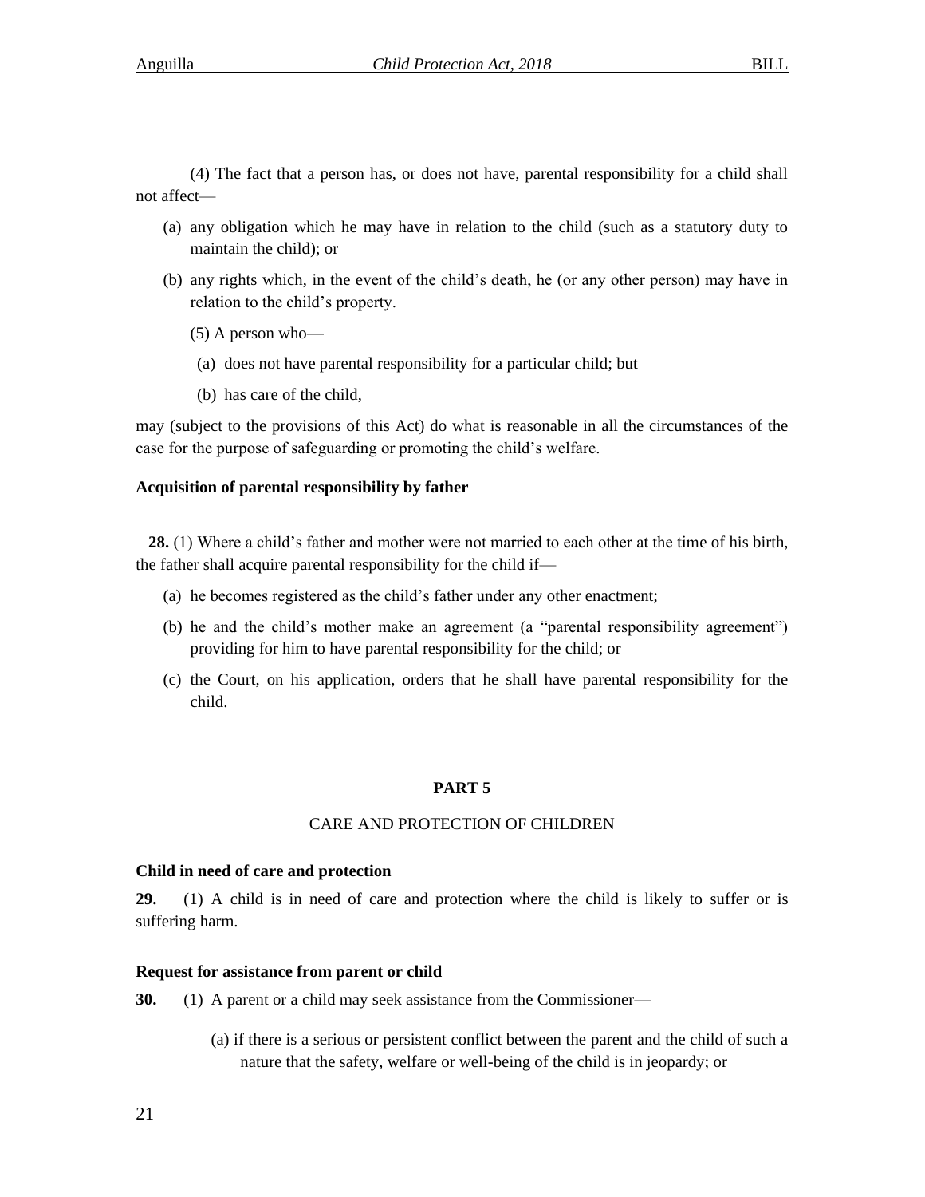(4) The fact that a person has, or does not have, parental responsibility for a child shall not affect—

(a) any obligation which he may have in relation to the child (such as a statutory duty to maintain the child); or

(b) any rights which, in the event of the child's death, he (or any other person) may have in relation to the child's property.

(5) A person who—

(a) does not have parental responsibility for a particular child; but

(b) has care of the child,

may (subject to the provisions of this Act) do what is reasonable in all the circumstances of the case for the purpose of safeguarding or promoting the child's welfare.

**Acquisition of parental responsibility by father**

**28.** (1) Where a child's father and mother were not married to each other at the time of his birth, the father shall acquire parental responsibility for the child if—

(a) he becomes registered as the child's father under any other enactment;

(b) he and the child's mother make an agreement (a "parental responsibility agreement") providing for him to have parental responsibility for the child; or

(c) the Court, on his application, orders that he shall have parental responsibility for the child.

## PART 5

### CARE AND PROTECTION OF CHILDREN

**Child in need of care and protection**

**29.** (1) A child is in need of care and protection where the child is likely to suffer or is suffering harm.

**Request for assistance from parent or child**

**30.** (1) A parent or a child may seek assistance from the Commissioner—

(a) if there is a serious or persistent conflict between the parent and the child of such a nature that the safety, welfare or well-being of the child is in jeopardy; or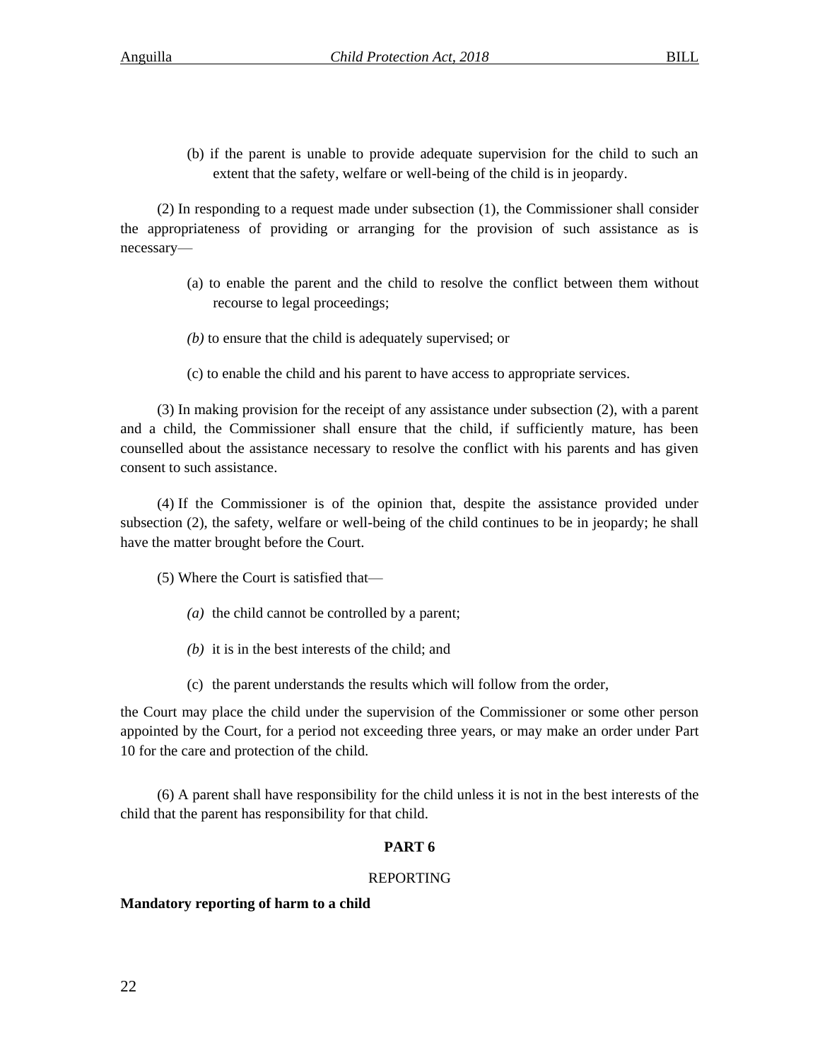(b) if the parent is unable to provide adequate supervision for the child to such an extent that the safety, welfare or well-being of the child is in jeopardy.

(2) In responding to a request made under subsection (1), the Commissioner shall consider the appropriateness of providing or arranging for the provision of such assistance as is necessary—

(a) to enable the parent and the child to resolve the conflict between them without recourse to legal proceedings;

*(b)* to ensure that the child is adequately supervised; or

(c) to enable the child and his parent to have access to appropriate services.

(3) In making provision for the receipt of any assistance under subsection (2), with a parent and a child, the Commissioner shall ensure that the child, if sufficiently mature, has been counselled about the assistance necessary to resolve the conflict with his parents and has given consent to such assistance.

(4) If the Commissioner is of the opinion that, despite the assistance provided under subsection (2), the safety, welfare or well-being of the child continues to be in jeopardy; he shall have the matter brought before the Court.

(5) Where the Court is satisfied that—

*(a)* the child cannot be controlled by a parent;

*(b)* it is in the best interests of the child; and

(c) the parent understands the results which will follow from the order,

the Court may place the child under the supervision of the Commissioner or some other person appointed by the Court, for a period not exceeding three years, or may make an order under Part 10 for the care and protection of the child.

(6) A parent shall have responsibility for the child unless it is not in the best interests of the child that the parent has responsibility for that child.

## PART 6

REPORTING

**Mandatory reporting of harm to a child**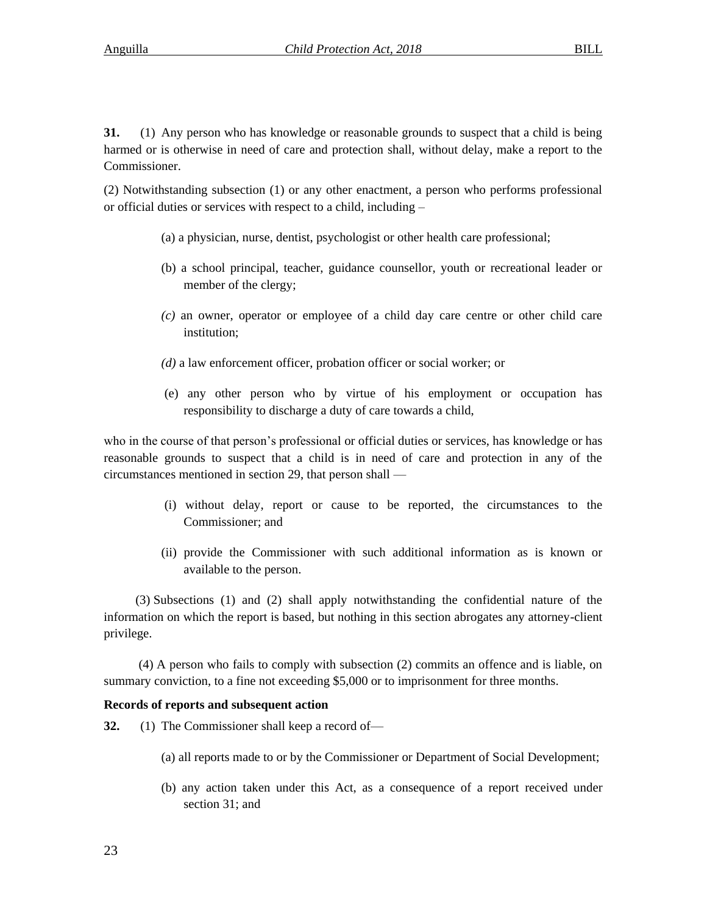**31.** (1) Any person who has knowledge or reasonable grounds to suspect that a child is being harmed or is otherwise in need of care and protection shall, without delay, make a report to the Commissioner.

(2) Notwithstanding subsection (1) or any other enactment, a person who performs professional or official duties or services with respect to a child, including –

(a) a physician, nurse, dentist, psychologist or other health care professional;

(b) a school principal, teacher, guidance counsellor, youth or recreational leader or member of the clergy;

*(c)* an owner, operator or employee of a child day care centre or other child care institution;

*(d)* a law enforcement officer, probation officer or social worker; or

(e) any other person who by virtue of his employment or occupation has responsibility to discharge a duty of care towards a child,

who in the course of that person's professional or official duties or services, has knowledge or has reasonable grounds to suspect that a child is in need of care and protection in any of the circumstances mentioned in section 29, that person shall —

(i) without delay, report or cause to be reported, the circumstances to the Commissioner; and

(ii) provide the Commissioner with such additional information as is known or available to the person.

(3) Subsections (1) and (2) shall apply notwithstanding the confidential nature of the information on which the report is based, but nothing in this section abrogates any attorney-client privilege.

(4) A person who fails to comply with subsection (2) commits an offence and is liable, on summary conviction, to a fine not exceeding $5,000 or to imprisonment for three months.

**Records of reports and subsequent action**

**32.** (1) The Commissioner shall keep a record of—

(a) all reports made to or by the Commissioner or Department of Social Development;

(b) any action taken under this Act, as a consequence of a report received under section 31; and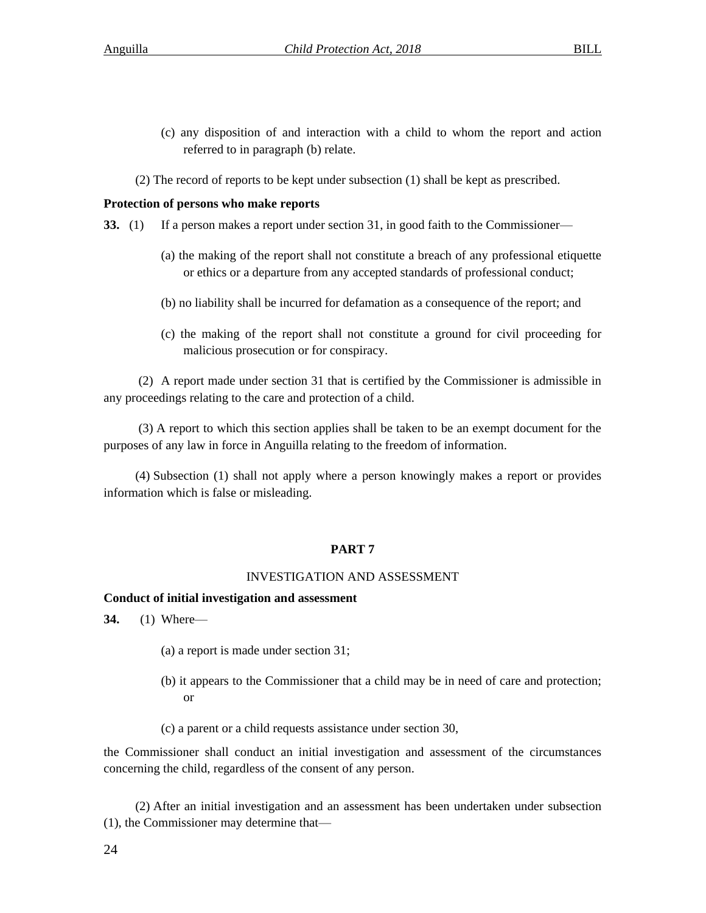(c) any disposition of and interaction with a child to whom the report and action referred to in paragraph (b) relate.

(2) The record of reports to be kept under subsection (1) shall be kept as prescribed.

**Protection of persons who make reports**

**33.** (1) If a person makes a report under section 31, in good faith to the Commissioner—

(a) the making of the report shall not constitute a breach of any professional etiquette or ethics or a departure from any accepted standards of professional conduct;

(b) no liability shall be incurred for defamation as a consequence of the report; and

(c) the making of the report shall not constitute a ground for civil proceeding for malicious prosecution or for conspiracy.

(2) A report made under section 31 that is certified by the Commissioner is admissible in any proceedings relating to the care and protection of a child.

(3) A report to which this section applies shall be taken to be an exempt document for the purposes of any law in force in Anguilla relating to the freedom of information.

(4) Subsection (1) shall not apply where a person knowingly makes a report or provides information which is false or misleading.

## PART 7

## INVESTIGATION AND ASSESSMENT

**Conduct of initial investigation and assessment**

**34.** (1) Where—

(a) a report is made under section 31;

(b) it appears to the Commissioner that a child may be in need of care and protection; or

(c) a parent or a child requests assistance under section 30,

the Commissioner shall conduct an initial investigation and assessment of the circumstances concerning the child, regardless of the consent of any person.

(2) After an initial investigation and an assessment has been undertaken under subsection (1), the Commissioner may determine that—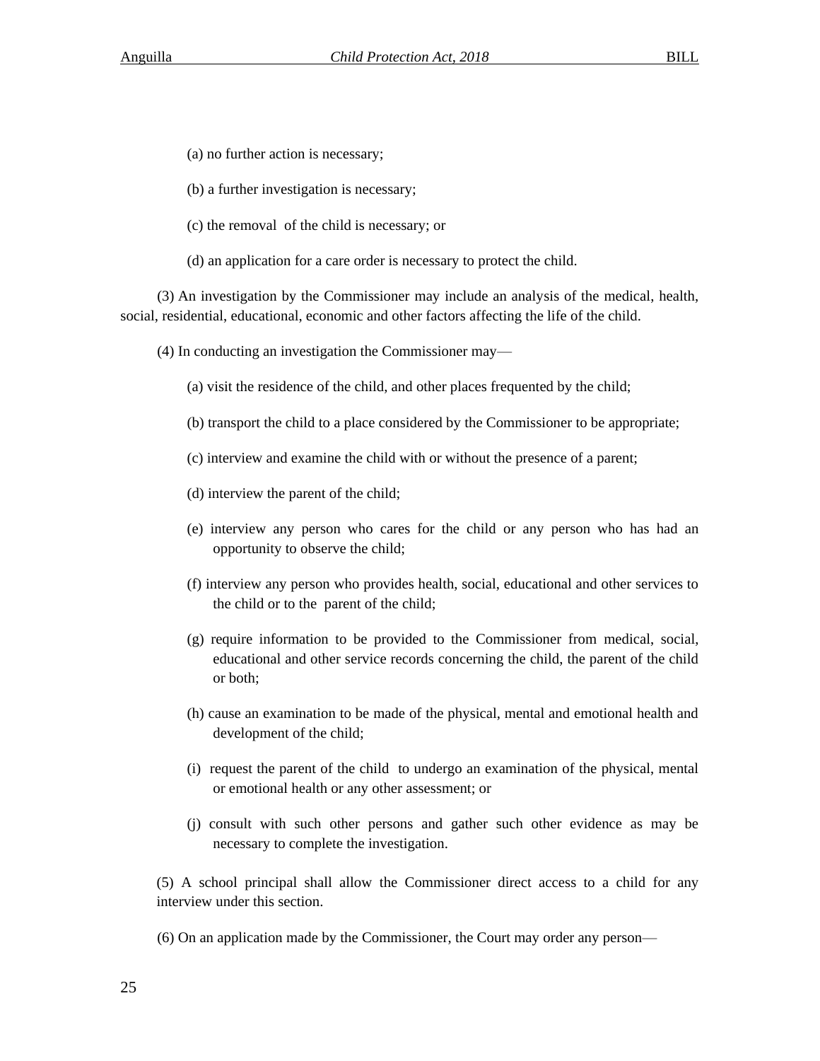(a) no further action is necessary;

(b) a further investigation is necessary;

(c) the removal of the child is necessary; or

(d) an application for a care order is necessary to protect the child.

(3) An investigation by the Commissioner may include an analysis of the medical, health, social, residential, educational, economic and other factors affecting the life of the child.

(4) In conducting an investigation the Commissioner may—

(a) visit the residence of the child, and other places frequented by the child;

(b) transport the child to a place considered by the Commissioner to be appropriate;

(c) interview and examine the child with or without the presence of a parent;

(d) interview the parent of the child;

(e) interview any person who cares for the child or any person who has had an opportunity to observe the child;

(f) interview any person who provides health, social, educational and other services to the child or to the parent of the child;

(g) require information to be provided to the Commissioner from medical, social, educational and other service records concerning the child, the parent of the child or both;

(h) cause an examination to be made of the physical, mental and emotional health and development of the child;

(i) request the parent of the child to undergo an examination of the physical, mental or emotional health or any other assessment; or

(j) consult with such other persons and gather such other evidence as may be necessary to complete the investigation.

(5) A school principal shall allow the Commissioner direct access to a child for any interview under this section.

(6) On an application made by the Commissioner, the Court may order any person—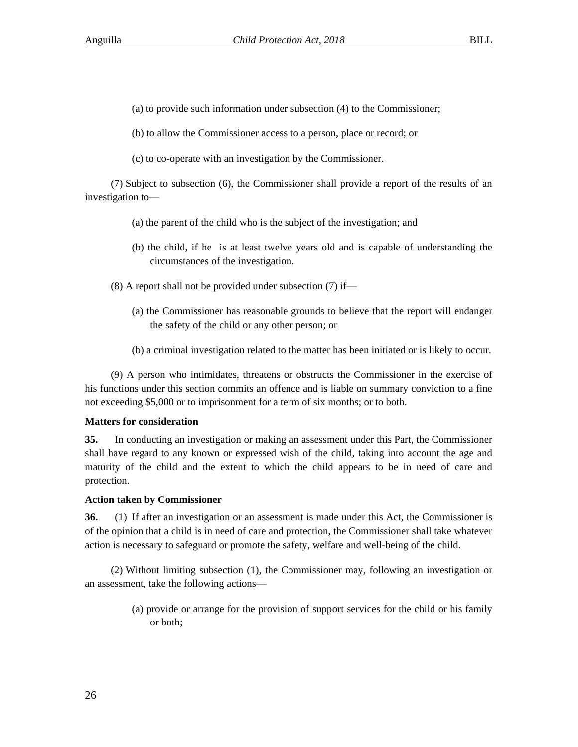(a) to provide such information under subsection (4) to the Commissioner;

(b) to allow the Commissioner access to a person, place or record; or

(c) to co-operate with an investigation by the Commissioner.

(7) Subject to subsection (6), the Commissioner shall provide a report of the results of an investigation to—

(a) the parent of the child who is the subject of the investigation; and

(b) the child, if he is at least twelve years old and is capable of understanding the circumstances of the investigation.

(8) A report shall not be provided under subsection (7) if—

(a) the Commissioner has reasonable grounds to believe that the report will endanger the safety of the child or any other person; or

(b) a criminal investigation related to the matter has been initiated or is likely to occur.

(9) A person who intimidates, threatens or obstructs the Commissioner in the exercise of his functions under this section commits an offence and is liable on summary conviction to a fine not exceeding $5,000 or to imprisonment for a term of six months; or to both.

**Matters for consideration**

**35.** In conducting an investigation or making an assessment under this Part, the Commissioner shall have regard to any known or expressed wish of the child, taking into account the age and maturity of the child and the extent to which the child appears to be in need of care and protection.

**Action taken by Commissioner**

**36.** (1) If after an investigation or an assessment is made under this Act, the Commissioner is of the opinion that a child is in need of care and protection, the Commissioner shall take whatever action is necessary to safeguard or promote the safety, welfare and well-being of the child.

(2) Without limiting subsection (1), the Commissioner may, following an investigation or an assessment, take the following actions—

(a) provide or arrange for the provision of support services for the child or his family or both;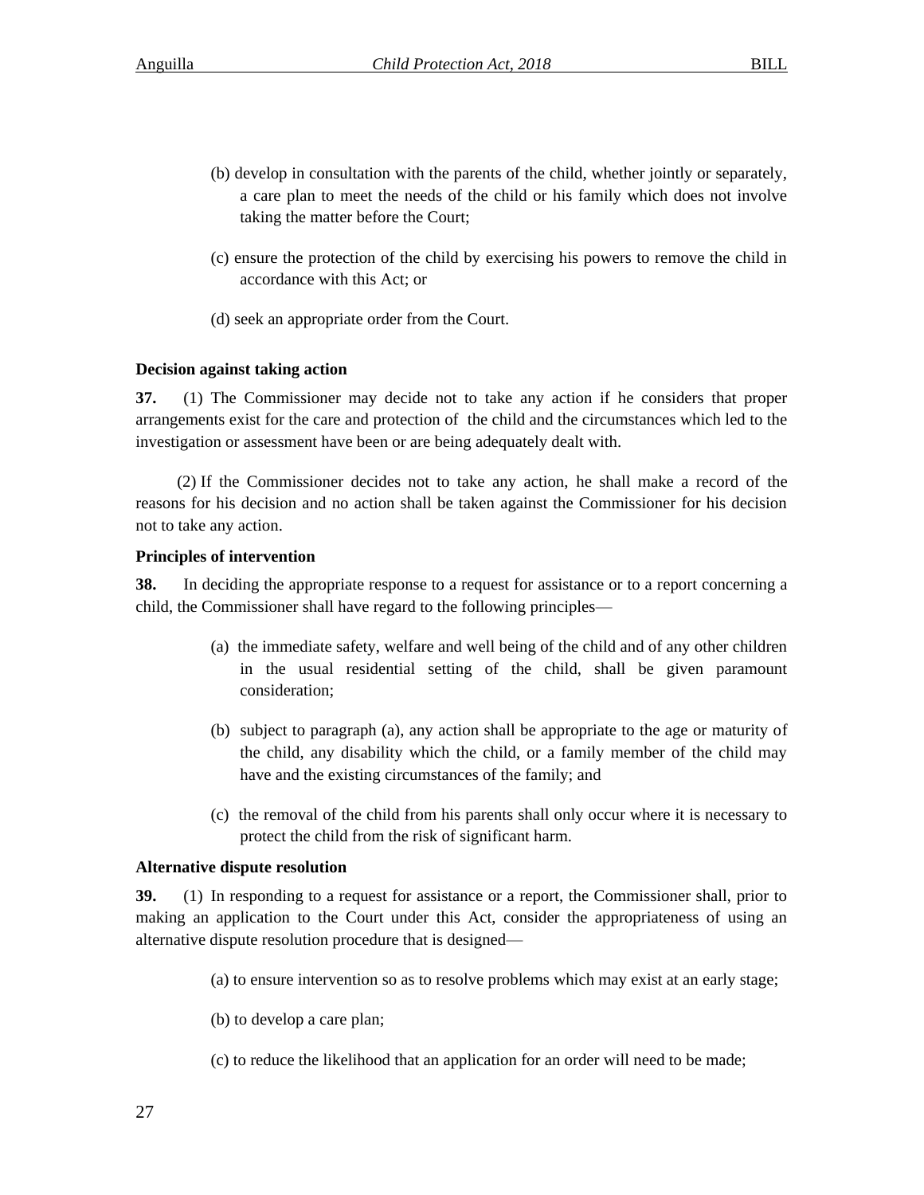(b) develop in consultation with the parents of the child, whether jointly or separately, a care plan to meet the needs of the child or his family which does not involve taking the matter before the Court;

(c) ensure the protection of the child by exercising his powers to remove the child in accordance with this Act; or

(d) seek an appropriate order from the Court.

**Decision against taking action**

**37.** (1) The Commissioner may decide not to take any action if he considers that proper arrangements exist for the care and protection of the child and the circumstances which led to the investigation or assessment have been or are being adequately dealt with.

(2) If the Commissioner decides not to take any action, he shall make a record of the reasons for his decision and no action shall be taken against the Commissioner for his decision not to take any action.

**Principles of intervention**

**38.** In deciding the appropriate response to a request for assistance or to a report concerning a child, the Commissioner shall have regard to the following principles—

(a) the immediate safety, welfare and well being of the child and of any other children in the usual residential setting of the child, shall be given paramount consideration;

(b) subject to paragraph (a), any action shall be appropriate to the age or maturity of the child, any disability which the child, or a family member of the child may have and the existing circumstances of the family; and

(c) the removal of the child from his parents shall only occur where it is necessary to protect the child from the risk of significant harm.

**Alternative dispute resolution**

**39.** (1) In responding to a request for assistance or a report, the Commissioner shall, prior to making an application to the Court under this Act, consider the appropriateness of using an alternative dispute resolution procedure that is designed—

(a) to ensure intervention so as to resolve problems which may exist at an early stage;

(b) to develop a care plan;

(c) to reduce the likelihood that an application for an order will need to be made;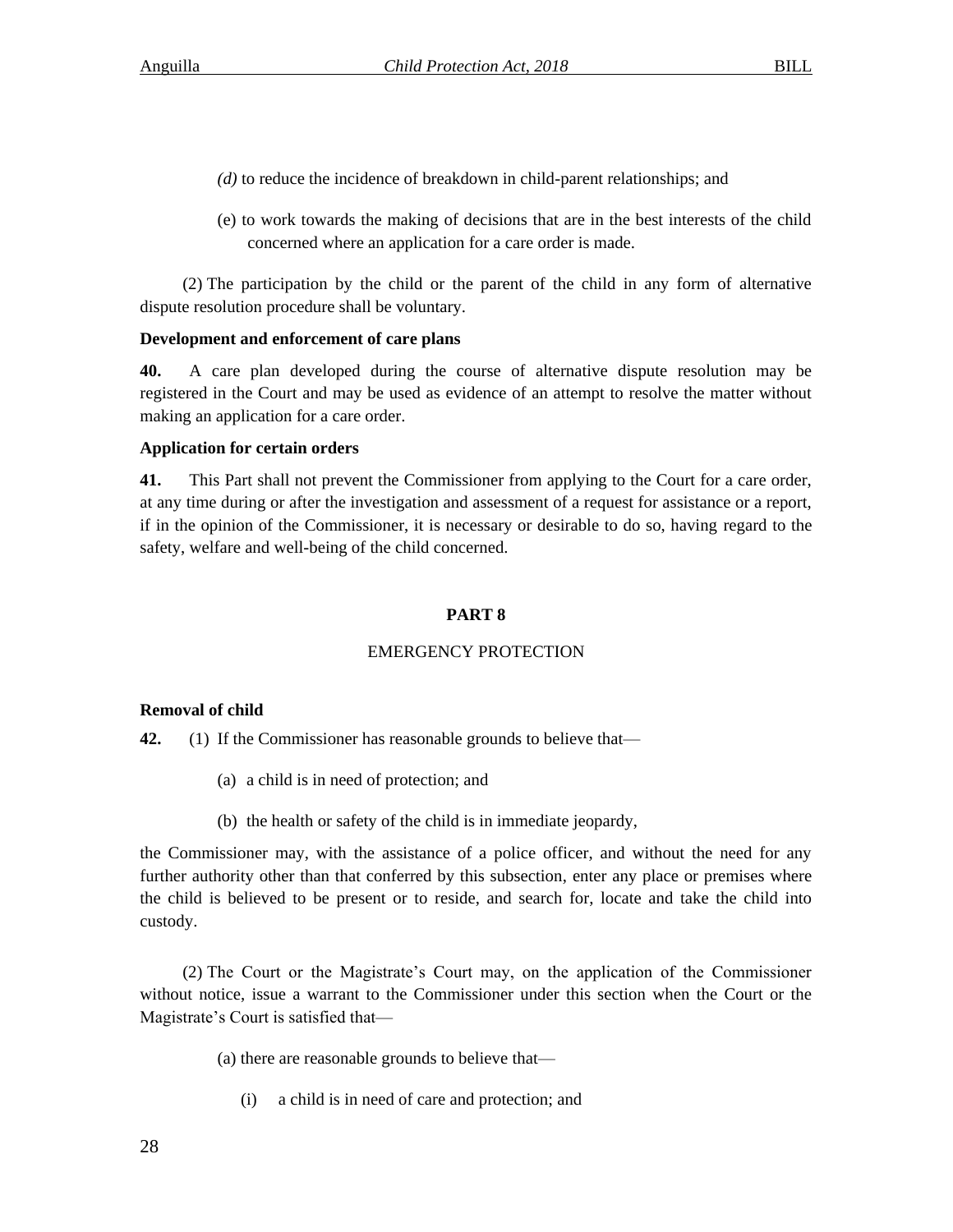*(d)* to reduce the incidence of breakdown in child-parent relationships; and

(e) to work towards the making of decisions that are in the best interests of the child concerned where an application for a care order is made.

(2) The participation by the child or the parent of the child in any form of alternative dispute resolution procedure shall be voluntary.

**Development and enforcement of care plans**

**40.** A care plan developed during the course of alternative dispute resolution may be registered in the Court and may be used as evidence of an attempt to resolve the matter without making an application for a care order.

**Application for certain orders**

**41.** This Part shall not prevent the Commissioner from applying to the Court for a care order, at any time during or after the investigation and assessment of a request for assistance or a report, if in the opinion of the Commissioner, it is necessary or desirable to do so, having regard to the safety, welfare and well-being of the child concerned.

## PART 8

EMERGENCY PROTECTION

**Removal of child**

**42.** (1) If the Commissioner has reasonable grounds to believe that—

(a) a child is in need of protection; and

(b) the health or safety of the child is in immediate jeopardy,

the Commissioner may, with the assistance of a police officer, and without the need for any further authority other than that conferred by this subsection, enter any place or premises where the child is believed to be present or to reside, and search for, locate and take the child into custody.

(2) The Court or the Magistrate's Court may, on the application of the Commissioner without notice, issue a warrant to the Commissioner under this section when the Court or the Magistrate's Court is satisfied that—

(a) there are reasonable grounds to believe that—

(i) a child is in need of care and protection; and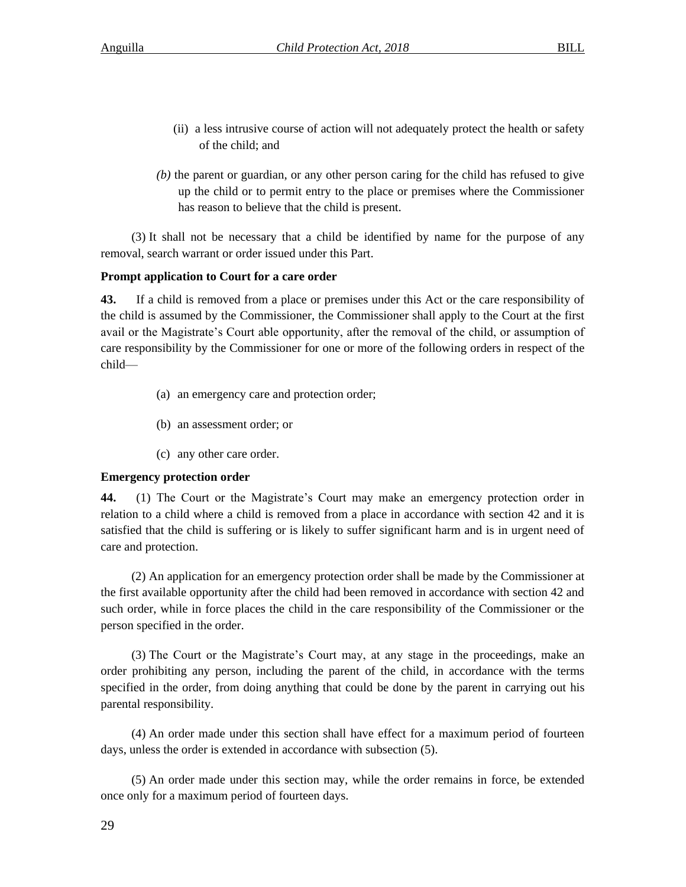(ii) a less intrusive course of action will not adequately protect the health or safety of the child; and

*(b)* the parent or guardian, or any other person caring for the child has refused to give up the child or to permit entry to the place or premises where the Commissioner has reason to believe that the child is present.

(3) It shall not be necessary that a child be identified by name for the purpose of any removal, search warrant or order issued under this Part.

**Prompt application to Court for a care order**

**43.** If a child is removed from a place or premises under this Act or the care responsibility of the child is assumed by the Commissioner, the Commissioner shall apply to the Court at the first avail or the Magistrate's Court able opportunity, after the removal of the child, or assumption of care responsibility by the Commissioner for one or more of the following orders in respect of the child—

(a) an emergency care and protection order;

(b) an assessment order; or

(c) any other care order.

**Emergency protection order**

**44.** (1) The Court or the Magistrate's Court may make an emergency protection order in relation to a child where a child is removed from a place in accordance with section 42 and it is satisfied that the child is suffering or is likely to suffer significant harm and is in urgent need of care and protection.

(2) An application for an emergency protection order shall be made by the Commissioner at the first available opportunity after the child had been removed in accordance with section 42 and such order, while in force places the child in the care responsibility of the Commissioner or the person specified in the order.

(3) The Court or the Magistrate's Court may, at any stage in the proceedings, make an order prohibiting any person, including the parent of the child, in accordance with the terms specified in the order, from doing anything that could be done by the parent in carrying out his parental responsibility.

(4) An order made under this section shall have effect for a maximum period of fourteen days, unless the order is extended in accordance with subsection (5).

(5) An order made under this section may, while the order remains in force, be extended once only for a maximum period of fourteen days.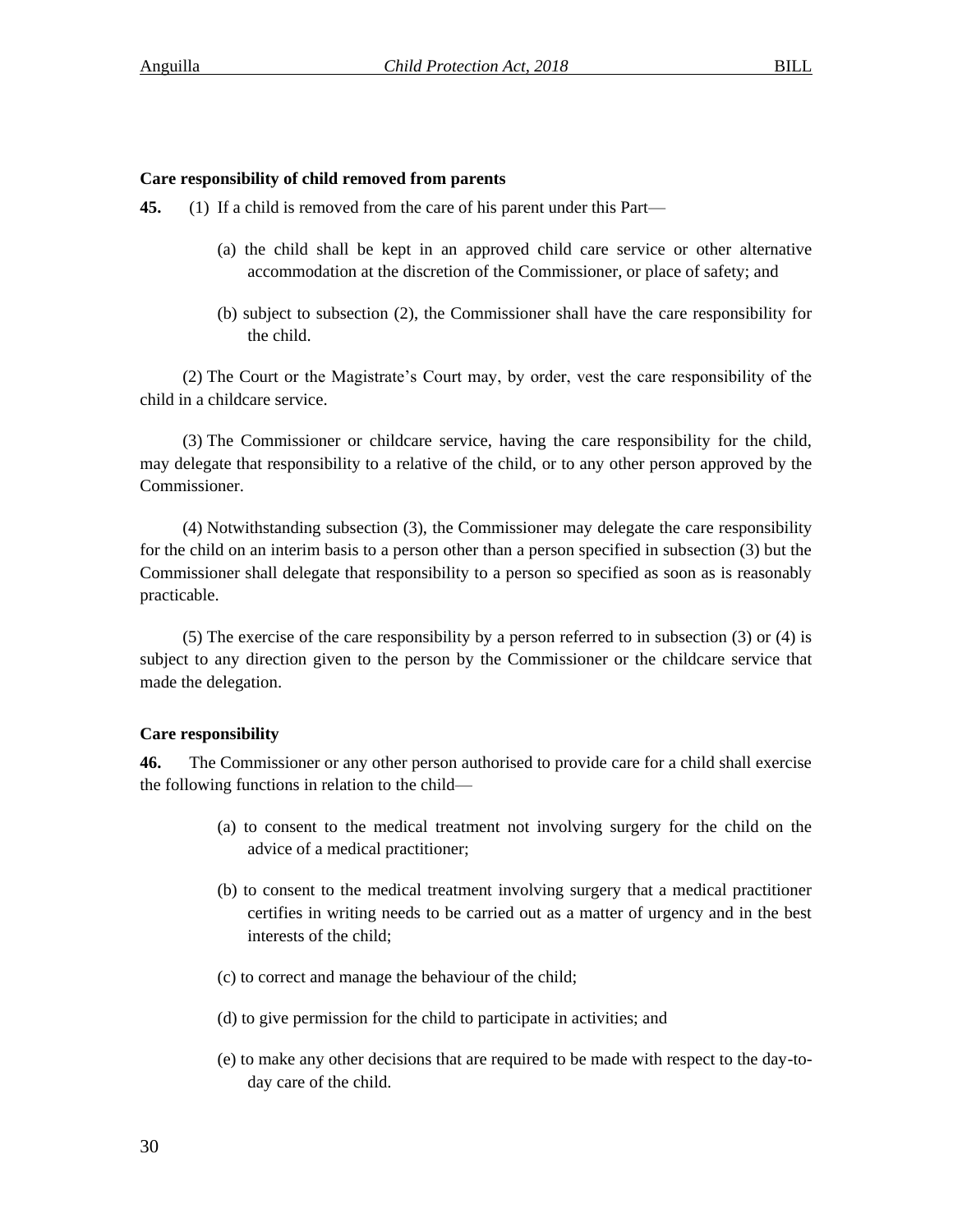**Care responsibility of child removed from parents**

**45.** (1) If a child is removed from the care of his parent under this Part—

(a) the child shall be kept in an approved child care service or other alternative accommodation at the discretion of the Commissioner, or place of safety; and

(b) subject to subsection (2), the Commissioner shall have the care responsibility for the child.

(2) The Court or the Magistrate's Court may, by order, vest the care responsibility of the child in a childcare service.

(3) The Commissioner or childcare service, having the care responsibility for the child, may delegate that responsibility to a relative of the child, or to any other person approved by the Commissioner.

(4) Notwithstanding subsection (3), the Commissioner may delegate the care responsibility for the child on an interim basis to a person other than a person specified in subsection (3) but the Commissioner shall delegate that responsibility to a person so specified as soon as is reasonably practicable.

(5) The exercise of the care responsibility by a person referred to in subsection (3) or (4) is subject to any direction given to the person by the Commissioner or the childcare service that made the delegation.

**Care responsibility**

**46.** The Commissioner or any other person authorised to provide care for a child shall exercise the following functions in relation to the child—

(a) to consent to the medical treatment not involving surgery for the child on the advice of a medical practitioner;

(b) to consent to the medical treatment involving surgery that a medical practitioner certifies in writing needs to be carried out as a matter of urgency and in the best interests of the child;

(c) to correct and manage the behaviour of the child;

(d) to give permission for the child to participate in activities; and

(e) to make any other decisions that are required to be made with respect to the day-to-day care of the child.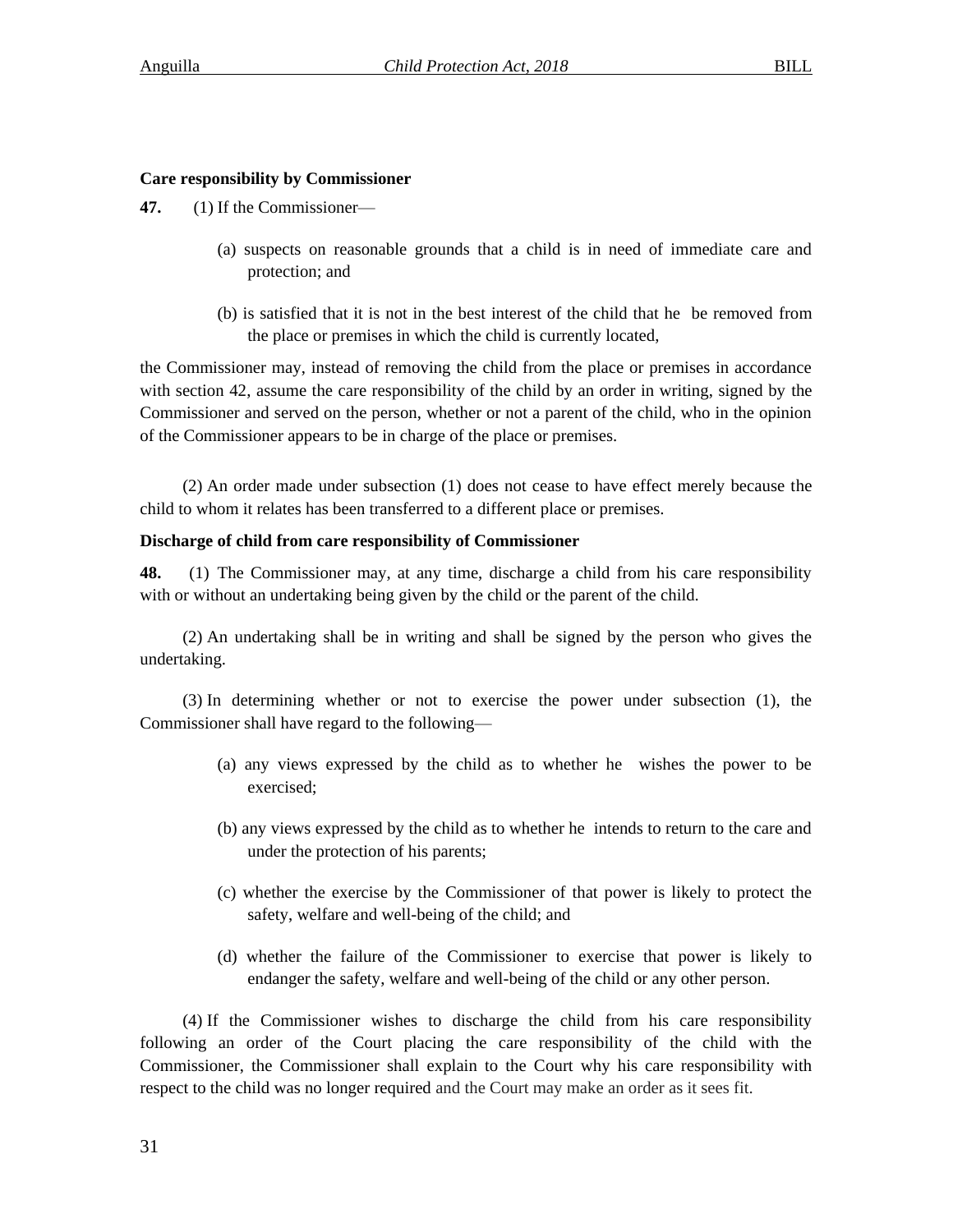**Care responsibility by Commissioner**

**47.** (1) If the Commissioner—

(a) suspects on reasonable grounds that a child is in need of immediate care and protection; and

(b) is satisfied that it is not in the best interest of the child that he be removed from the place or premises in which the child is currently located,

the Commissioner may, instead of removing the child from the place or premises in accordance with section 42, assume the care responsibility of the child by an order in writing, signed by the Commissioner and served on the person, whether or not a parent of the child, who in the opinion of the Commissioner appears to be in charge of the place or premises.

(2) An order made under subsection (1) does not cease to have effect merely because the child to whom it relates has been transferred to a different place or premises.

**Discharge of child from care responsibility of Commissioner**

**48.** (1) The Commissioner may, at any time, discharge a child from his care responsibility with or without an undertaking being given by the child or the parent of the child.

(2) An undertaking shall be in writing and shall be signed by the person who gives the undertaking.

(3) In determining whether or not to exercise the power under subsection (1), the Commissioner shall have regard to the following—

(a) any views expressed by the child as to whether he wishes the power to be exercised;

(b) any views expressed by the child as to whether he intends to return to the care and under the protection of his parents;

(c) whether the exercise by the Commissioner of that power is likely to protect the safety, welfare and well-being of the child; and

(d) whether the failure of the Commissioner to exercise that power is likely to endanger the safety, welfare and well-being of the child or any other person.

(4) If the Commissioner wishes to discharge the child from his care responsibility following an order of the Court placing the care responsibility of the child with the Commissioner, the Commissioner shall explain to the Court why his care responsibility with respect to the child was no longer required and the Court may make an order as it sees fit.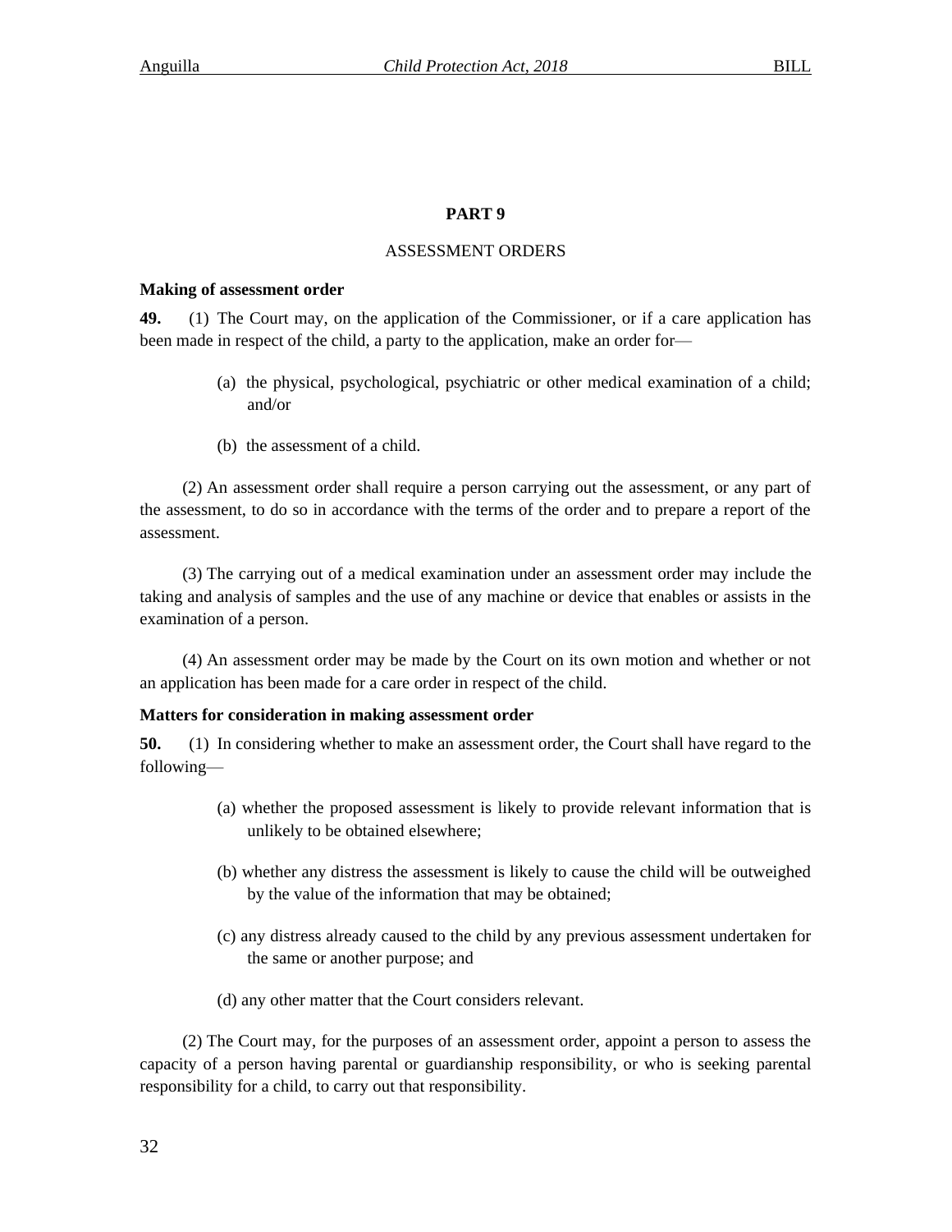## PART 9

### ASSESSMENT ORDERS

**Making of assessment order**

**49.** (1) The Court may, on the application of the Commissioner, or if a care application has been made in respect of the child, a party to the application, make an order for—

(a) the physical, psychological, psychiatric or other medical examination of a child; and/or

(b) the assessment of a child.

(2) An assessment order shall require a person carrying out the assessment, or any part of the assessment, to do so in accordance with the terms of the order and to prepare a report of the assessment.

(3) The carrying out of a medical examination under an assessment order may include the taking and analysis of samples and the use of any machine or device that enables or assists in the examination of a person.

(4) An assessment order may be made by the Court on its own motion and whether or not an application has been made for a care order in respect of the child.

**Matters for consideration in making assessment order**

**50.** (1) In considering whether to make an assessment order, the Court shall have regard to the following—

(a) whether the proposed assessment is likely to provide relevant information that is unlikely to be obtained elsewhere;

(b) whether any distress the assessment is likely to cause the child will be outweighed by the value of the information that may be obtained;

(c) any distress already caused to the child by any previous assessment undertaken for the same or another purpose; and

(d) any other matter that the Court considers relevant.

(2) The Court may, for the purposes of an assessment order, appoint a person to assess the capacity of a person having parental or guardianship responsibility, or who is seeking parental responsibility for a child, to carry out that responsibility.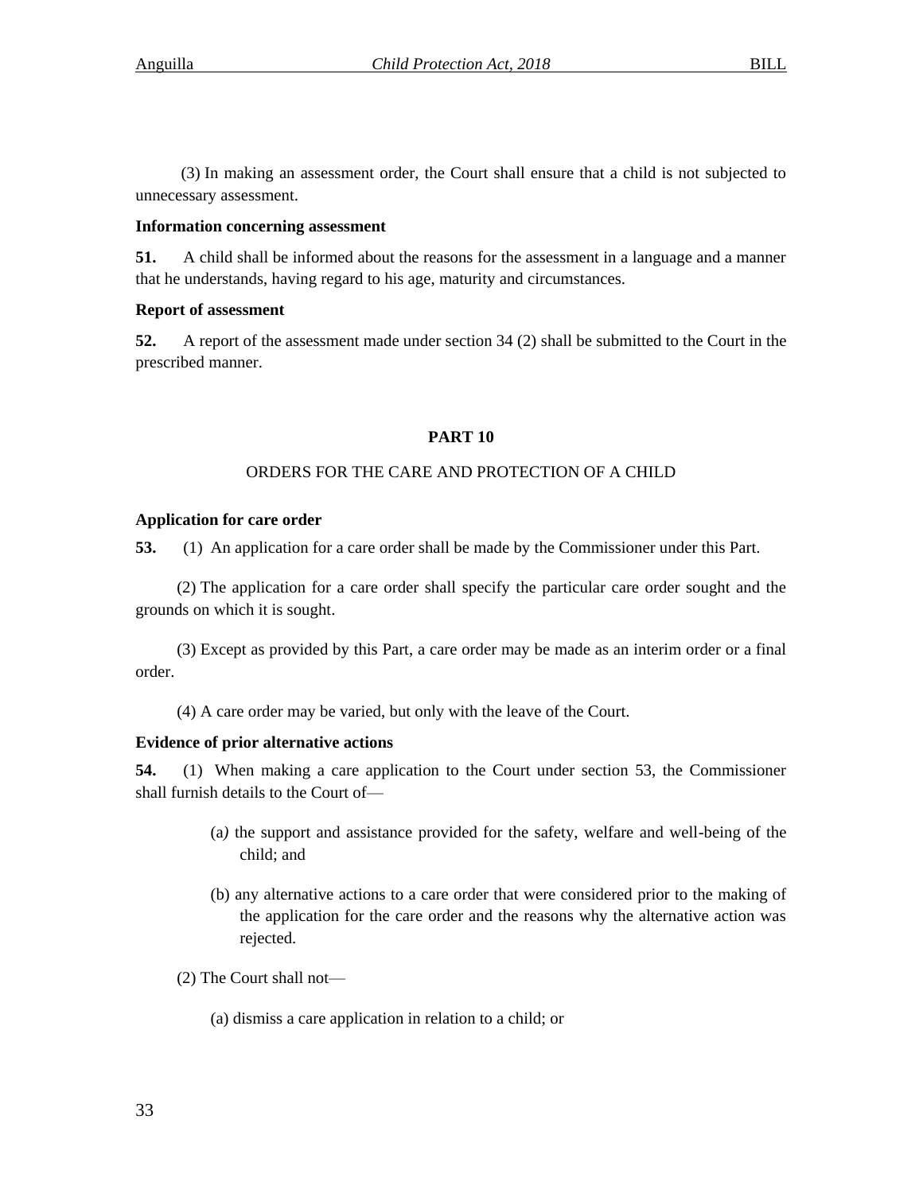(3) In making an assessment order, the Court shall ensure that a child is not subjected to unnecessary assessment.

**Information concerning assessment**

**51.** A child shall be informed about the reasons for the assessment in a language and a manner that he understands, having regard to his age, maturity and circumstances.

**Report of assessment**

**52.** A report of the assessment made under section 34 (2) shall be submitted to the Court in the prescribed manner.

## PART 10

### ORDERS FOR THE CARE AND PROTECTION OF A CHILD

**Application for care order**

**53.** (1) An application for a care order shall be made by the Commissioner under this Part.

(2) The application for a care order shall specify the particular care order sought and the grounds on which it is sought.

(3) Except as provided by this Part, a care order may be made as an interim order or a final order.

(4) A care order may be varied, but only with the leave of the Court.

**Evidence of prior alternative actions**

**54.** (1) When making a care application to the Court under section 53, the Commissioner shall furnish details to the Court of—

(a) the support and assistance provided for the safety, welfare and well-being of the child; and

(b) any alternative actions to a care order that were considered prior to the making of the application for the care order and the reasons why the alternative action was rejected.

(2) The Court shall not—

(a) dismiss a care application in relation to a child; or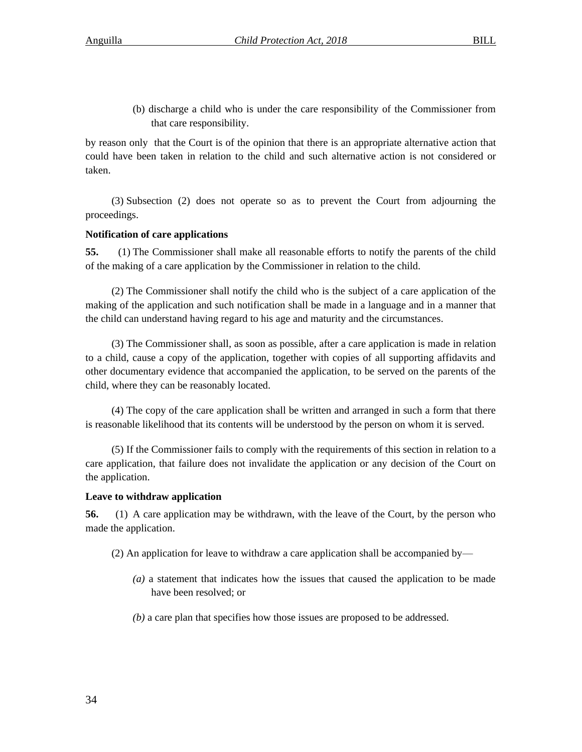(b) discharge a child who is under the care responsibility of the Commissioner from that care responsibility.

by reason only that the Court is of the opinion that there is an appropriate alternative action that could have been taken in relation to the child and such alternative action is not considered or taken.

(3) Subsection (2) does not operate so as to prevent the Court from adjourning the proceedings.

**Notification of care applications**

**55.** (1) The Commissioner shall make all reasonable efforts to notify the parents of the child of the making of a care application by the Commissioner in relation to the child.

(2) The Commissioner shall notify the child who is the subject of a care application of the making of the application and such notification shall be made in a language and in a manner that the child can understand having regard to his age and maturity and the circumstances.

(3) The Commissioner shall, as soon as possible, after a care application is made in relation to a child, cause a copy of the application, together with copies of all supporting affidavits and other documentary evidence that accompanied the application, to be served on the parents of the child, where they can be reasonably located.

(4) The copy of the care application shall be written and arranged in such a form that there is reasonable likelihood that its contents will be understood by the person on whom it is served.

(5) If the Commissioner fails to comply with the requirements of this section in relation to a care application, that failure does not invalidate the application or any decision of the Court on the application.

**Leave to withdraw application**

**56.** (1) A care application may be withdrawn, with the leave of the Court, by the person who made the application.

(2) An application for leave to withdraw a care application shall be accompanied by—

*(a)* a statement that indicates how the issues that caused the application to be made have been resolved; or

*(b)* a care plan that specifies how those issues are proposed to be addressed.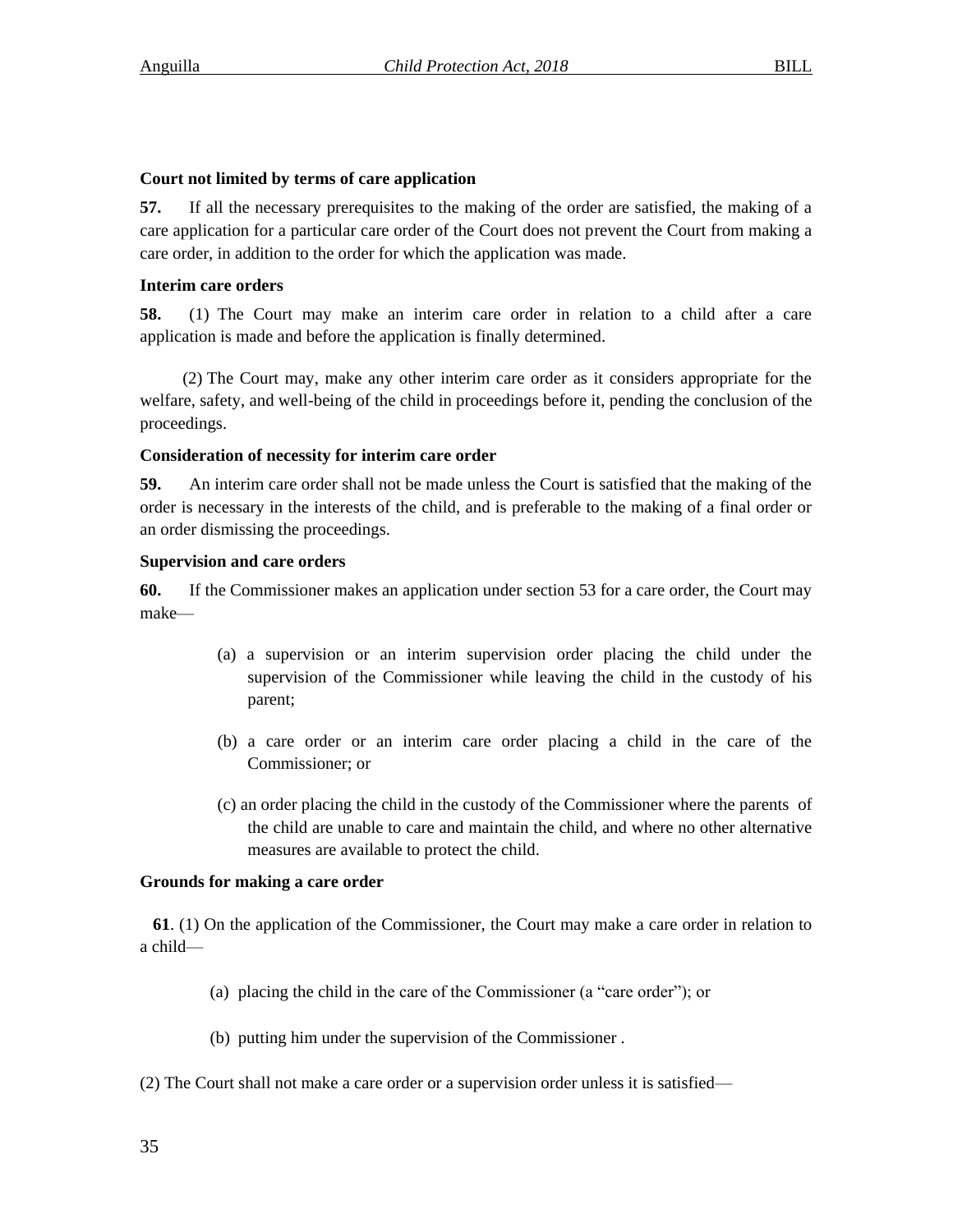**Court not limited by terms of care application**

**57.** If all the necessary prerequisites to the making of the order are satisfied, the making of a care application for a particular care order of the Court does not prevent the Court from making a care order, in addition to the order for which the application was made.

**Interim care orders**

**58.** (1) The Court may make an interim care order in relation to a child after a care application is made and before the application is finally determined.

(2) The Court may, make any other interim care order as it considers appropriate for the welfare, safety, and well-being of the child in proceedings before it, pending the conclusion of the proceedings.

**Consideration of necessity for interim care order**

**59.** An interim care order shall not be made unless the Court is satisfied that the making of the order is necessary in the interests of the child, and is preferable to the making of a final order or an order dismissing the proceedings.

**Supervision and care orders**

**60.** If the Commissioner makes an application under section 53 for a care order, the Court may make—

(a) a supervision or an interim supervision order placing the child under the supervision of the Commissioner while leaving the child in the custody of his parent;

(b) a care order or an interim care order placing a child in the care of the Commissioner; or

(c) an order placing the child in the custody of the Commissioner where the parents of the child are unable to care and maintain the child, and where no other alternative measures are available to protect the child.

**Grounds for making a care order**

**61**. (1) On the application of the Commissioner, the Court may make a care order in relation to a child—

(a) placing the child in the care of the Commissioner (a "care order"); or

(b) putting him under the supervision of the Commissioner .

(2) The Court shall not make a care order or a supervision order unless it is satisfied—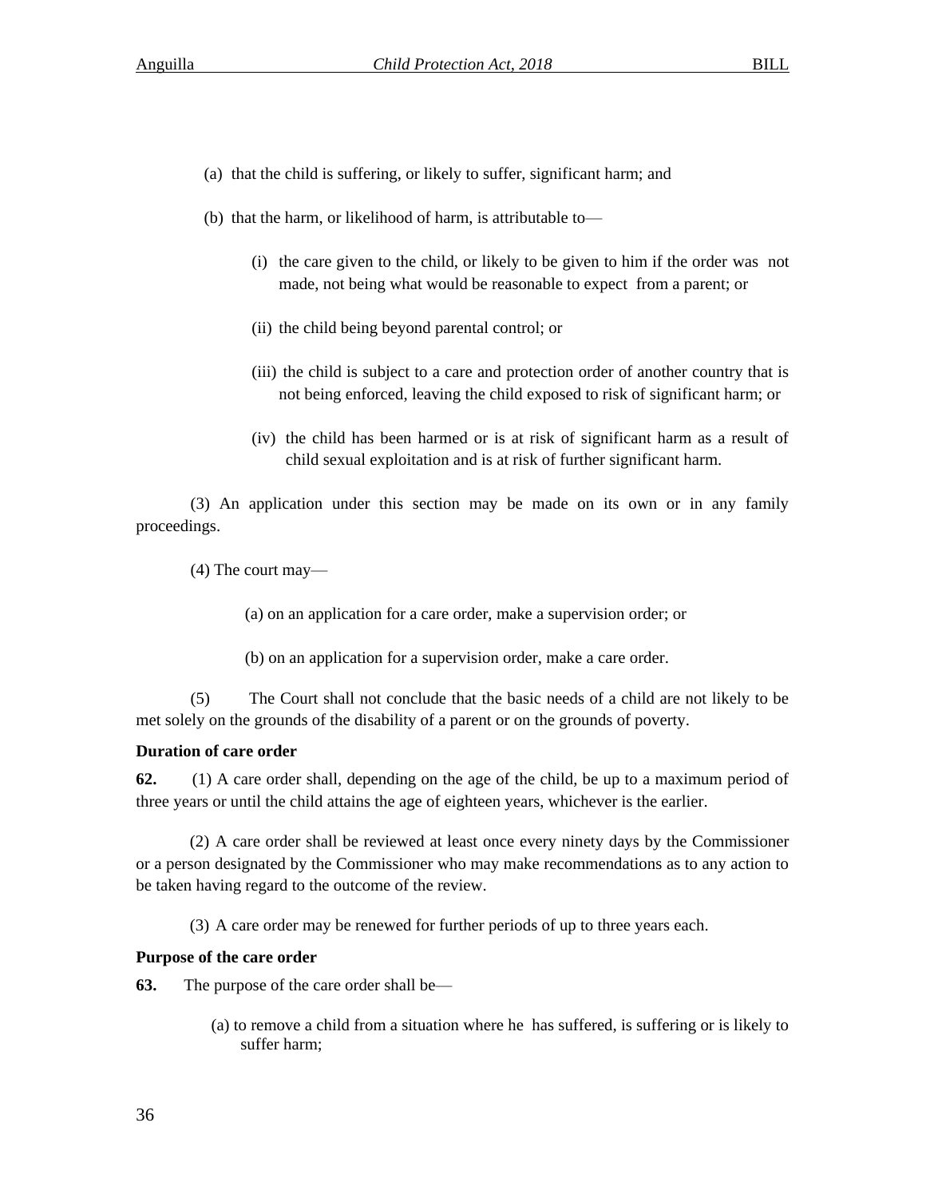(a) that the child is suffering, or likely to suffer, significant harm; and

(b) that the harm, or likelihood of harm, is attributable to—

(i) the care given to the child, or likely to be given to him if the order was not made, not being what would be reasonable to expect from a parent; or

(ii) the child being beyond parental control; or

(iii) the child is subject to a care and protection order of another country that is not being enforced, leaving the child exposed to risk of significant harm; or

(iv) the child has been harmed or is at risk of significant harm as a result of child sexual exploitation and is at risk of further significant harm.

(3) An application under this section may be made on its own or in any family proceedings.

(4) The court may—

(a) on an application for a care order, make a supervision order; or

(b) on an application for a supervision order, make a care order.

(5) The Court shall not conclude that the basic needs of a child are not likely to be met solely on the grounds of the disability of a parent or on the grounds of poverty.

**Duration of care order**

**62.** (1) A care order shall, depending on the age of the child, be up to a maximum period of three years or until the child attains the age of eighteen years, whichever is the earlier.

(2) A care order shall be reviewed at least once every ninety days by the Commissioner or a person designated by the Commissioner who may make recommendations as to any action to be taken having regard to the outcome of the review.

(3) A care order may be renewed for further periods of up to three years each.

**Purpose of the care order**

**63.** The purpose of the care order shall be—

(a) to remove a child from a situation where he has suffered, is suffering or is likely to suffer harm;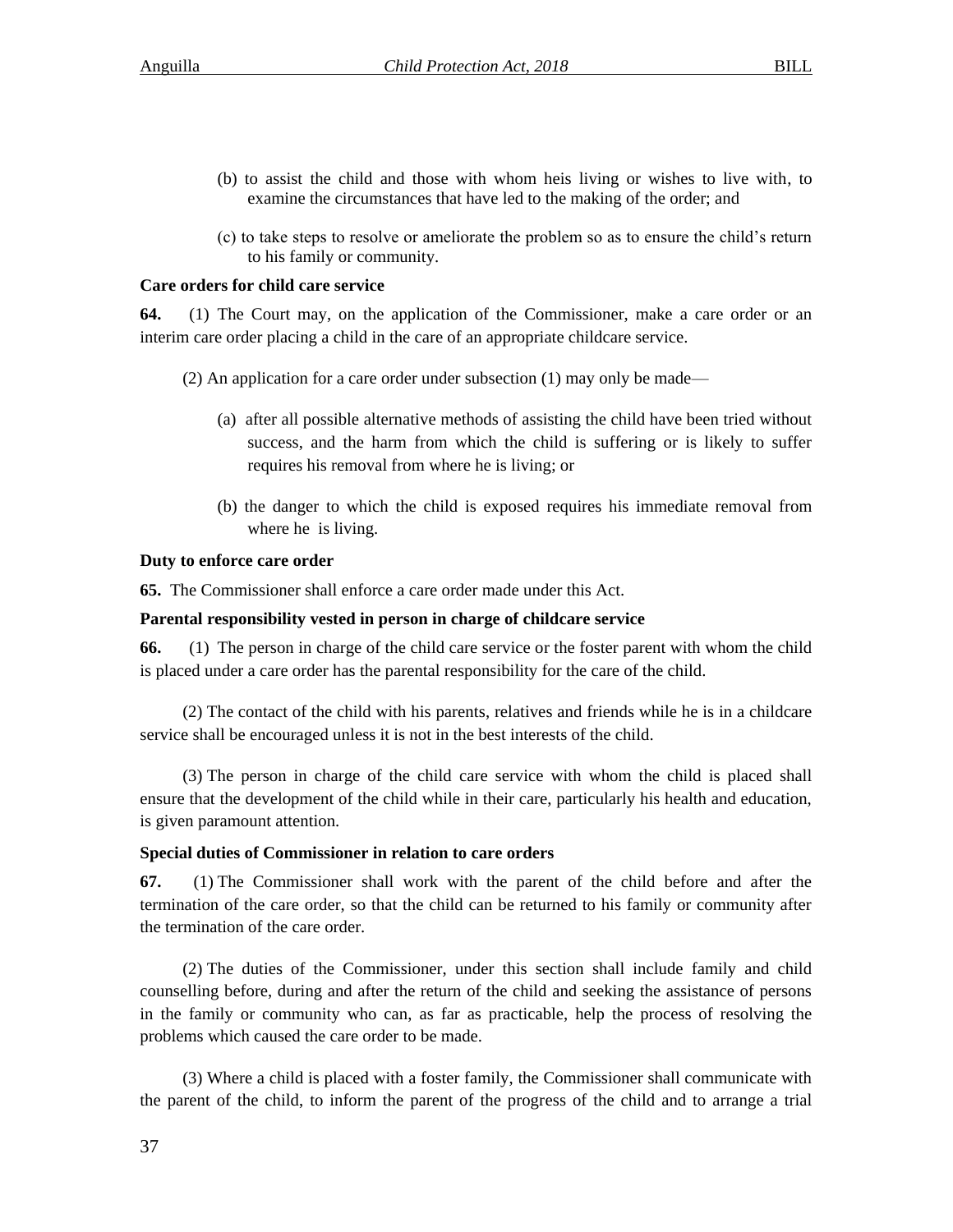(b) to assist the child and those with whom heis living or wishes to live with, to examine the circumstances that have led to the making of the order; and

(c) to take steps to resolve or ameliorate the problem so as to ensure the child's return to his family or community.

**Care orders for child care service**

**64.** (1) The Court may, on the application of the Commissioner, make a care order or an interim care order placing a child in the care of an appropriate childcare service.

(2) An application for a care order under subsection (1) may only be made—

(a) after all possible alternative methods of assisting the child have been tried without success, and the harm from which the child is suffering or is likely to suffer requires his removal from where he is living; or

(b) the danger to which the child is exposed requires his immediate removal from where he is living.

**Duty to enforce care order**

**65.** The Commissioner shall enforce a care order made under this Act.

**Parental responsibility vested in person in charge of childcare service**

**66.** (1) The person in charge of the child care service or the foster parent with whom the child is placed under a care order has the parental responsibility for the care of the child.

(2) The contact of the child with his parents, relatives and friends while he is in a childcare service shall be encouraged unless it is not in the best interests of the child.

(3) The person in charge of the child care service with whom the child is placed shall ensure that the development of the child while in their care, particularly his health and education, is given paramount attention.

**Special duties of Commissioner in relation to care orders**

**67.** (1) The Commissioner shall work with the parent of the child before and after the termination of the care order, so that the child can be returned to his family or community after the termination of the care order.

(2) The duties of the Commissioner, under this section shall include family and child counselling before, during and after the return of the child and seeking the assistance of persons in the family or community who can, as far as practicable, help the process of resolving the problems which caused the care order to be made.

(3) Where a child is placed with a foster family, the Commissioner shall communicate with the parent of the child, to inform the parent of the progress of the child and to arrange a trial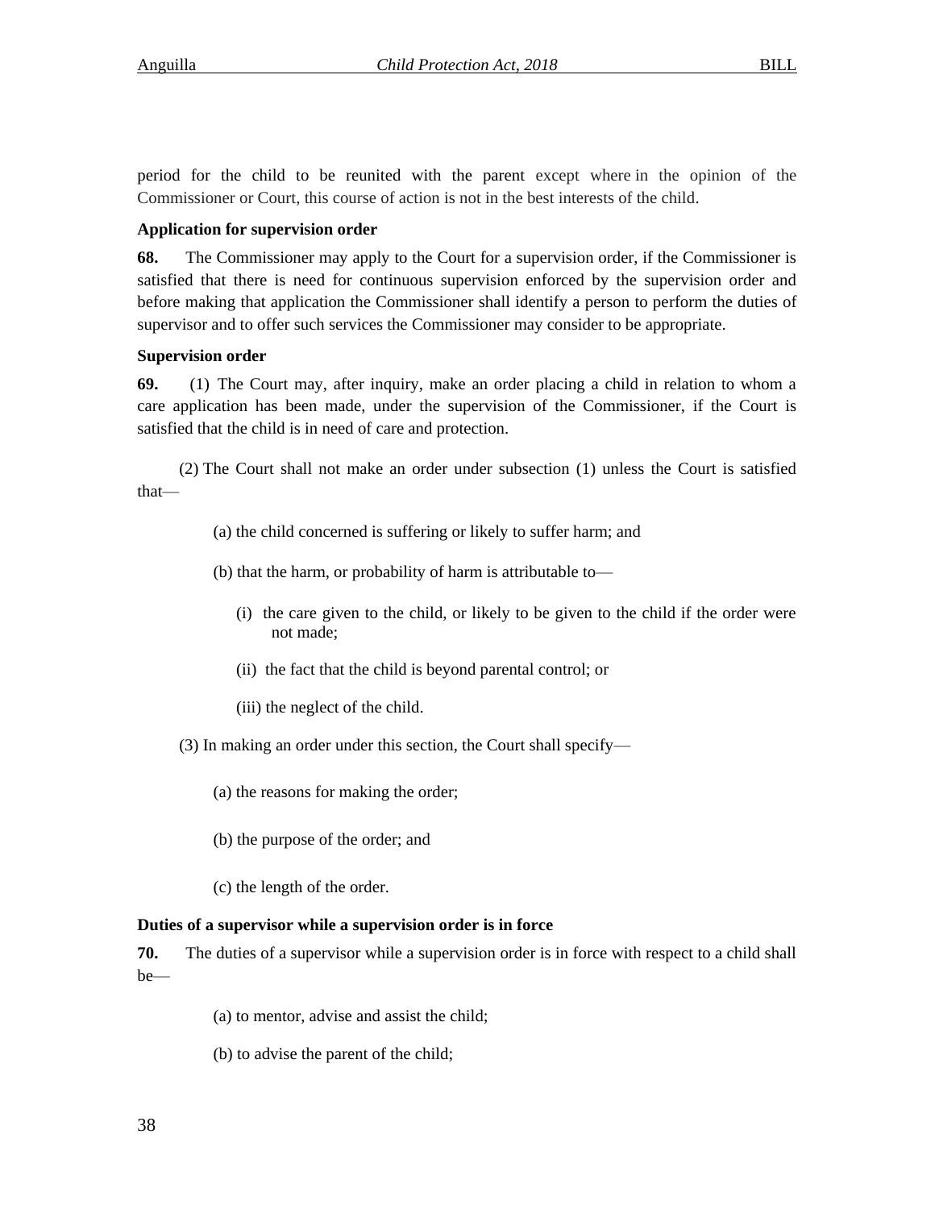period for the child to be reunited with the parent except where in the opinion of the Commissioner or Court, this course of action is not in the best interests of the child.

**Application for supervision order**

**68.** The Commissioner may apply to the Court for a supervision order, if the Commissioner is satisfied that there is need for continuous supervision enforced by the supervision order and before making that application the Commissioner shall identify a person to perform the duties of supervisor and to offer such services the Commissioner may consider to be appropriate.

**Supervision order**

**69.** (1) The Court may, after inquiry, make an order placing a child in relation to whom a care application has been made, under the supervision of the Commissioner, if the Court is satisfied that the child is in need of care and protection.

(2) The Court shall not make an order under subsection (1) unless the Court is satisfied that—

(a) the child concerned is suffering or likely to suffer harm; and

(b) that the harm, or probability of harm is attributable to—

(i) the care given to the child, or likely to be given to the child if the order were not made;

(ii) the fact that the child is beyond parental control; or

(iii) the neglect of the child.

(3) In making an order under this section, the Court shall specify—

(a) the reasons for making the order;

(b) the purpose of the order; and

(c) the length of the order.

**Duties of a supervisor while a supervision order is in force**

**70.** The duties of a supervisor while a supervision order is in force with respect to a child shall be—

(a) to mentor, advise and assist the child;

(b) to advise the parent of the child;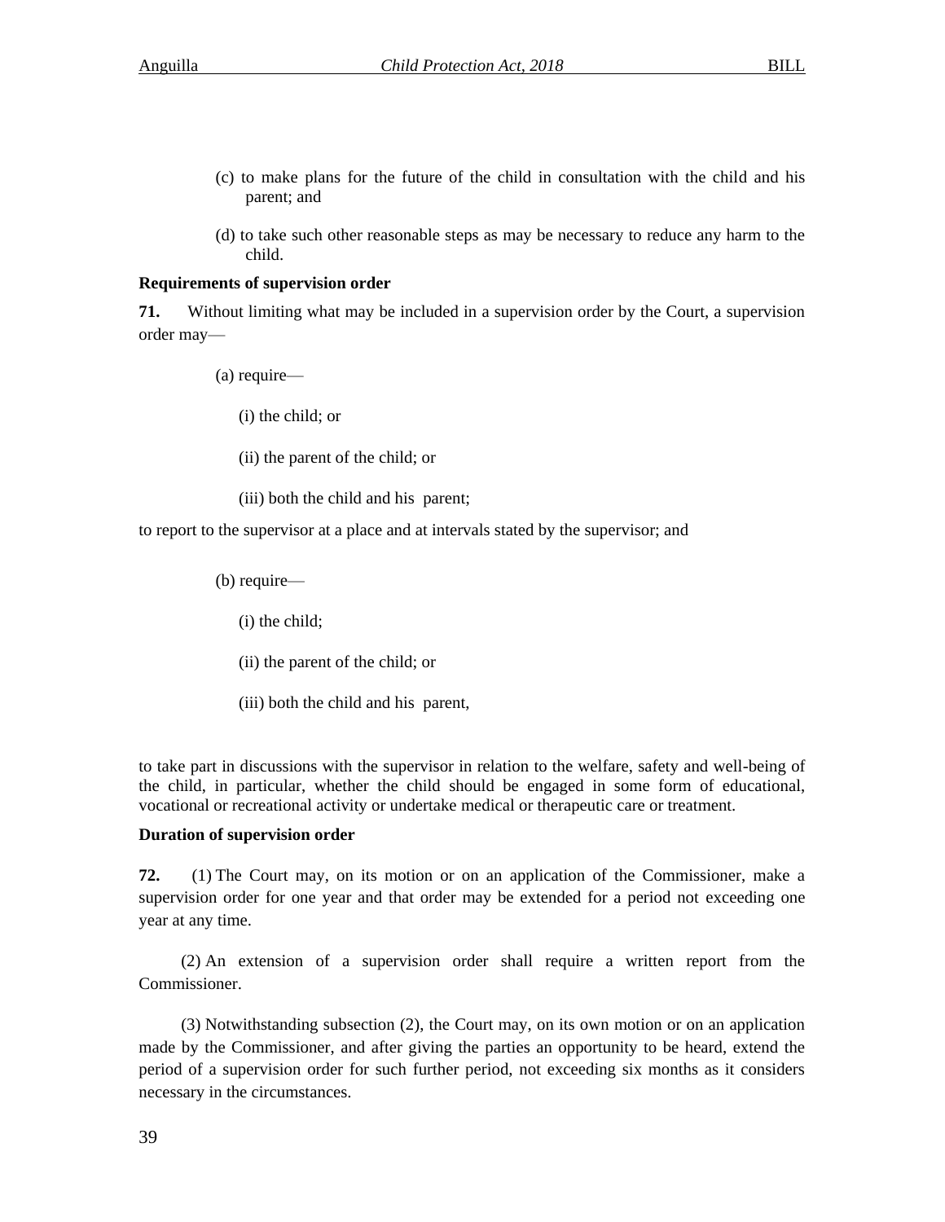(c) to make plans for the future of the child in consultation with the child and his parent; and

(d) to take such other reasonable steps as may be necessary to reduce any harm to the child.

**Requirements of supervision order**

**71.** Without limiting what may be included in a supervision order by the Court, a supervision order may—

(a) require—

(i) the child; or

(ii) the parent of the child; or

(iii) both the child and his parent;

to report to the supervisor at a place and at intervals stated by the supervisor; and

(b) require—

(i) the child;

(ii) the parent of the child; or

(iii) both the child and his parent,

to take part in discussions with the supervisor in relation to the welfare, safety and well-being of the child, in particular, whether the child should be engaged in some form of educational, vocational or recreational activity or undertake medical or therapeutic care or treatment.

**Duration of supervision order**

**72.** (1) The Court may, on its motion or on an application of the Commissioner, make a supervision order for one year and that order may be extended for a period not exceeding one year at any time.

(2) An extension of a supervision order shall require a written report from the Commissioner.

(3) Notwithstanding subsection (2), the Court may, on its own motion or on an application made by the Commissioner, and after giving the parties an opportunity to be heard, extend the period of a supervision order for such further period, not exceeding six months as it considers necessary in the circumstances.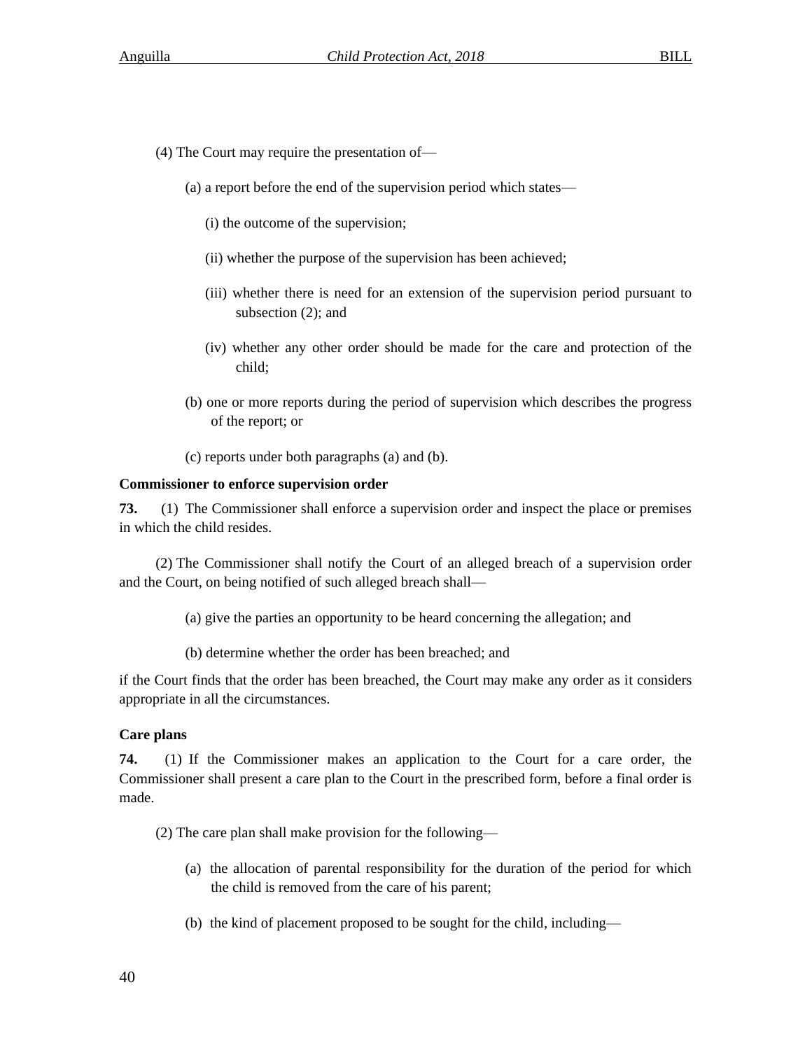(4) The Court may require the presentation of—

(a) a report before the end of the supervision period which states—

(i) the outcome of the supervision;

(ii) whether the purpose of the supervision has been achieved;

(iii) whether there is need for an extension of the supervision period pursuant to subsection (2); and

(iv) whether any other order should be made for the care and protection of the child;

(b) one or more reports during the period of supervision which describes the progress of the report; or

(c) reports under both paragraphs (a) and (b).

**Commissioner to enforce supervision order**

**73.** (1) The Commissioner shall enforce a supervision order and inspect the place or premises in which the child resides.

(2) The Commissioner shall notify the Court of an alleged breach of a supervision order and the Court, on being notified of such alleged breach shall—

(a) give the parties an opportunity to be heard concerning the allegation; and

(b) determine whether the order has been breached; and

if the Court finds that the order has been breached, the Court may make any order as it considers appropriate in all the circumstances.

**Care plans**

**74.** (1) If the Commissioner makes an application to the Court for a care order, the Commissioner shall present a care plan to the Court in the prescribed form, before a final order is made.

(2) The care plan shall make provision for the following—

(a) the allocation of parental responsibility for the duration of the period for which the child is removed from the care of his parent;

(b) the kind of placement proposed to be sought for the child, including—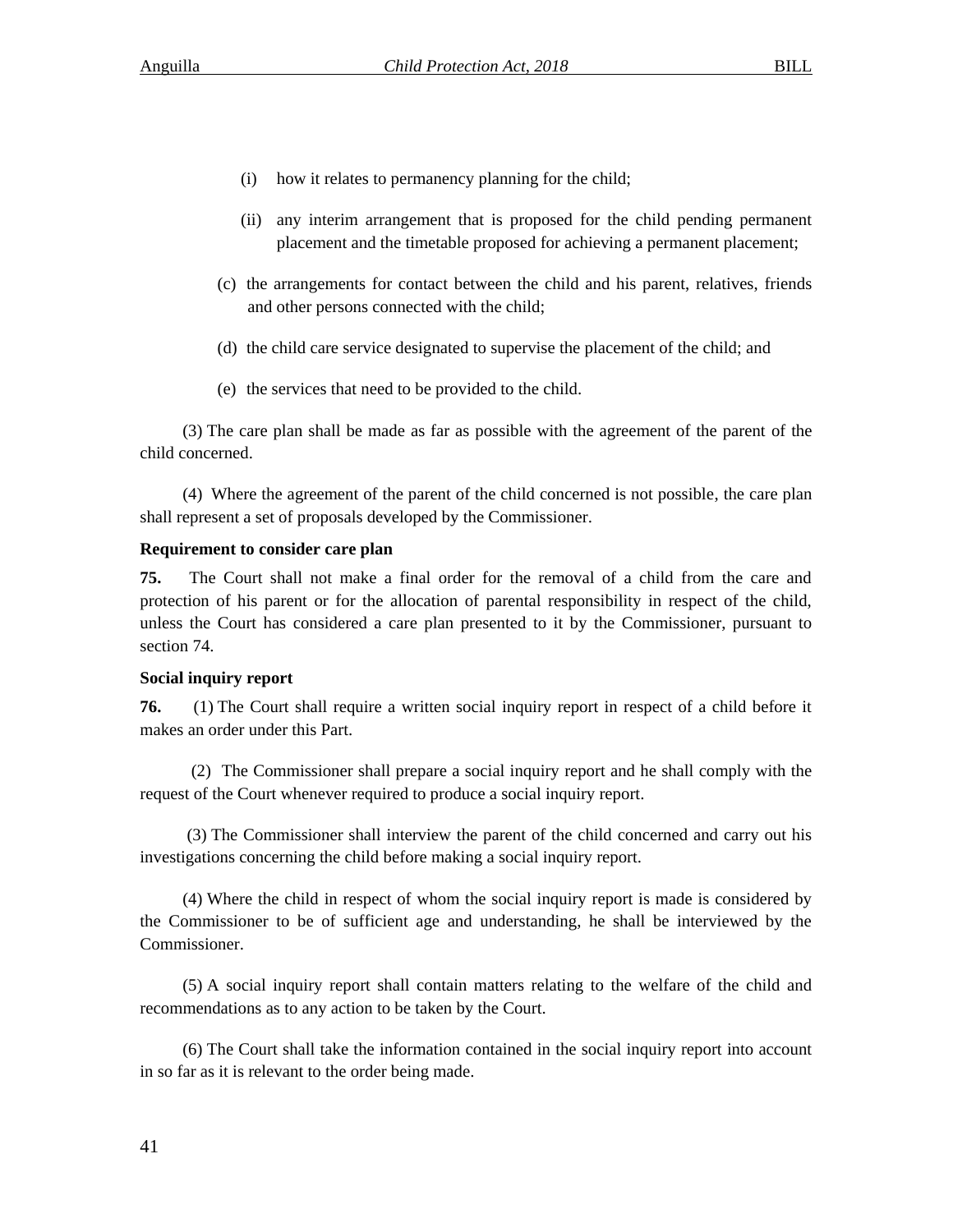(i) how it relates to permanency planning for the child;

(ii) any interim arrangement that is proposed for the child pending permanent placement and the timetable proposed for achieving a permanent placement;

(c) the arrangements for contact between the child and his parent, relatives, friends and other persons connected with the child;

(d) the child care service designated to supervise the placement of the child; and

(e) the services that need to be provided to the child.

(3) The care plan shall be made as far as possible with the agreement of the parent of the child concerned.

(4) Where the agreement of the parent of the child concerned is not possible, the care plan shall represent a set of proposals developed by the Commissioner.

**Requirement to consider care plan**

**75.** The Court shall not make a final order for the removal of a child from the care and protection of his parent or for the allocation of parental responsibility in respect of the child, unless the Court has considered a care plan presented to it by the Commissioner, pursuant to section 74.

**Social inquiry report**

**76.** (1) The Court shall require a written social inquiry report in respect of a child before it makes an order under this Part.

(2) The Commissioner shall prepare a social inquiry report and he shall comply with the request of the Court whenever required to produce a social inquiry report.

(3) The Commissioner shall interview the parent of the child concerned and carry out his investigations concerning the child before making a social inquiry report.

(4) Where the child in respect of whom the social inquiry report is made is considered by the Commissioner to be of sufficient age and understanding, he shall be interviewed by the Commissioner.

(5) A social inquiry report shall contain matters relating to the welfare of the child and recommendations as to any action to be taken by the Court.

(6) The Court shall take the information contained in the social inquiry report into account in so far as it is relevant to the order being made.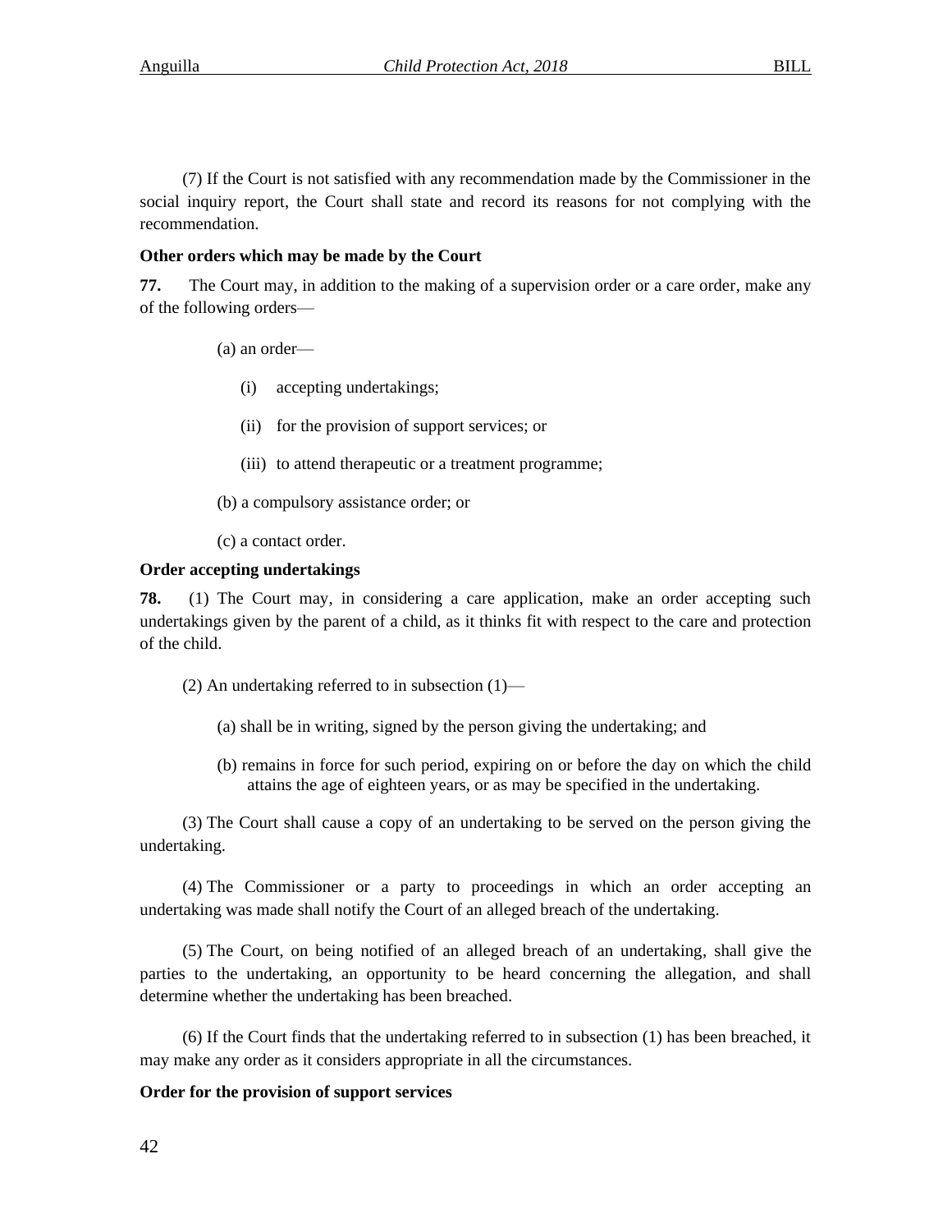(7) If the Court is not satisfied with any recommendation made by the Commissioner in the social inquiry report, the Court shall state and record its reasons for not complying with the recommendation.

**Other orders which may be made by the Court**

**77.** The Court may, in addition to the making of a supervision order or a care order, make any of the following orders—

(a) an order—

(i) accepting undertakings;

(ii) for the provision of support services; or

(iii) to attend therapeutic or a treatment programme;

(b) a compulsory assistance order; or

(c) a contact order.

**Order accepting undertakings**

**78.** (1) The Court may, in considering a care application, make an order accepting such undertakings given by the parent of a child, as it thinks fit with respect to the care and protection of the child.

(2) An undertaking referred to in subsection (1)—

(a) shall be in writing, signed by the person giving the undertaking; and

(b) remains in force for such period, expiring on or before the day on which the child attains the age of eighteen years, or as may be specified in the undertaking.

(3) The Court shall cause a copy of an undertaking to be served on the person giving the undertaking.

(4) The Commissioner or a party to proceedings in which an order accepting an undertaking was made shall notify the Court of an alleged breach of the undertaking.

(5) The Court, on being notified of an alleged breach of an undertaking, shall give the parties to the undertaking, an opportunity to be heard concerning the allegation, and shall determine whether the undertaking has been breached.

(6) If the Court finds that the undertaking referred to in subsection (1) has been breached, it may make any order as it considers appropriate in all the circumstances.

**Order for the provision of support services**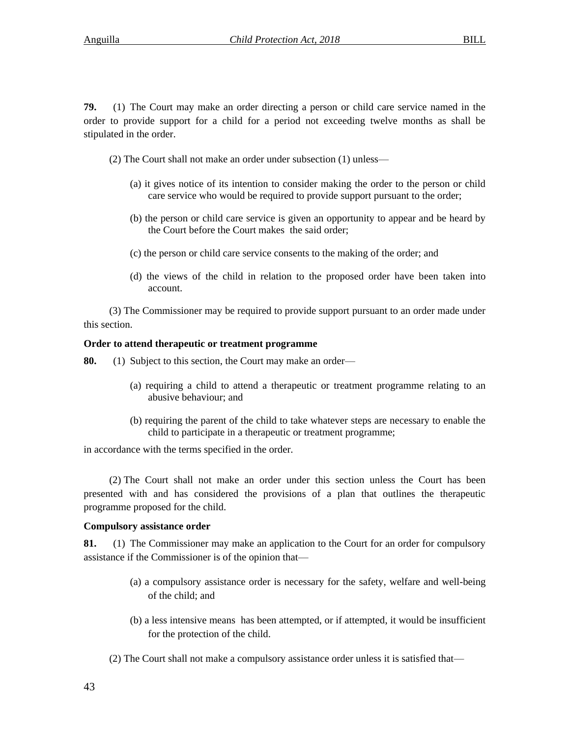**79.** (1) The Court may make an order directing a person or child care service named in the order to provide support for a child for a period not exceeding twelve months as shall be stipulated in the order.

(2) The Court shall not make an order under subsection (1) unless—

(a) it gives notice of its intention to consider making the order to the person or child care service who would be required to provide support pursuant to the order;

(b) the person or child care service is given an opportunity to appear and be heard by the Court before the Court makes the said order;

(c) the person or child care service consents to the making of the order; and

(d) the views of the child in relation to the proposed order have been taken into account.

(3) The Commissioner may be required to provide support pursuant to an order made under this section.

**Order to attend therapeutic or treatment programme**

**80.** (1) Subject to this section, the Court may make an order—

(a) requiring a child to attend a therapeutic or treatment programme relating to an abusive behaviour; and

(b) requiring the parent of the child to take whatever steps are necessary to enable the child to participate in a therapeutic or treatment programme;

in accordance with the terms specified in the order.

(2) The Court shall not make an order under this section unless the Court has been presented with and has considered the provisions of a plan that outlines the therapeutic programme proposed for the child.

**Compulsory assistance order**

**81.** (1) The Commissioner may make an application to the Court for an order for compulsory assistance if the Commissioner is of the opinion that—

(a) a compulsory assistance order is necessary for the safety, welfare and well-being of the child; and

(b) a less intensive means has been attempted, or if attempted, it would be insufficient for the protection of the child.

(2) The Court shall not make a compulsory assistance order unless it is satisfied that—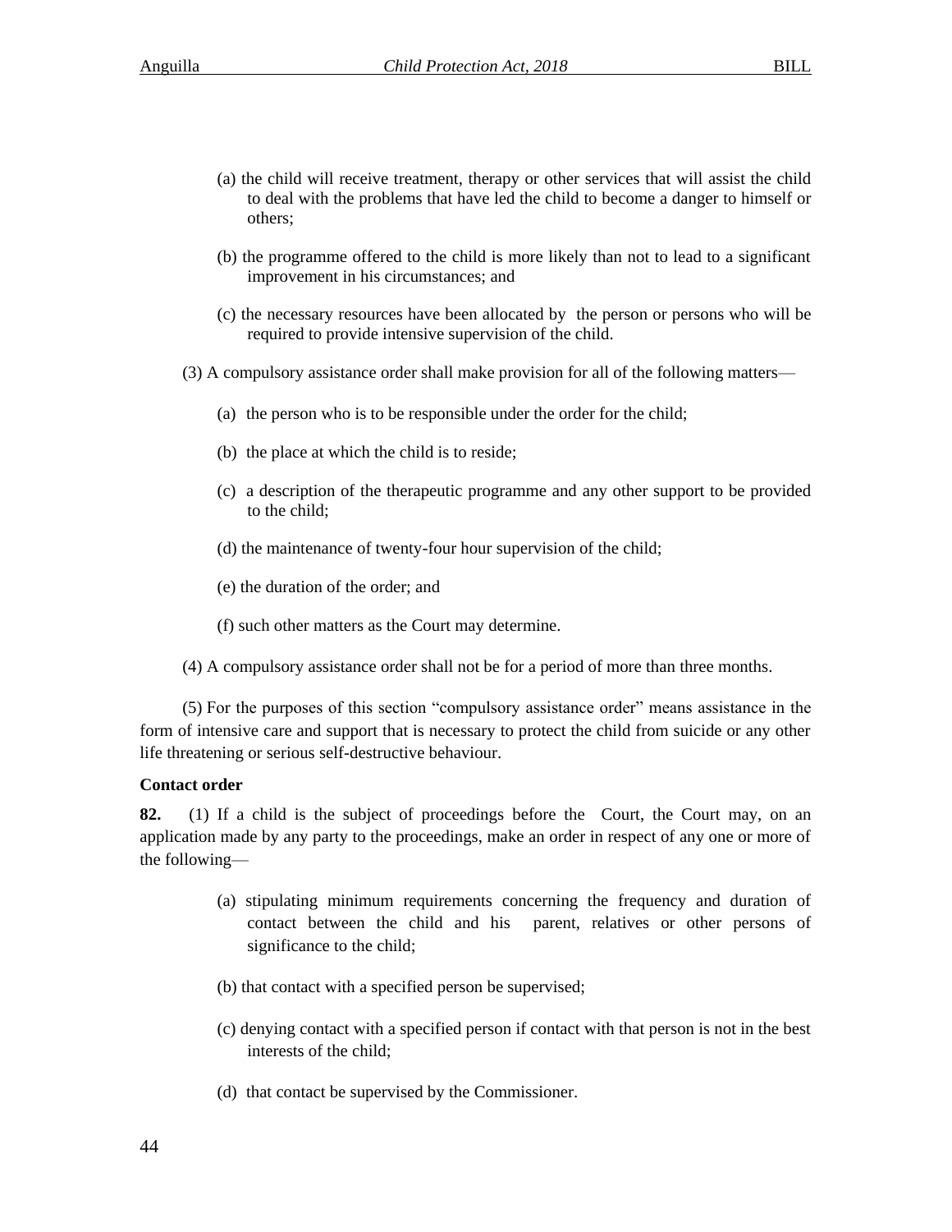(a) the child will receive treatment, therapy or other services that will assist the child to deal with the problems that have led the child to become a danger to himself or others;

(b) the programme offered to the child is more likely than not to lead to a significant improvement in his circumstances; and

(c) the necessary resources have been allocated by the person or persons who will be required to provide intensive supervision of the child.

(3) A compulsory assistance order shall make provision for all of the following matters—

(a) the person who is to be responsible under the order for the child;

(b) the place at which the child is to reside;

(c) a description of the therapeutic programme and any other support to be provided to the child;

(d) the maintenance of twenty-four hour supervision of the child;

(e) the duration of the order; and

(f) such other matters as the Court may determine.

(4) A compulsory assistance order shall not be for a period of more than three months.

(5) For the purposes of this section "compulsory assistance order" means assistance in the form of intensive care and support that is necessary to protect the child from suicide or any other life threatening or serious self-destructive behaviour.

**Contact order**

**82.** (1) If a child is the subject of proceedings before the Court, the Court may, on an application made by any party to the proceedings, make an order in respect of any one or more of the following—

(a) stipulating minimum requirements concerning the frequency and duration of contact between the child and his parent, relatives or other persons of significance to the child;

(b) that contact with a specified person be supervised;

(c) denying contact with a specified person if contact with that person is not in the best interests of the child;

(d) that contact be supervised by the Commissioner.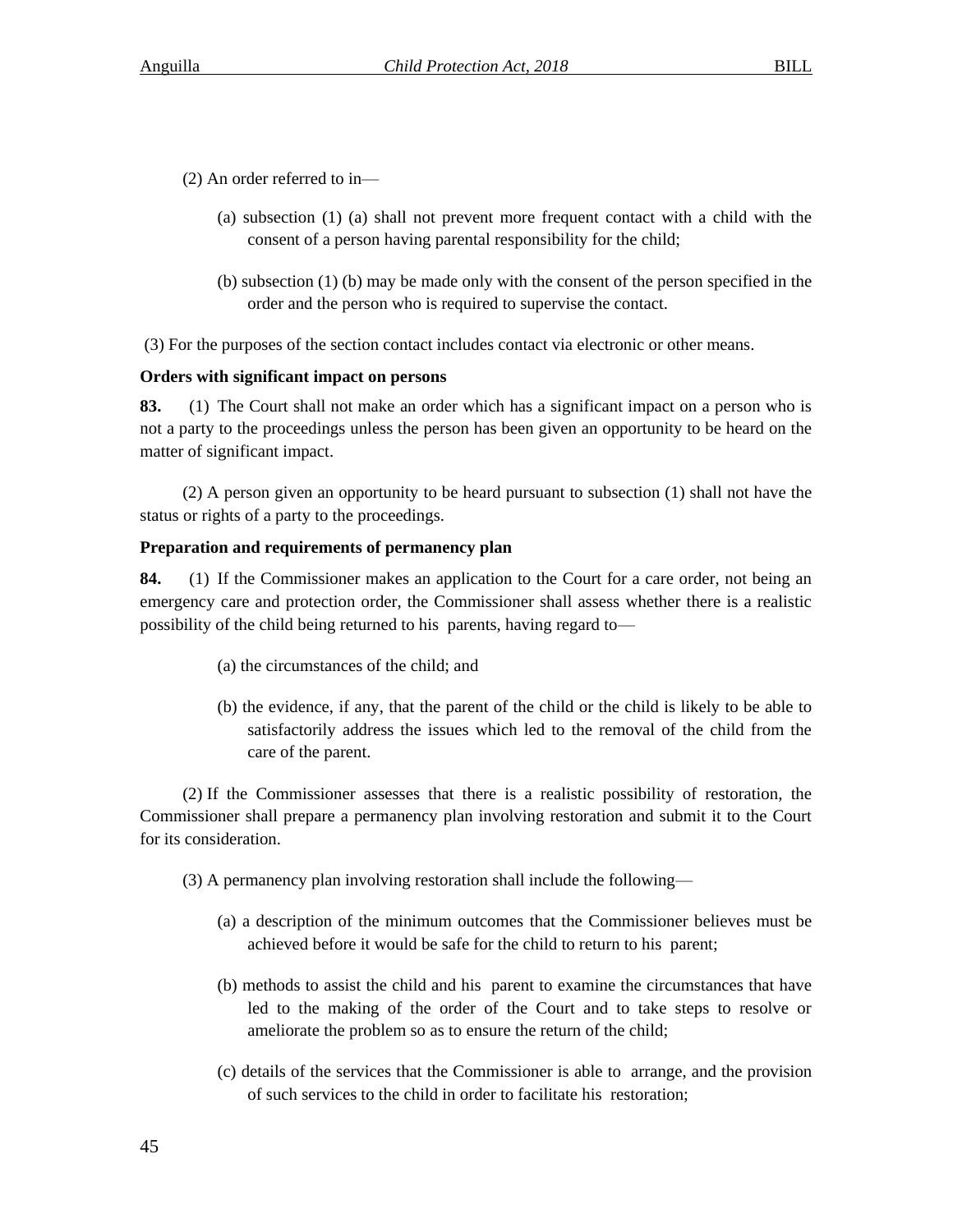(2) An order referred to in—

(a) subsection (1) (a) shall not prevent more frequent contact with a child with the consent of a person having parental responsibility for the child;

(b) subsection (1) (b) may be made only with the consent of the person specified in the order and the person who is required to supervise the contact.

(3) For the purposes of the section contact includes contact via electronic or other means.

**Orders with significant impact on persons**

**83.** (1) The Court shall not make an order which has a significant impact on a person who is not a party to the proceedings unless the person has been given an opportunity to be heard on the matter of significant impact.

(2) A person given an opportunity to be heard pursuant to subsection (1) shall not have the status or rights of a party to the proceedings.

**Preparation and requirements of permanency plan**

**84.** (1) If the Commissioner makes an application to the Court for a care order, not being an emergency care and protection order, the Commissioner shall assess whether there is a realistic possibility of the child being returned to his parents, having regard to—

(a) the circumstances of the child; and

(b) the evidence, if any, that the parent of the child or the child is likely to be able to satisfactorily address the issues which led to the removal of the child from the care of the parent.

(2) If the Commissioner assesses that there is a realistic possibility of restoration, the Commissioner shall prepare a permanency plan involving restoration and submit it to the Court for its consideration.

(3) A permanency plan involving restoration shall include the following—

(a) a description of the minimum outcomes that the Commissioner believes must be achieved before it would be safe for the child to return to his parent;

(b) methods to assist the child and his parent to examine the circumstances that have led to the making of the order of the Court and to take steps to resolve or ameliorate the problem so as to ensure the return of the child;

(c) details of the services that the Commissioner is able to arrange, and the provision of such services to the child in order to facilitate his restoration;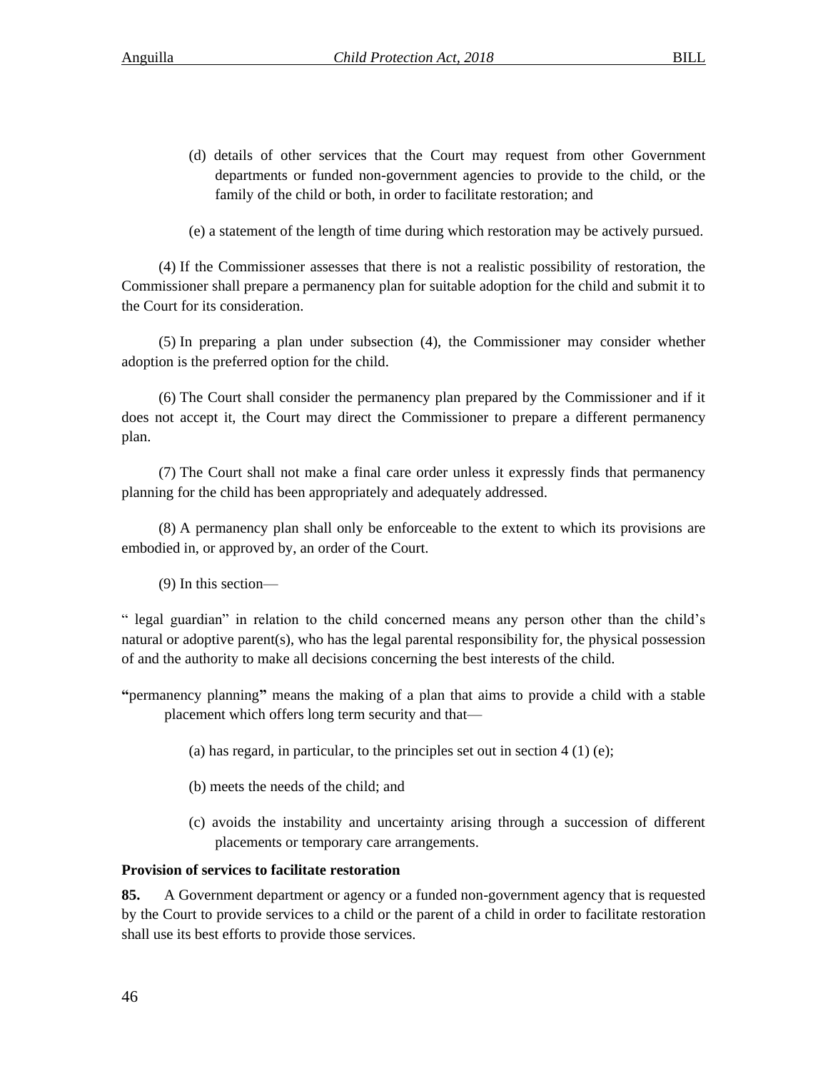(d) details of other services that the Court may request from other Government departments or funded non-government agencies to provide to the child, or the family of the child or both, in order to facilitate restoration; and

(e) a statement of the length of time during which restoration may be actively pursued.

(4) If the Commissioner assesses that there is not a realistic possibility of restoration, the Commissioner shall prepare a permanency plan for suitable adoption for the child and submit it to the Court for its consideration.

(5) In preparing a plan under subsection (4), the Commissioner may consider whether adoption is the preferred option for the child.

(6) The Court shall consider the permanency plan prepared by the Commissioner and if it does not accept it, the Court may direct the Commissioner to prepare a different permanency plan.

(7) The Court shall not make a final care order unless it expressly finds that permanency planning for the child has been appropriately and adequately addressed.

(8) A permanency plan shall only be enforceable to the extent to which its provisions are embodied in, or approved by, an order of the Court.

(9) In this section—

" legal guardian" in relation to the child concerned means any person other than the child's natural or adoptive parent(s), who has the legal parental responsibility for, the physical possession of and the authority to make all decisions concerning the best interests of the child.

**"**permanency planning**"** means the making of a plan that aims to provide a child with a stable placement which offers long term security and that—

(a) has regard, in particular, to the principles set out in section 4 (1) (e);

(b) meets the needs of the child; and

(c) avoids the instability and uncertainty arising through a succession of different placements or temporary care arrangements.

**Provision of services to facilitate restoration**

**85.** A Government department or agency or a funded non-government agency that is requested by the Court to provide services to a child or the parent of a child in order to facilitate restoration shall use its best efforts to provide those services.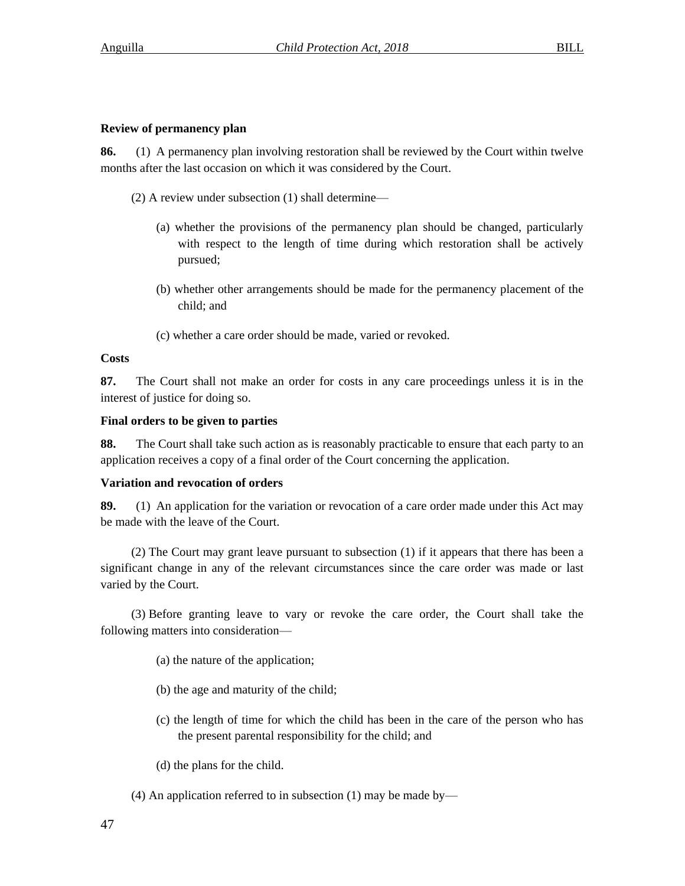**Review of permanency plan**

**86.** (1) A permanency plan involving restoration shall be reviewed by the Court within twelve months after the last occasion on which it was considered by the Court.

(2) A review under subsection (1) shall determine—

(a) whether the provisions of the permanency plan should be changed, particularly with respect to the length of time during which restoration shall be actively pursued;

(b) whether other arrangements should be made for the permanency placement of the child; and

(c) whether a care order should be made, varied or revoked.

**Costs**

**87.** The Court shall not make an order for costs in any care proceedings unless it is in the interest of justice for doing so.

**Final orders to be given to parties**

**88.** The Court shall take such action as is reasonably practicable to ensure that each party to an application receives a copy of a final order of the Court concerning the application.

**Variation and revocation of orders**

**89.** (1) An application for the variation or revocation of a care order made under this Act may be made with the leave of the Court.

(2) The Court may grant leave pursuant to subsection (1) if it appears that there has been a significant change in any of the relevant circumstances since the care order was made or last varied by the Court.

(3) Before granting leave to vary or revoke the care order, the Court shall take the following matters into consideration—

(a) the nature of the application;

(b) the age and maturity of the child;

(c) the length of time for which the child has been in the care of the person who has the present parental responsibility for the child; and

(d) the plans for the child.

(4) An application referred to in subsection (1) may be made by—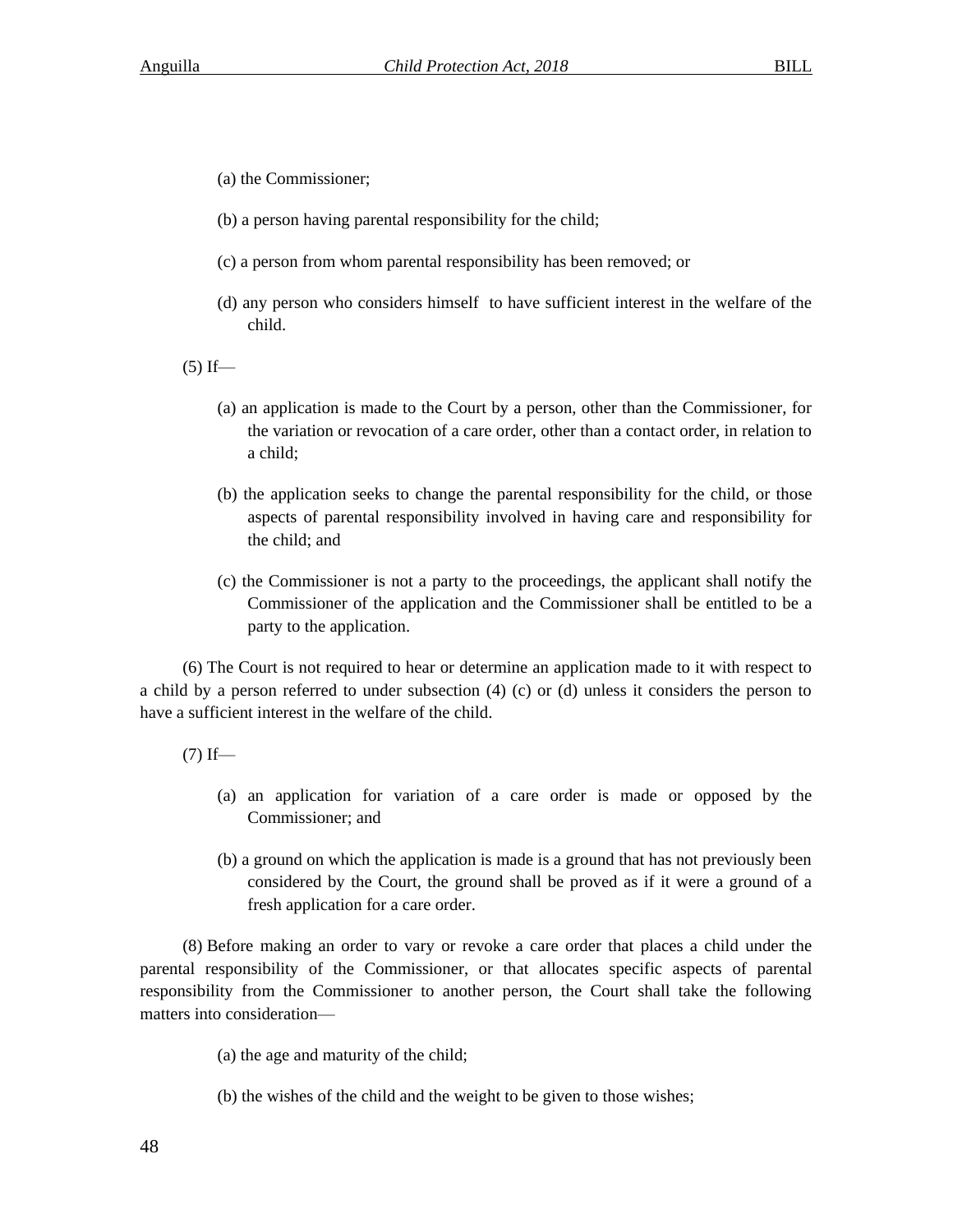(a) the Commissioner;

(b) a person having parental responsibility for the child;

(c) a person from whom parental responsibility has been removed; or

(d) any person who considers himself to have sufficient interest in the welfare of the child.

(5) If—

(a) an application is made to the Court by a person, other than the Commissioner, for the variation or revocation of a care order, other than a contact order, in relation to a child;

(b) the application seeks to change the parental responsibility for the child, or those aspects of parental responsibility involved in having care and responsibility for the child; and

(c) the Commissioner is not a party to the proceedings, the applicant shall notify the Commissioner of the application and the Commissioner shall be entitled to be a party to the application.

(6) The Court is not required to hear or determine an application made to it with respect to a child by a person referred to under subsection (4) (c) or (d) unless it considers the person to have a sufficient interest in the welfare of the child.

(7) If—

(a) an application for variation of a care order is made or opposed by the Commissioner; and

(b) a ground on which the application is made is a ground that has not previously been considered by the Court, the ground shall be proved as if it were a ground of a fresh application for a care order.

(8) Before making an order to vary or revoke a care order that places a child under the parental responsibility of the Commissioner, or that allocates specific aspects of parental responsibility from the Commissioner to another person, the Court shall take the following matters into consideration—

(a) the age and maturity of the child;

(b) the wishes of the child and the weight to be given to those wishes;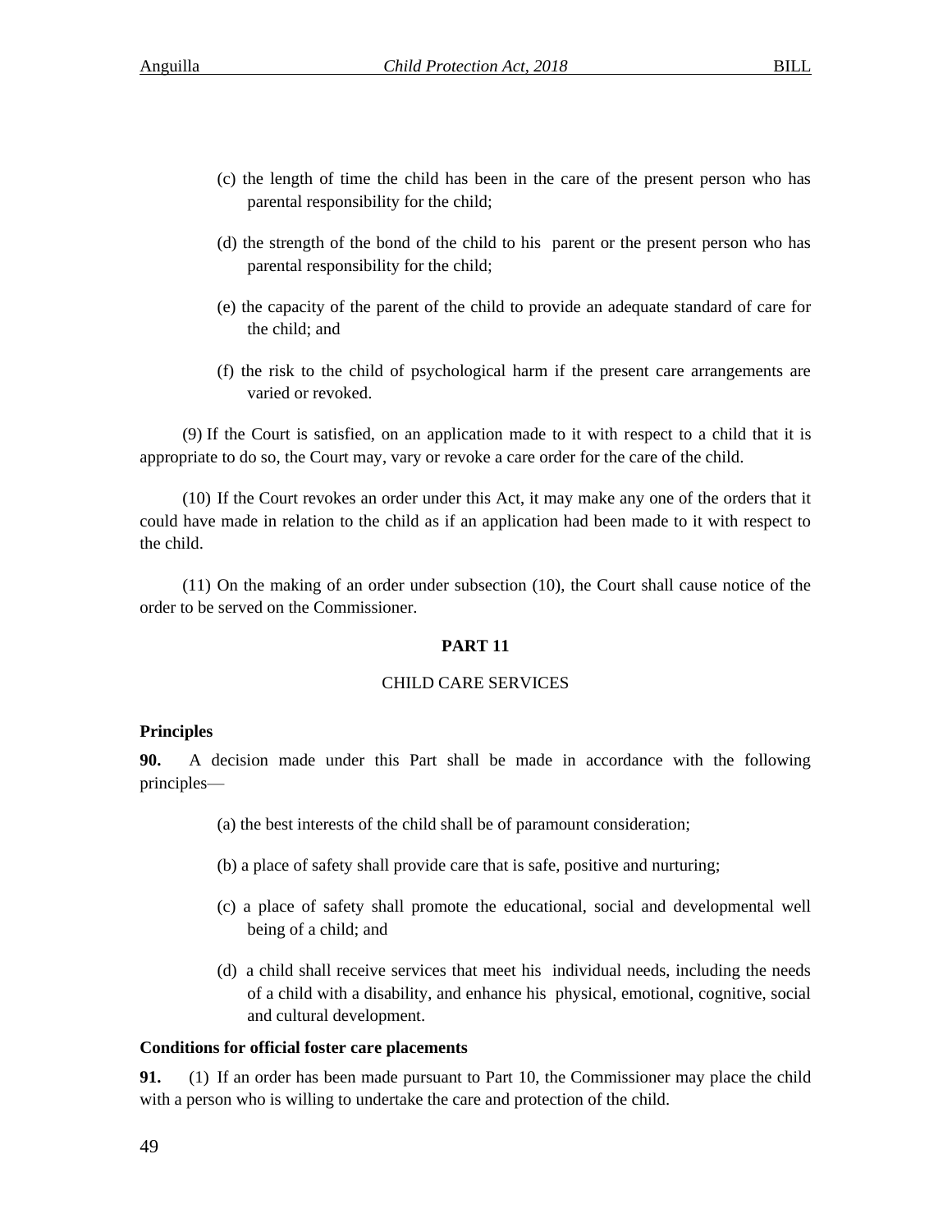(c) the length of time the child has been in the care of the present person who has parental responsibility for the child;

(d) the strength of the bond of the child to his parent or the present person who has parental responsibility for the child;

(e) the capacity of the parent of the child to provide an adequate standard of care for the child; and

(f) the risk to the child of psychological harm if the present care arrangements are varied or revoked.

(9) If the Court is satisfied, on an application made to it with respect to a child that it is appropriate to do so, the Court may, vary or revoke a care order for the care of the child.

(10) If the Court revokes an order under this Act, it may make any one of the orders that it could have made in relation to the child as if an application had been made to it with respect to the child.

(11) On the making of an order under subsection (10), the Court shall cause notice of the order to be served on the Commissioner.

## PART 11

CHILD CARE SERVICES

**Principles**

**90.** A decision made under this Part shall be made in accordance with the following principles—

(a) the best interests of the child shall be of paramount consideration;

(b) a place of safety shall provide care that is safe, positive and nurturing;

(c) a place of safety shall promote the educational, social and developmental well being of a child; and

(d) a child shall receive services that meet his individual needs, including the needs of a child with a disability, and enhance his physical, emotional, cognitive, social and cultural development.

**Conditions for official foster care placements**

**91.** (1) If an order has been made pursuant to Part 10, the Commissioner may place the child with a person who is willing to undertake the care and protection of the child.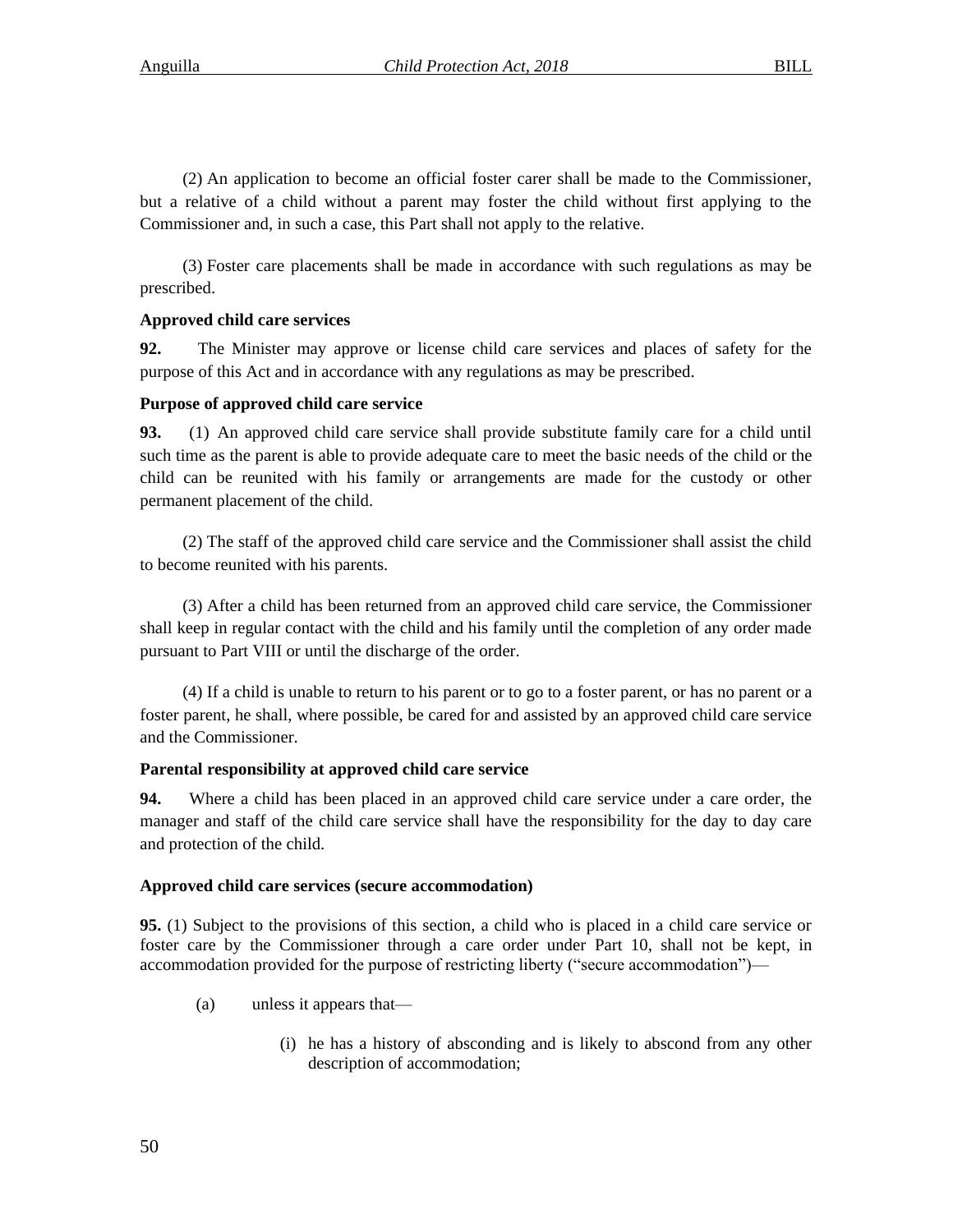(2) An application to become an official foster carer shall be made to the Commissioner, but a relative of a child without a parent may foster the child without first applying to the Commissioner and, in such a case, this Part shall not apply to the relative.

(3) Foster care placements shall be made in accordance with such regulations as may be prescribed.

**Approved child care services**

**92.** The Minister may approve or license child care services and places of safety for the purpose of this Act and in accordance with any regulations as may be prescribed.

**Purpose of approved child care service**

**93.** (1) An approved child care service shall provide substitute family care for a child until such time as the parent is able to provide adequate care to meet the basic needs of the child or the child can be reunited with his family or arrangements are made for the custody or other permanent placement of the child.

(2) The staff of the approved child care service and the Commissioner shall assist the child to become reunited with his parents.

(3) After a child has been returned from an approved child care service, the Commissioner shall keep in regular contact with the child and his family until the completion of any order made pursuant to Part VIII or until the discharge of the order.

(4) If a child is unable to return to his parent or to go to a foster parent, or has no parent or a foster parent, he shall, where possible, be cared for and assisted by an approved child care service and the Commissioner.

**Parental responsibility at approved child care service**

**94.** Where a child has been placed in an approved child care service under a care order, the manager and staff of the child care service shall have the responsibility for the day to day care and protection of the child.

**Approved child care services (secure accommodation)**

**95.** (1) Subject to the provisions of this section, a child who is placed in a child care service or foster care by the Commissioner through a care order under Part 10, shall not be kept, in accommodation provided for the purpose of restricting liberty ("secure accommodation")—

(a) unless it appears that—

(i) he has a history of absconding and is likely to abscond from any other description of accommodation;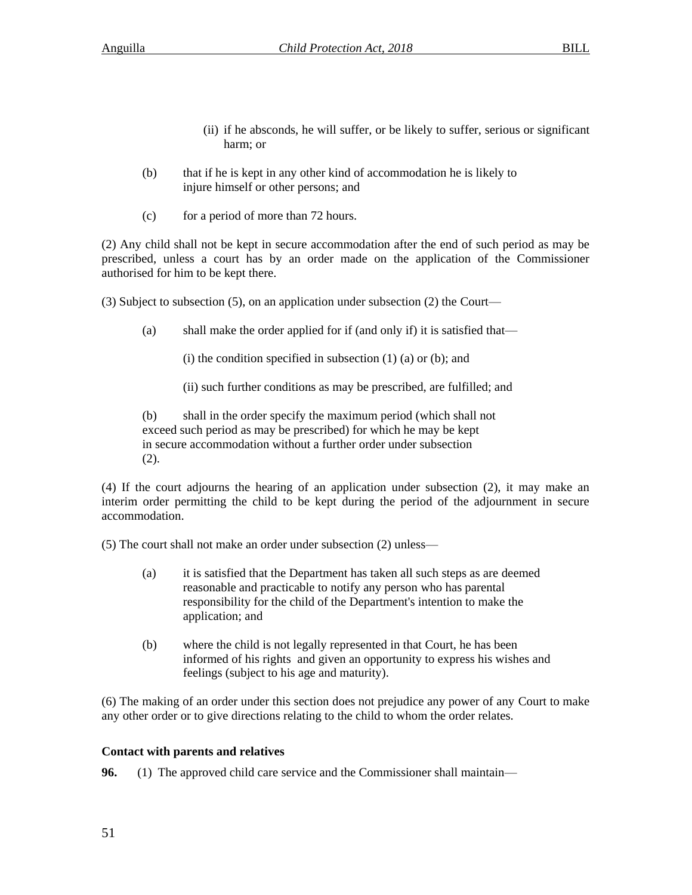(ii) if he absconds, he will suffer, or be likely to suffer, serious or significant harm; or

(b) that if he is kept in any other kind of accommodation he is likely to injure himself or other persons; and

(c) for a period of more than 72 hours.

(2) Any child shall not be kept in secure accommodation after the end of such period as may be prescribed, unless a court has by an order made on the application of the Commissioner authorised for him to be kept there.

(3) Subject to subsection (5), on an application under subsection (2) the Court—

(a) shall make the order applied for if (and only if) it is satisfied that—

(i) the condition specified in subsection (1) (a) or (b); and

(ii) such further conditions as may be prescribed, are fulfilled; and

(b) shall in the order specify the maximum period (which shall not exceed such period as may be prescribed) for which he may be kept in secure accommodation without a further order under subsection (2).

(4) If the court adjourns the hearing of an application under subsection (2), it may make an interim order permitting the child to be kept during the period of the adjournment in secure accommodation.

(5) The court shall not make an order under subsection (2) unless—

(a) it is satisfied that the Department has taken all such steps as are deemed reasonable and practicable to notify any person who has parental responsibility for the child of the Department's intention to make the application; and

(b) where the child is not legally represented in that Court, he has been informed of his rights and given an opportunity to express his wishes and feelings (subject to his age and maturity).

(6) The making of an order under this section does not prejudice any power of any Court to make any other order or to give directions relating to the child to whom the order relates.

**Contact with parents and relatives**

**96.** (1) The approved child care service and the Commissioner shall maintain—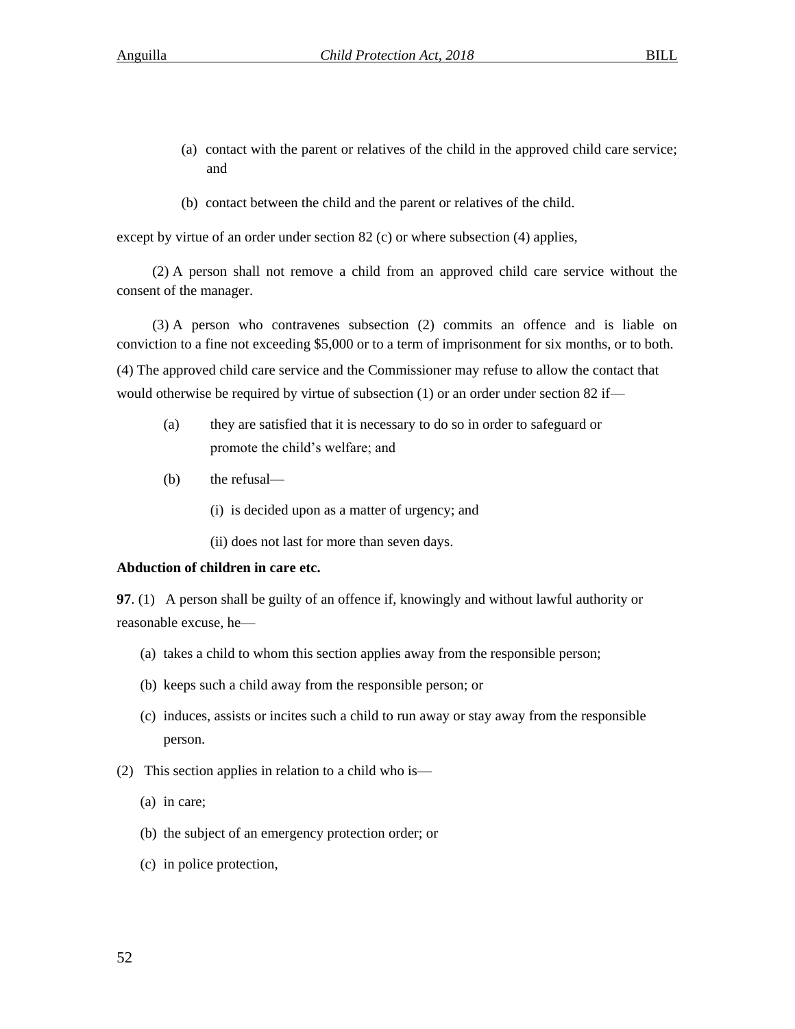(a) contact with the parent or relatives of the child in the approved child care service; and

(b) contact between the child and the parent or relatives of the child.

except by virtue of an order under section 82 (c) or where subsection (4) applies,

(2) A person shall not remove a child from an approved child care service without the consent of the manager.

(3) A person who contravenes subsection (2) commits an offence and is liable on conviction to a fine not exceeding $5,000 or to a term of imprisonment for six months, or to both.

(4) The approved child care service and the Commissioner may refuse to allow the contact that would otherwise be required by virtue of subsection (1) or an order under section 82 if—

(a) they are satisfied that it is necessary to do so in order to safeguard or promote the child's welfare; and

(b) the refusal—

(i) is decided upon as a matter of urgency; and

(ii) does not last for more than seven days.

**Abduction of children in care etc.**

**97**. (1) A person shall be guilty of an offence if, knowingly and without lawful authority or reasonable excuse, he—

(a) takes a child to whom this section applies away from the responsible person;

(b) keeps such a child away from the responsible person; or

(c) induces, assists or incites such a child to run away or stay away from the responsible person.

(2) This section applies in relation to a child who is—

(a) in care;

(b) the subject of an emergency protection order; or

(c) in police protection,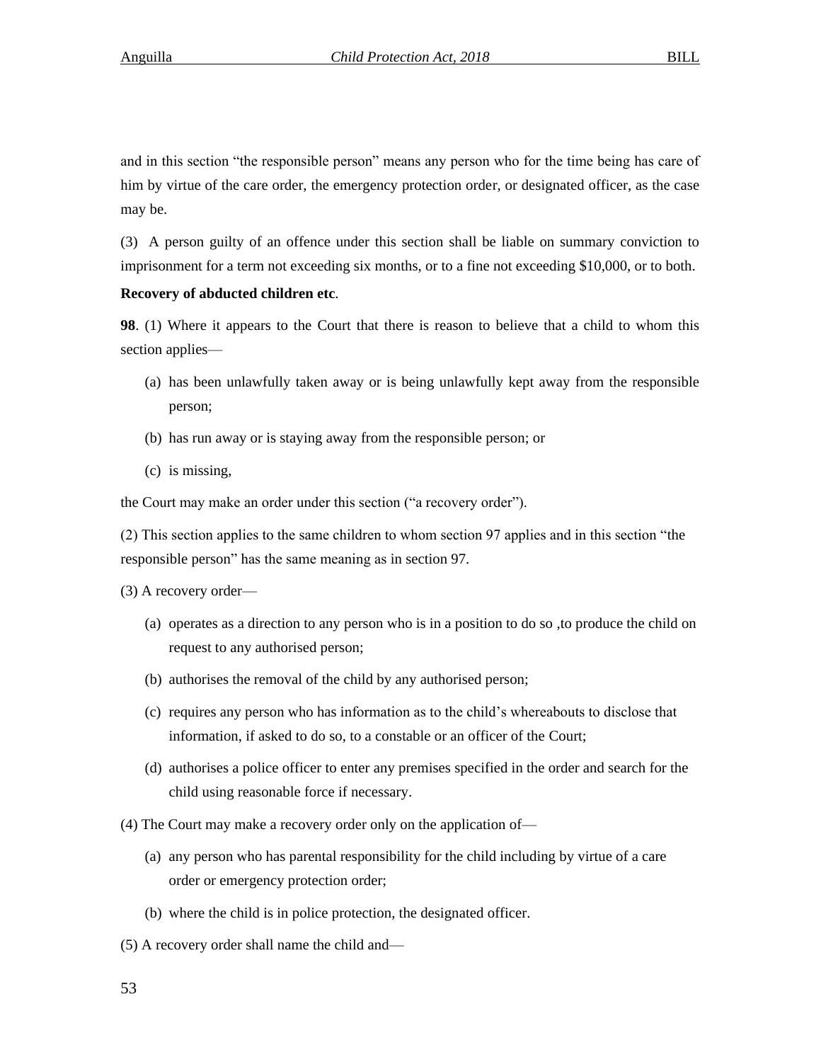and in this section “the responsible person” means any person who for the time being has care of him by virtue of the care order, the emergency protection order, or designated officer, as the case may be.

(3) A person guilty of an offence under this section shall be liable on summary conviction to imprisonment for a term not exceeding six months, or to a fine not exceeding $10,000, or to both.

**Recovery of abducted children etc**.

**98**. (1) Where it appears to the Court that there is reason to believe that a child to whom this section applies—

(a) has been unlawfully taken away or is being unlawfully kept away from the responsible person;

(b) has run away or is staying away from the responsible person; or

(c) is missing,

the Court may make an order under this section (“a recovery order”).

(2) This section applies to the same children to whom section 97 applies and in this section “the responsible person” has the same meaning as in section 97.

(3) A recovery order—

(a) operates as a direction to any person who is in a position to do so ,to produce the child on request to any authorised person;

(b) authorises the removal of the child by any authorised person;

(c) requires any person who has information as to the child’s whereabouts to disclose that information, if asked to do so, to a constable or an officer of the Court;

(d) authorises a police officer to enter any premises specified in the order and search for the child using reasonable force if necessary.

(4) The Court may make a recovery order only on the application of—

(a) any person who has parental responsibility for the child including by virtue of a care order or emergency protection order;

(b) where the child is in police protection, the designated officer.

(5) A recovery order shall name the child and—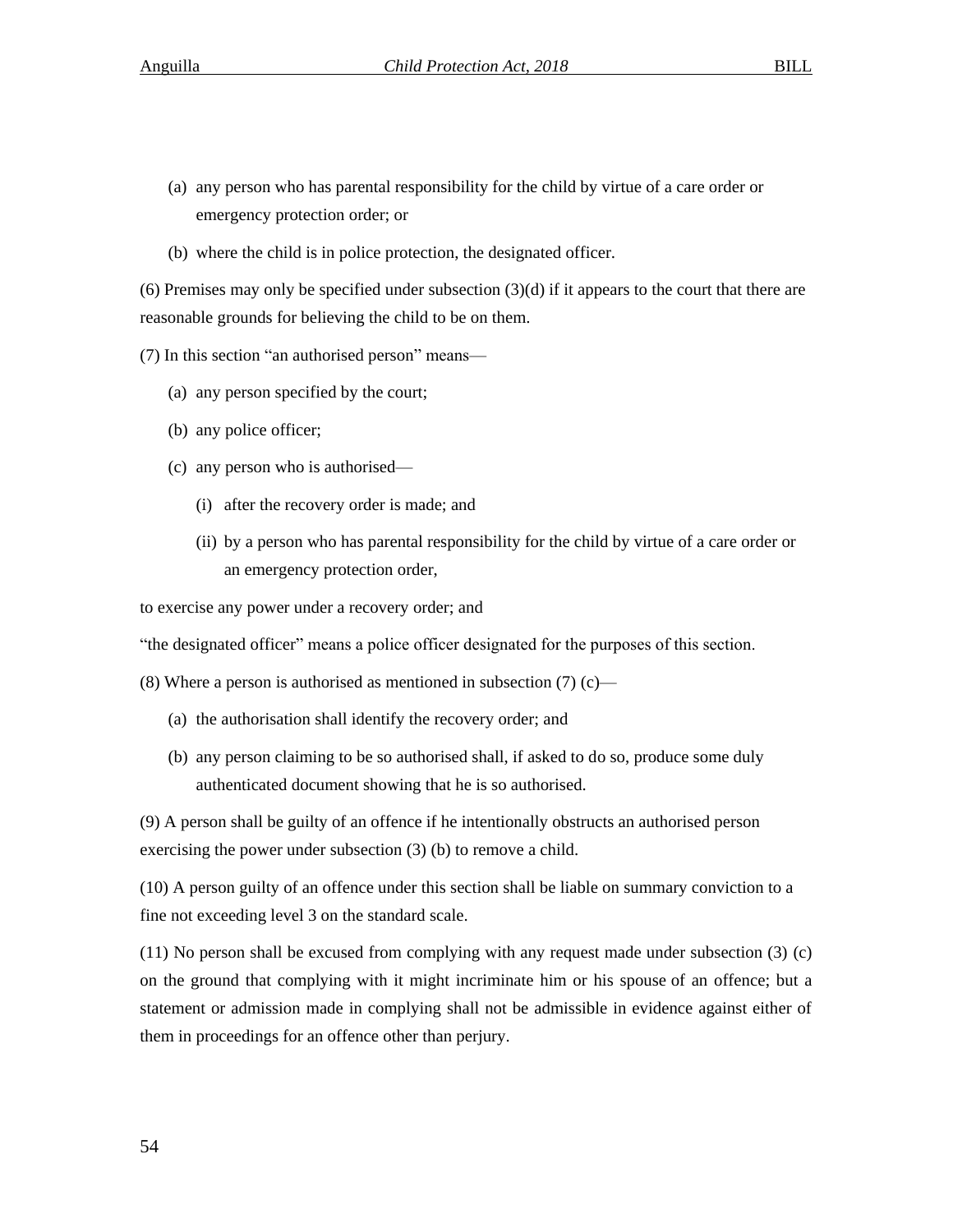(a) any person who has parental responsibility for the child by virtue of a care order or emergency protection order; or

(b) where the child is in police protection, the designated officer.

(6) Premises may only be specified under subsection (3)(d) if it appears to the court that there are reasonable grounds for believing the child to be on them.

(7) In this section "an authorised person" means—

(a) any person specified by the court;

(b) any police officer;

(c) any person who is authorised—

(i) after the recovery order is made; and

(ii) by a person who has parental responsibility for the child by virtue of a care order or an emergency protection order,

to exercise any power under a recovery order; and

"the designated officer" means a police officer designated for the purposes of this section.

(8) Where a person is authorised as mentioned in subsection (7) (c)—

(a) the authorisation shall identify the recovery order; and

(b) any person claiming to be so authorised shall, if asked to do so, produce some duly authenticated document showing that he is so authorised.

(9) A person shall be guilty of an offence if he intentionally obstructs an authorised person exercising the power under subsection (3) (b) to remove a child.

(10) A person guilty of an offence under this section shall be liable on summary conviction to a fine not exceeding level 3 on the standard scale.

(11) No person shall be excused from complying with any request made under subsection (3) (c) on the ground that complying with it might incriminate him or his spouse of an offence; but a statement or admission made in complying shall not be admissible in evidence against either of them in proceedings for an offence other than perjury.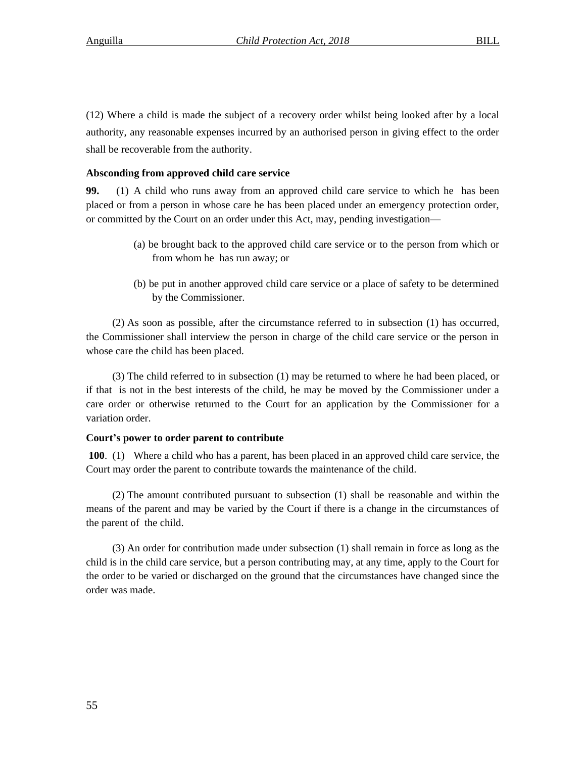(12) Where a child is made the subject of a recovery order whilst being looked after by a local authority, any reasonable expenses incurred by an authorised person in giving effect to the order shall be recoverable from the authority.

**Absconding from approved child care service**

**99.** (1) A child who runs away from an approved child care service to which he has been placed or from a person in whose care he has been placed under an emergency protection order, or committed by the Court on an order under this Act, may, pending investigation—

(a) be brought back to the approved child care service or to the person from which or from whom he has run away; or

(b) be put in another approved child care service or a place of safety to be determined by the Commissioner.

(2) As soon as possible, after the circumstance referred to in subsection (1) has occurred, the Commissioner shall interview the person in charge of the child care service or the person in whose care the child has been placed.

(3) The child referred to in subsection (1) may be returned to where he had been placed, or if that is not in the best interests of the child, he may be moved by the Commissioner under a care order or otherwise returned to the Court for an application by the Commissioner for a variation order.

**Court's power to order parent to contribute**

**100**. (1) Where a child who has a parent, has been placed in an approved child care service, the Court may order the parent to contribute towards the maintenance of the child.

(2) The amount contributed pursuant to subsection (1) shall be reasonable and within the means of the parent and may be varied by the Court if there is a change in the circumstances of the parent of the child.

(3) An order for contribution made under subsection (1) shall remain in force as long as the child is in the child care service, but a person contributing may, at any time, apply to the Court for the order to be varied or discharged on the ground that the circumstances have changed since the order was made.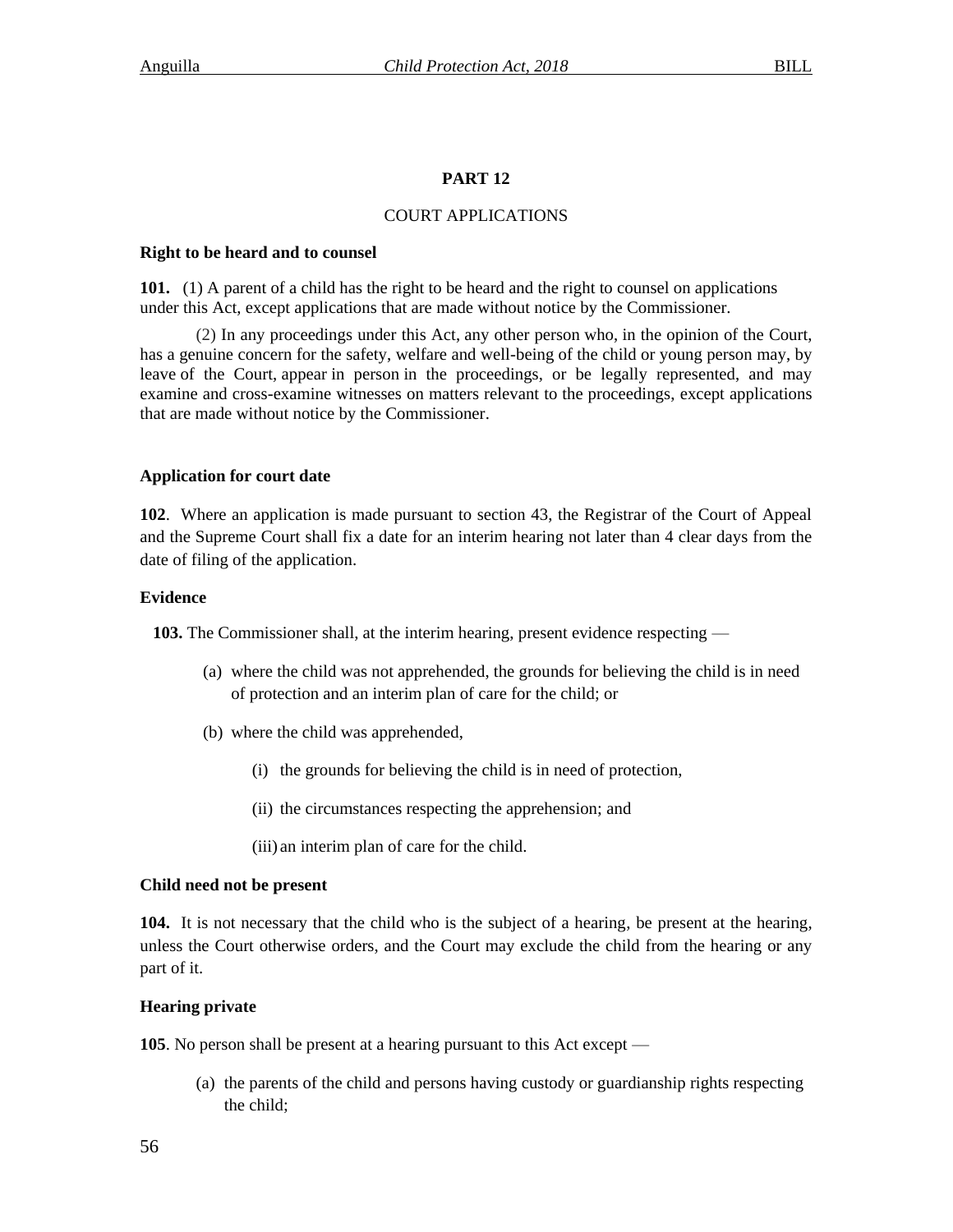## PART 12

### COURT APPLICATIONS

**Right to be heard and to counsel**

**101.** (1) A parent of a child has the right to be heard and the right to counsel on applications under this Act, except applications that are made without notice by the Commissioner.

(2) In any proceedings under this Act, any other person who, in the opinion of the Court, has a genuine concern for the safety, welfare and well-being of the child or young person may, by leave of the Court, appear in person in the proceedings, or be legally represented, and may examine and cross-examine witnesses on matters relevant to the proceedings, except applications that are made without notice by the Commissioner.

**Application for court date**

**102**. Where an application is made pursuant to section 43, the Registrar of the Court of Appeal and the Supreme Court shall fix a date for an interim hearing not later than 4 clear days from the date of filing of the application.

**Evidence**

**103.** The Commissioner shall, at the interim hearing, present evidence respecting —

(a) where the child was not apprehended, the grounds for believing the child is in need of protection and an interim plan of care for the child; or

(b) where the child was apprehended,

(i) the grounds for believing the child is in need of protection,

(ii) the circumstances respecting the apprehension; and

(iii) an interim plan of care for the child.

**Child need not be present**

**104.** It is not necessary that the child who is the subject of a hearing, be present at the hearing, unless the Court otherwise orders, and the Court may exclude the child from the hearing or any part of it.

**Hearing private**

**105**. No person shall be present at a hearing pursuant to this Act except —

(a) the parents of the child and persons having custody or guardianship rights respecting the child;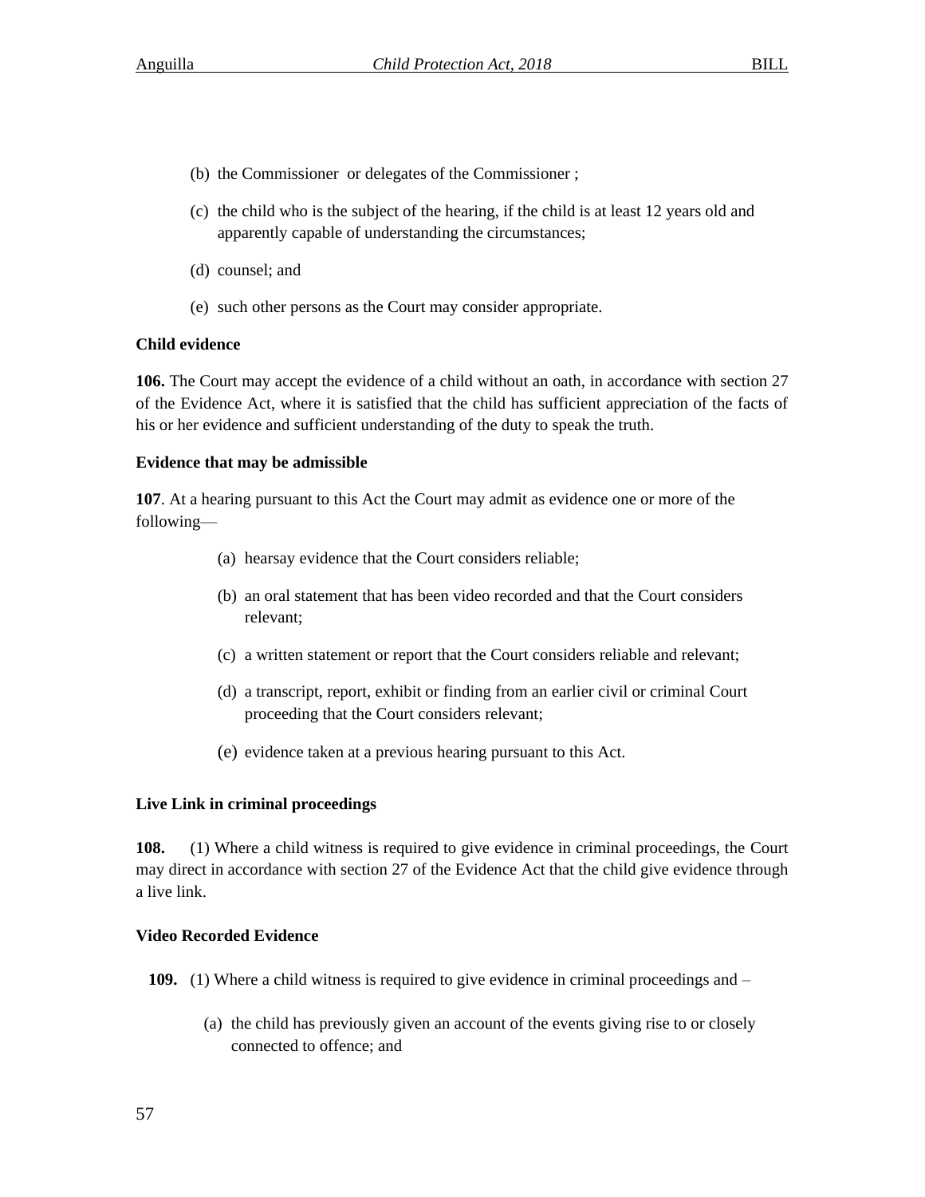(b) the Commissioner or delegates of the Commissioner ;

(c) the child who is the subject of the hearing, if the child is at least 12 years old and apparently capable of understanding the circumstances;

(d) counsel; and

(e) such other persons as the Court may consider appropriate.

**Child evidence**

**106.** The Court may accept the evidence of a child without an oath, in accordance with section 27 of the Evidence Act, where it is satisfied that the child has sufficient appreciation of the facts of his or her evidence and sufficient understanding of the duty to speak the truth.

**Evidence that may be admissible**

**107**. At a hearing pursuant to this Act the Court may admit as evidence one or more of the following—

(a) hearsay evidence that the Court considers reliable;

(b) an oral statement that has been video recorded and that the Court considers relevant;

(c) a written statement or report that the Court considers reliable and relevant;

(d) a transcript, report, exhibit or finding from an earlier civil or criminal Court proceeding that the Court considers relevant;

(e) evidence taken at a previous hearing pursuant to this Act.

**Live Link in criminal proceedings**

**108.** (1) Where a child witness is required to give evidence in criminal proceedings, the Court may direct in accordance with section 27 of the Evidence Act that the child give evidence through a live link.

**Video Recorded Evidence**

**109.** (1) Where a child witness is required to give evidence in criminal proceedings and –

(a) the child has previously given an account of the events giving rise to or closely connected to offence; and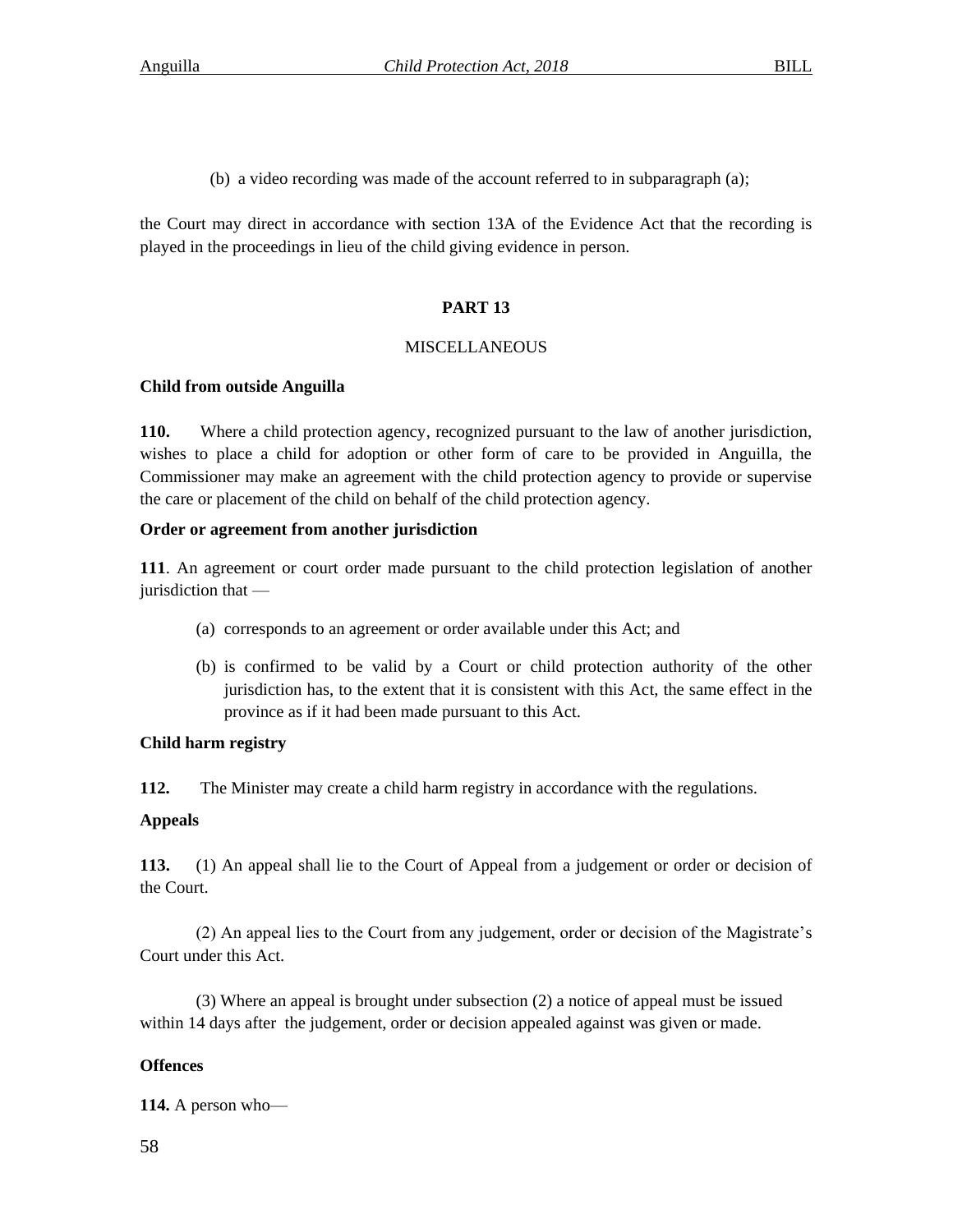(b) a video recording was made of the account referred to in subparagraph (a);

the Court may direct in accordance with section 13A of the Evidence Act that the recording is played in the proceedings in lieu of the child giving evidence in person.

## PART 13

MISCELLANEOUS

**Child from outside Anguilla**

**110.** Where a child protection agency, recognized pursuant to the law of another jurisdiction, wishes to place a child for adoption or other form of care to be provided in Anguilla, the Commissioner may make an agreement with the child protection agency to provide or supervise the care or placement of the child on behalf of the child protection agency.

**Order or agreement from another jurisdiction**

**111**. An agreement or court order made pursuant to the child protection legislation of another jurisdiction that —

(a) corresponds to an agreement or order available under this Act; and

(b) is confirmed to be valid by a Court or child protection authority of the other jurisdiction has, to the extent that it is consistent with this Act, the same effect in the province as if it had been made pursuant to this Act.

**Child harm registry**

**112.** The Minister may create a child harm registry in accordance with the regulations.

**Appeals**

**113.** (1) An appeal shall lie to the Court of Appeal from a judgement or order or decision of the Court.

(2) An appeal lies to the Court from any judgement, order or decision of the Magistrate's Court under this Act.

(3) Where an appeal is brought under subsection (2) a notice of appeal must be issued within 14 days after the judgement, order or decision appealed against was given or made.

**Offences**

**114.** A person who—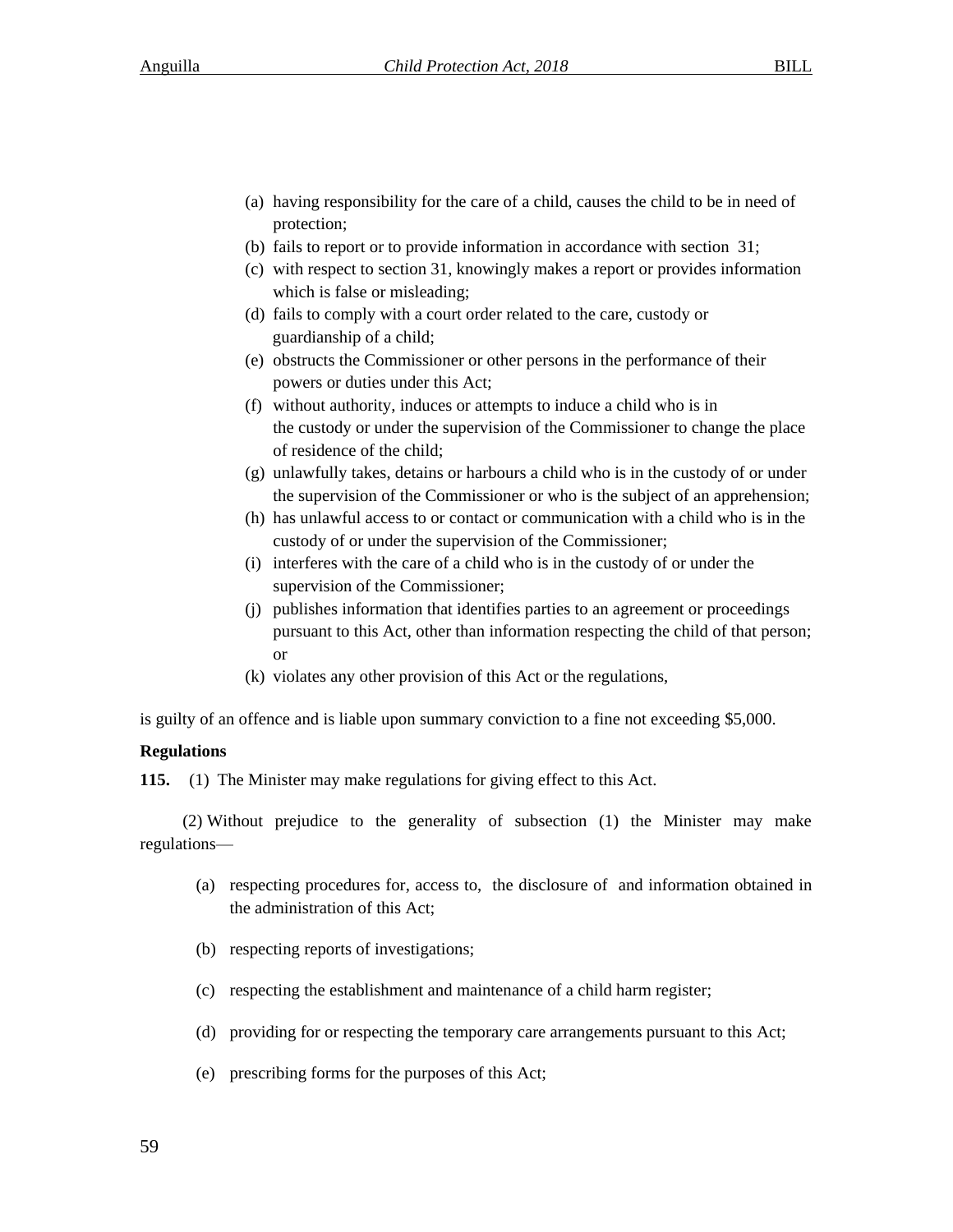(a) having responsibility for the care of a child, causes the child to be in need of protection;
(b) fails to report or to provide information in accordance with section 31;
(c) with respect to section 31, knowingly makes a report or provides information which is false or misleading;
(d) fails to comply with a court order related to the care, custody or guardianship of a child;
(e) obstructs the Commissioner or other persons in the performance of their powers or duties under this Act;
(f) without authority, induces or attempts to induce a child who is in the custody or under the supervision of the Commissioner to change the place of residence of the child;
(g) unlawfully takes, detains or harbours a child who is in the custody of or under the supervision of the Commissioner or who is the subject of an apprehension;
(h) has unlawful access to or contact or communication with a child who is in the custody of or under the supervision of the Commissioner;
(i) interferes with the care of a child who is in the custody of or under the supervision of the Commissioner;
(j) publishes information that identifies parties to an agreement or proceedings pursuant to this Act, other than information respecting the child of that person; or
(k) violates any other provision of this Act or the regulations,

is guilty of an offence and is liable upon summary conviction to a fine not exceeding $5,000.

**Regulations**

**115.** (1) The Minister may make regulations for giving effect to this Act.

(2) Without prejudice to the generality of subsection (1) the Minister may make regulations—

(a) respecting procedures for, access to, the disclosure of and information obtained in the administration of this Act;

(b) respecting reports of investigations;

(c) respecting the establishment and maintenance of a child harm register;

(d) providing for or respecting the temporary care arrangements pursuant to this Act;

(e) prescribing forms for the purposes of this Act;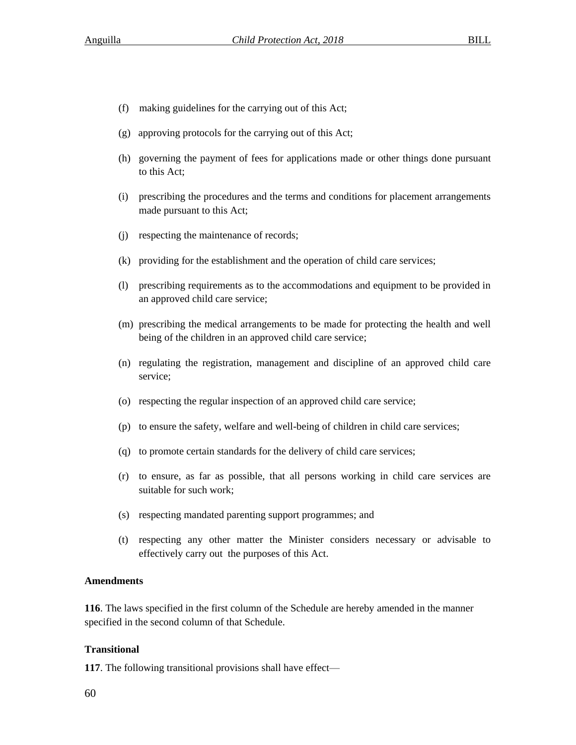(f) making guidelines for the carrying out of this Act;

(g) approving protocols for the carrying out of this Act;

(h) governing the payment of fees for applications made or other things done pursuant to this Act;

(i) prescribing the procedures and the terms and conditions for placement arrangements made pursuant to this Act;

(j) respecting the maintenance of records;

(k) providing for the establishment and the operation of child care services;

(l) prescribing requirements as to the accommodations and equipment to be provided in an approved child care service;

(m) prescribing the medical arrangements to be made for protecting the health and well being of the children in an approved child care service;

(n) regulating the registration, management and discipline of an approved child care service;

(o) respecting the regular inspection of an approved child care service;

(p) to ensure the safety, welfare and well-being of children in child care services;

(q) to promote certain standards for the delivery of child care services;

(r) to ensure, as far as possible, that all persons working in child care services are suitable for such work;

(s) respecting mandated parenting support programmes; and

(t) respecting any other matter the Minister considers necessary or advisable to effectively carry out the purposes of this Act.

**Amendments**

**116**. The laws specified in the first column of the Schedule are hereby amended in the manner specified in the second column of that Schedule.

**Transitional**

**117**. The following transitional provisions shall have effect—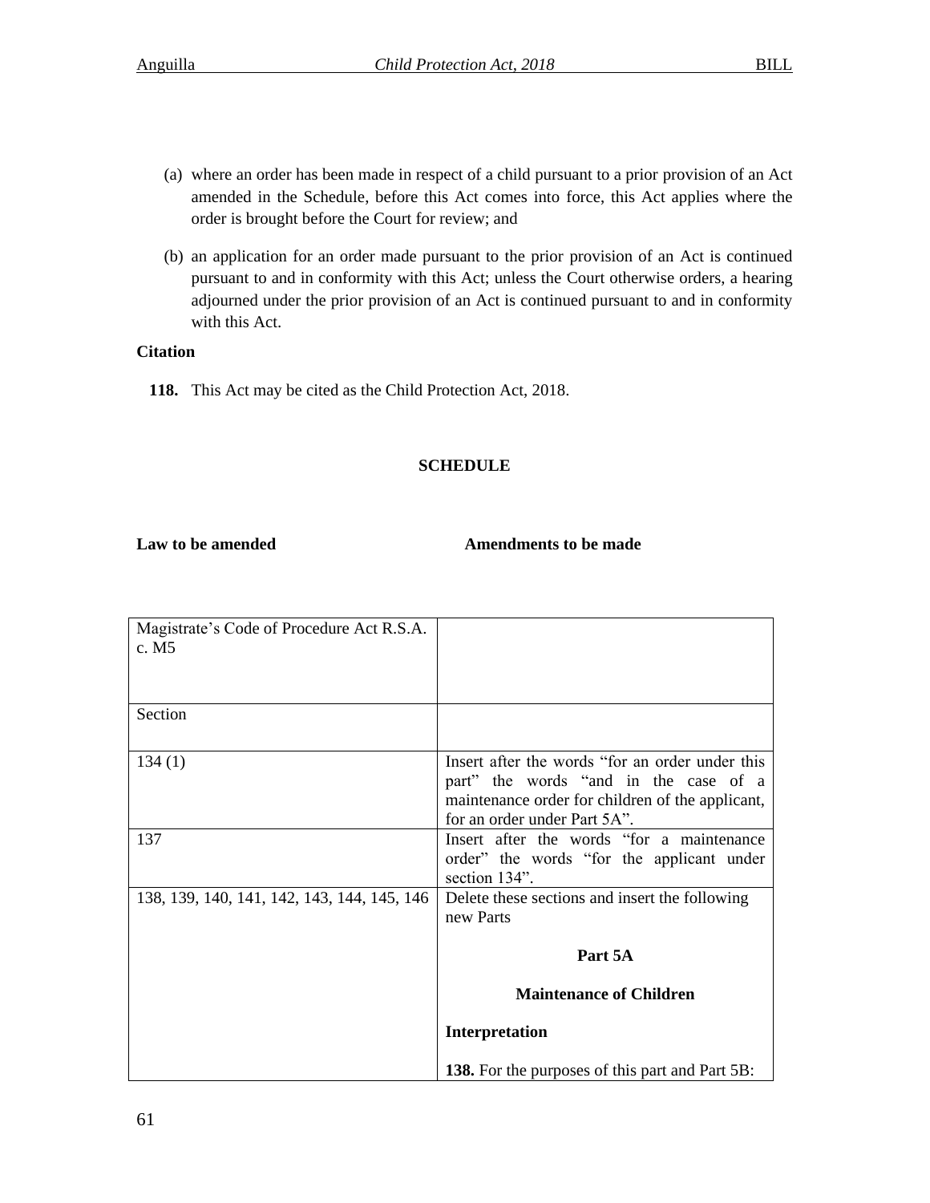(a) where an order has been made in respect of a child pursuant to a prior provision of an Act amended in the Schedule, before this Act comes into force, this Act applies where the order is brought before the Court for review; and

(b) an application for an order made pursuant to the prior provision of an Act is continued pursuant to and in conformity with this Act; unless the Court otherwise orders, a hearing adjourned under the prior provision of an Act is continued pursuant to and in conformity with this Act.

**Citation**

**118.** This Act may be cited as the Child Protection Act, 2018.

## SCHEDULE

| **Law to be amended** | **Amendments to be made** |
|---|---|
| Magistrate's Code of Procedure Act R.S.A. c. M5 | |
| Section | |
| 134 (1) | Insert after the words "for an order under this part" the words "and in the case of a maintenance order for children of the applicant, for an order under Part 5A". |
| 137 | Insert after the words "for a maintenance order" the words "for the applicant under section 134". |
| 138, 139, 140, 141, 142, 143, 144, 145, 146 | Delete these sections and insert the following new Parts<br><br>**Part 5A**<br><br>**Maintenance of Children**<br><br>**Interpretation**<br><br>**138.** For the purposes of this part and Part 5B: |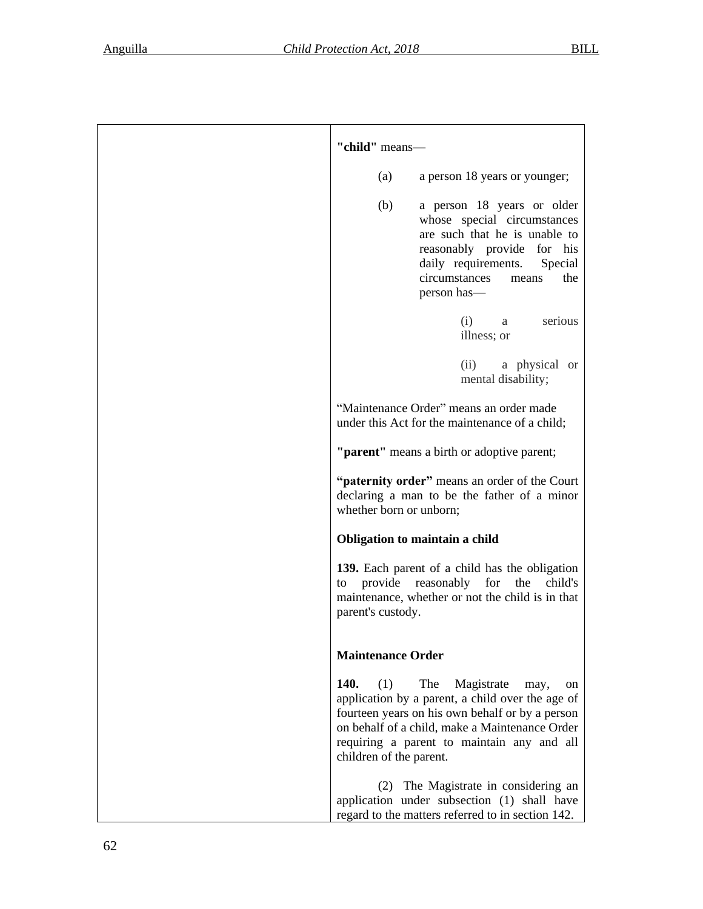**"child"** means—

(a) a person 18 years or younger;

(b) a person 18 years or older whose special circumstances are such that he is unable to reasonably provide for his daily requirements. Special circumstances means the person has—

(i) a serious illness; or

(ii) a physical or mental disability;

“Maintenance Order” means an order made under this Act for the maintenance of a child;

**"parent"** means a birth or adoptive parent;

**“paternity order”** means an order of the Court declaring a man to be the father of a minor whether born or unborn;

**Obligation to maintain a child**

**139.** Each parent of a child has the obligation to provide reasonably for the child's maintenance, whether or not the child is in that parent's custody.

**Maintenance Order**

**140.** (1) The Magistrate may, on application by a parent, a child over the age of fourteen years on his own behalf or by a person on behalf of a child, make a Maintenance Order requiring a parent to maintain any and all children of the parent.

(2) The Magistrate in considering an application under subsection (1) shall have regard to the matters referred to in section 142.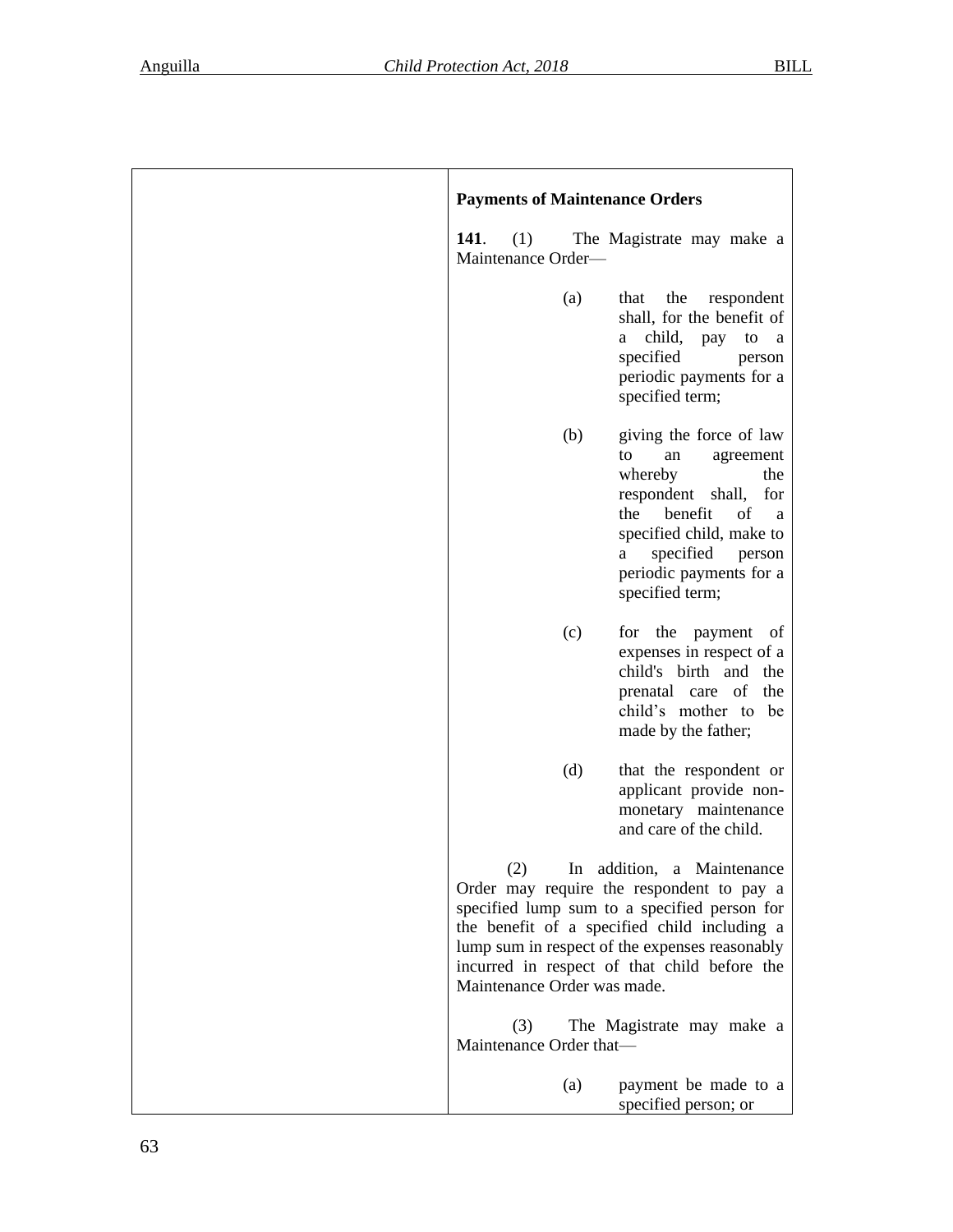**Payments of Maintenance Orders**

**141**. (1) The Magistrate may make a Maintenance Order—

(a) that the respondent shall, for the benefit of a child, pay to a specified person periodic payments for a specified term;

(b) giving the force of law to an agreement whereby the respondent shall, for the benefit of a specified child, make to a specified person periodic payments for a specified term;

(c) for the payment of expenses in respect of a child's birth and the prenatal care of the child's mother to be made by the father;

(d) that the respondent or applicant provide non-monetary maintenance and care of the child.

(2) In addition, a Maintenance Order may require the respondent to pay a specified lump sum to a specified person for the benefit of a specified child including a lump sum in respect of the expenses reasonably incurred in respect of that child before the Maintenance Order was made.

(3) The Magistrate may make a Maintenance Order that—

(a) payment be made to a specified person; or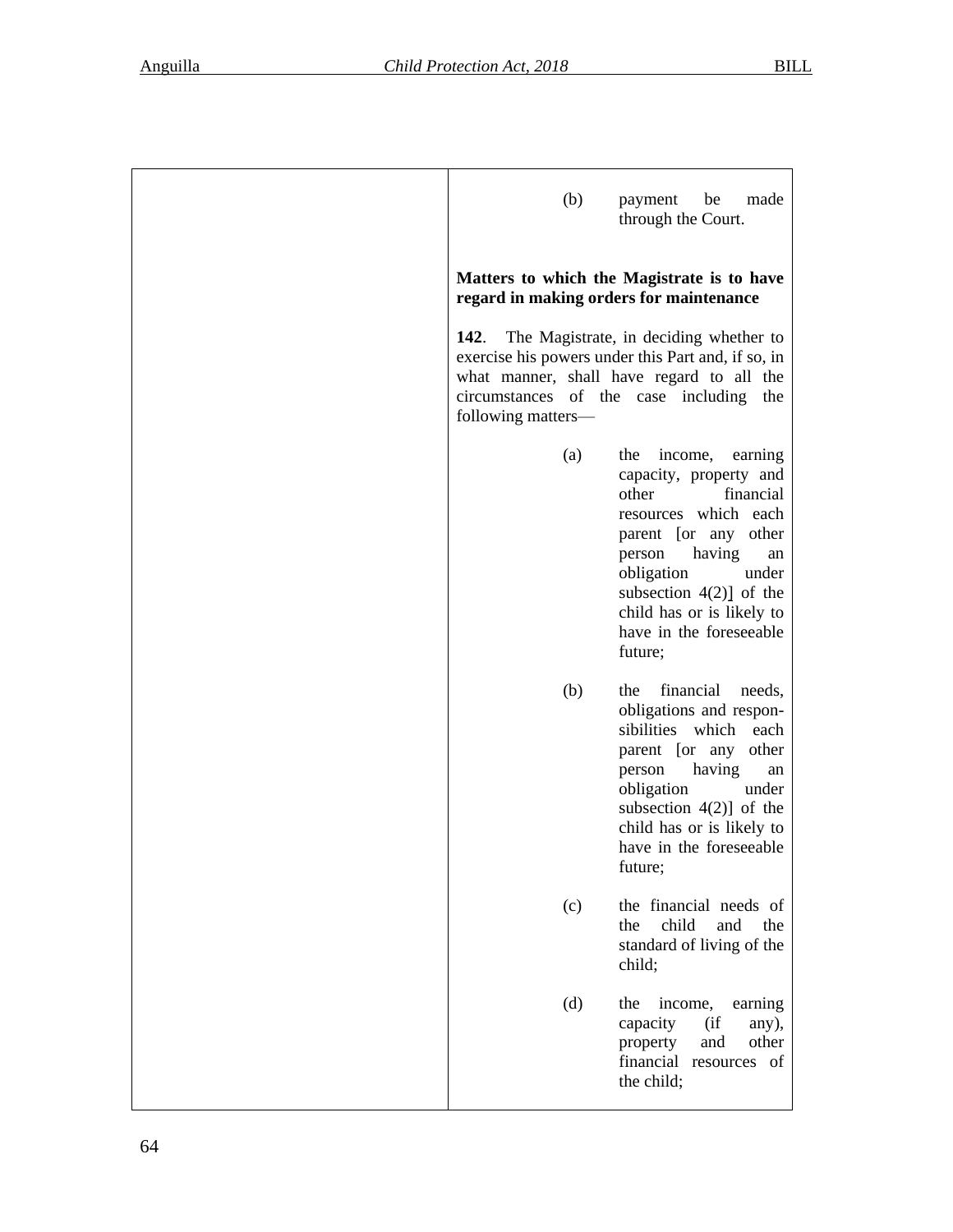(b) payment be made through the Court.

**Matters to which the Magistrate is to have regard in making orders for maintenance**

**142**. The Magistrate, in deciding whether to exercise his powers under this Part and, if so, in what manner, shall have regard to all the circumstances of the case including the following matters—

(a) the income, earning capacity, property and other financial resources which each parent [or any other person having an obligation under subsection 4(2)] of the child has or is likely to have in the foreseeable future;

(b) the financial needs, obligations and responsibilities which each parent [or any other person having an obligation under subsection 4(2)] of the child has or is likely to have in the foreseeable future;

(c) the financial needs of the child and the standard of living of the child;

(d) the income, earning capacity (if any), property and other financial resources of the child;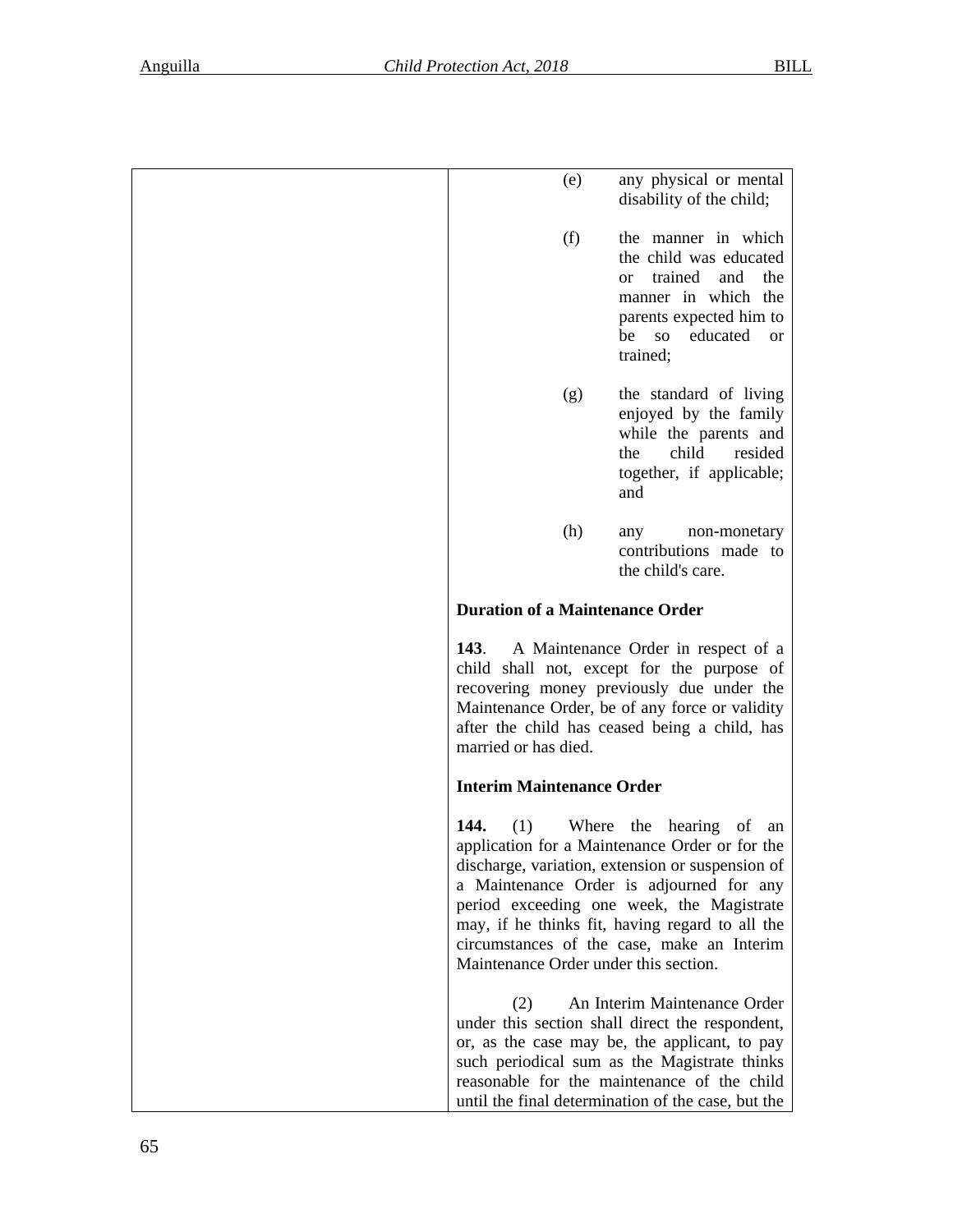(e) any physical or mental disability of the child;

(f) the manner in which the child was educated or trained and the manner in which the parents expected him to be so educated or trained;

(g) the standard of living enjoyed by the family while the parents and the child resided together, if applicable; and

(h) any non-monetary contributions made to the child's care.

**Duration of a Maintenance Order**

**143**. A Maintenance Order in respect of a child shall not, except for the purpose of recovering money previously due under the Maintenance Order, be of any force or validity after the child has ceased being a child, has married or has died.

**Interim Maintenance Order**

**144.** (1) Where the hearing of an application for a Maintenance Order or for the discharge, variation, extension or suspension of a Maintenance Order is adjourned for any period exceeding one week, the Magistrate may, if he thinks fit, having regard to all the circumstances of the case, make an Interim Maintenance Order under this section.

(2) An Interim Maintenance Order under this section shall direct the respondent, or, as the case may be, the applicant, to pay such periodical sum as the Magistrate thinks reasonable for the maintenance of the child until the final determination of the case, but the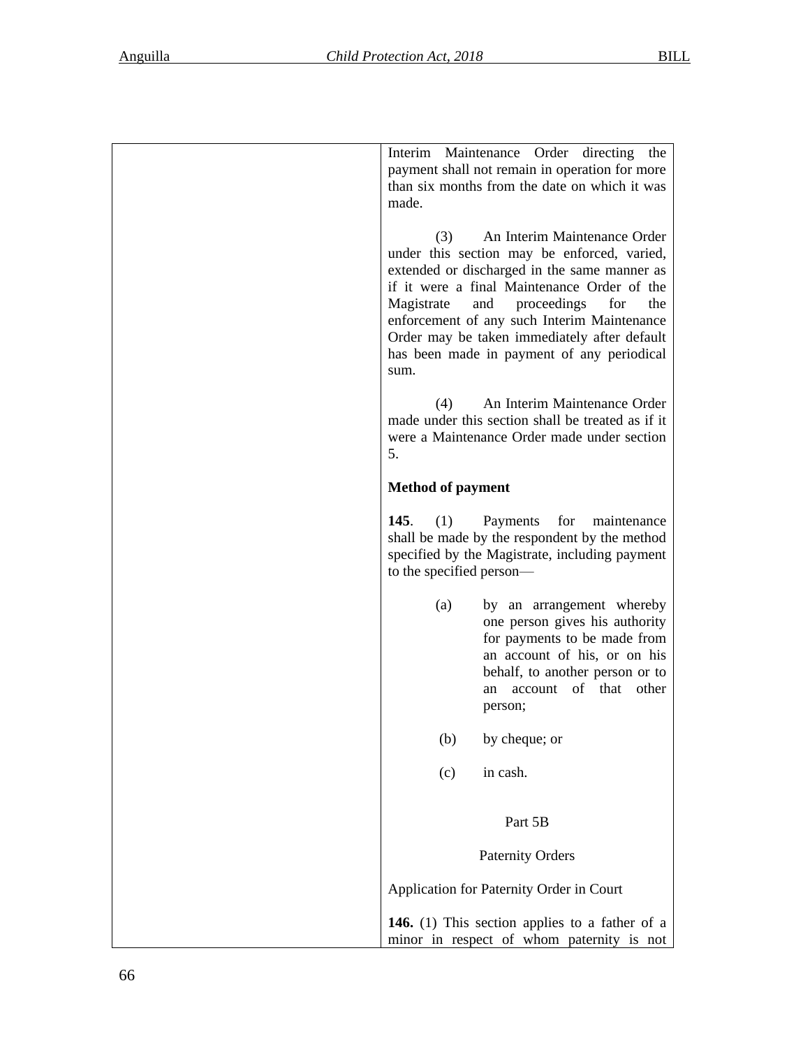Interim Maintenance Order directing the payment shall not remain in operation for more than six months from the date on which it was made.

(3) An Interim Maintenance Order under this section may be enforced, varied, extended or discharged in the same manner as if it were a final Maintenance Order of the Magistrate and proceedings for the enforcement of any such Interim Maintenance Order may be taken immediately after default has been made in payment of any periodical sum.

(4) An Interim Maintenance Order made under this section shall be treated as if it were a Maintenance Order made under section 5.

**Method of payment**

**145**. (1) Payments for maintenance shall be made by the respondent by the method specified by the Magistrate, including payment to the specified person—

(a) by an arrangement whereby one person gives his authority for payments to be made from an account of his, or on his behalf, to another person or to an account of that other person;

(b) by cheque; or

(c) in cash.

Part 5B

Paternity Orders

Application for Paternity Order in Court

**146.** (1) This section applies to a father of a minor in respect of whom paternity is not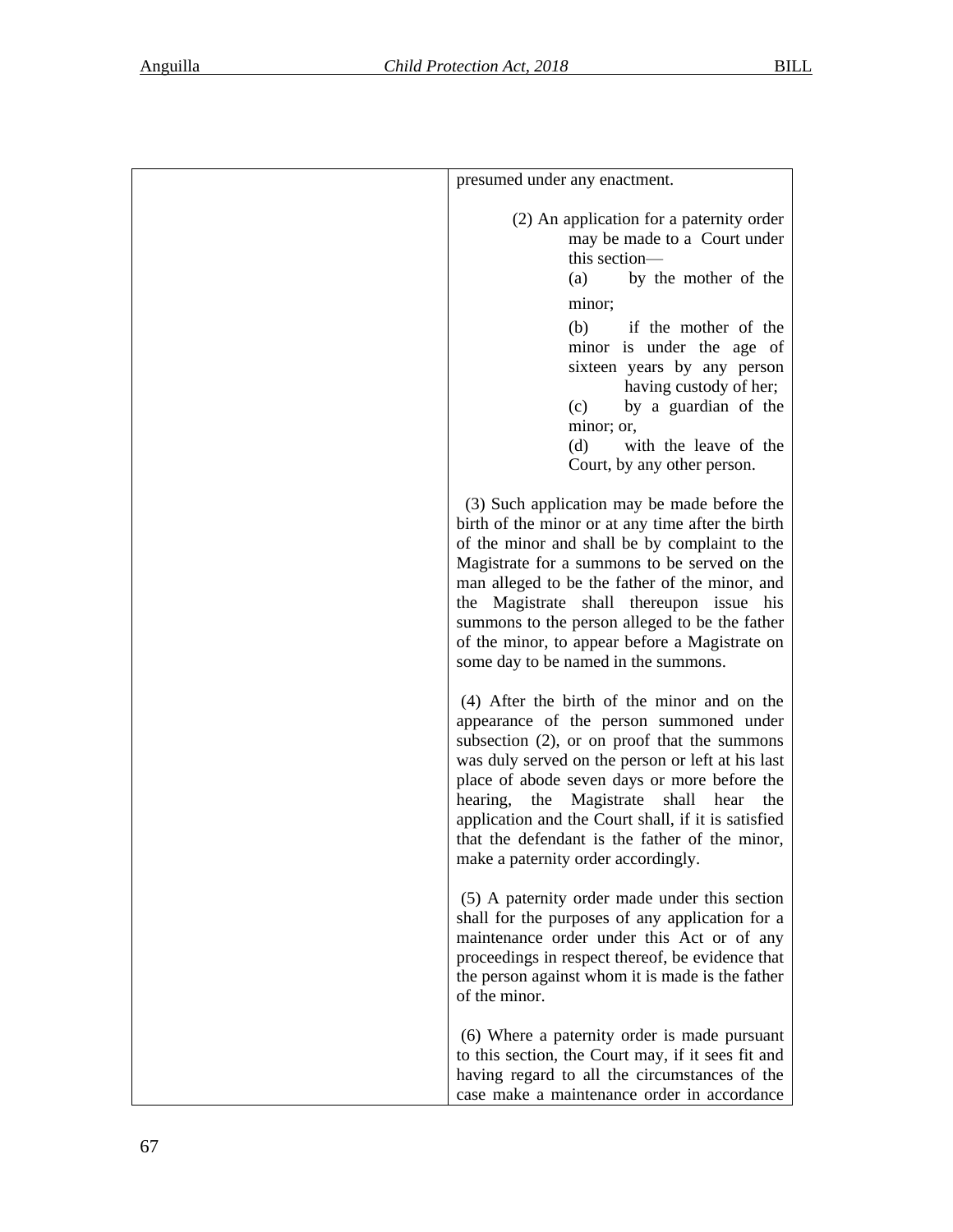presumed under any enactment.

(2) An application for a paternity order may be made to a Court under this section—

(a) by the mother of the minor;

(b) if the mother of the minor is under the age of sixteen years by any person having custody of her;

(c) by a guardian of the minor; or,

(d) with the leave of the Court, by any other person.

(3) Such application may be made before the birth of the minor or at any time after the birth of the minor and shall be by complaint to the Magistrate for a summons to be served on the man alleged to be the father of the minor, and the Magistrate shall thereupon issue his summons to the person alleged to be the father of the minor, to appear before a Magistrate on some day to be named in the summons.

(4) After the birth of the minor and on the appearance of the person summoned under subsection (2), or on proof that the summons was duly served on the person or left at his last place of abode seven days or more before the hearing, the Magistrate shall hear the application and the Court shall, if it is satisfied that the defendant is the father of the minor, make a paternity order accordingly.

(5) A paternity order made under this section shall for the purposes of any application for a maintenance order under this Act or of any proceedings in respect thereof, be evidence that the person against whom it is made is the father of the minor.

(6) Where a paternity order is made pursuant to this section, the Court may, if it sees fit and having regard to all the circumstances of the case make a maintenance order in accordance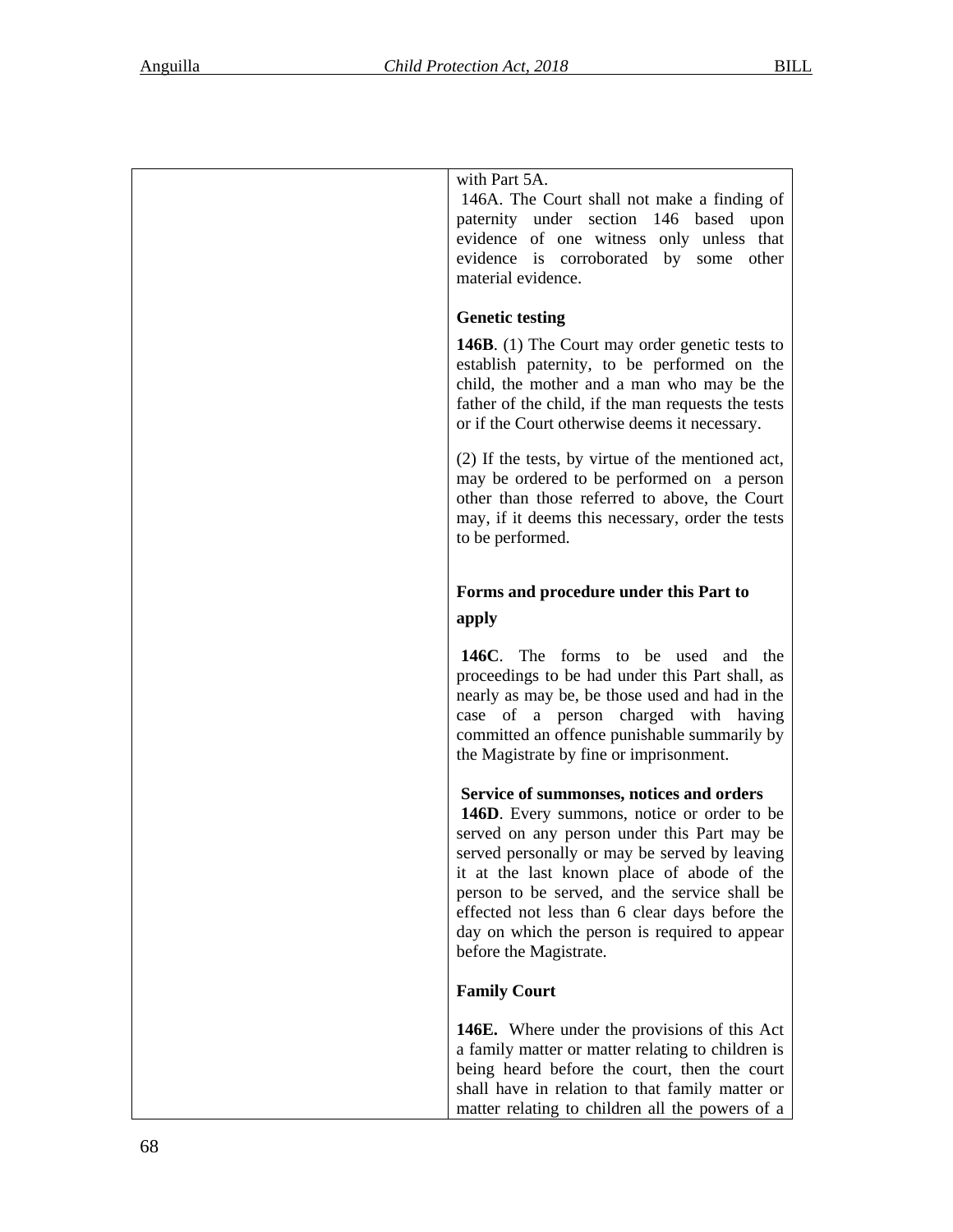with Part 5A.

146A. The Court shall not make a finding of paternity under section 146 based upon evidence of one witness only unless that evidence is corroborated by some other material evidence.

**Genetic testing**

**146B**. (1) The Court may order genetic tests to establish paternity, to be performed on the child, the mother and a man who may be the father of the child, if the man requests the tests or if the Court otherwise deems it necessary.

(2) If the tests, by virtue of the mentioned act, may be ordered to be performed on a person other than those referred to above, the Court may, if it deems this necessary, order the tests to be performed.

**Forms and procedure under this Part to apply**

**146C**. The forms to be used and the proceedings to be had under this Part shall, as nearly as may be, be those used and had in the case of a person charged with having committed an offence punishable summarily by the Magistrate by fine or imprisonment.

**Service of summonses, notices and orders**

**146D**. Every summons, notice or order to be served on any person under this Part may be served personally or may be served by leaving it at the last known place of abode of the person to be served, and the service shall be effected not less than 6 clear days before the day on which the person is required to appear before the Magistrate.

**Family Court**

**146E.** Where under the provisions of this Act a family matter or matter relating to children is being heard before the court, then the court shall have in relation to that family matter or matter relating to children all the powers of a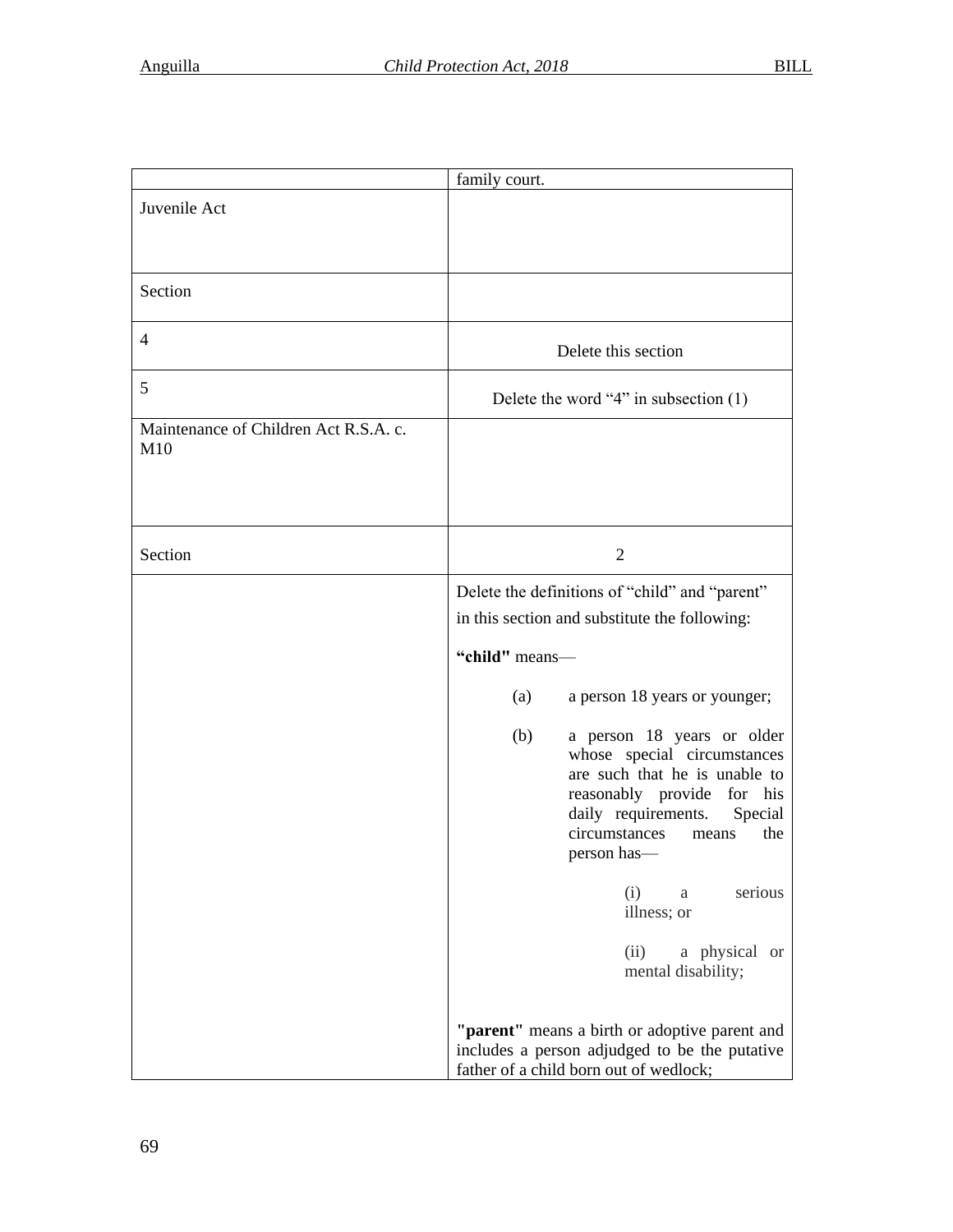| | |
|---|---|
| | family court. |
| Juvenile Act | |
| Section | |
| 4 | Delete this section |
| 5 | Delete the word "4" in subsection (1) |
| Maintenance of Children Act R.S.A. c. M10 | |
| Section | 2 |
| | Delete the definitions of "child" and "parent" in this section and substitute the following:<br><br>**"child"** means—<br><br>(a) a person 18 years or younger;<br><br>(b) a person 18 years or older whose special circumstances are such that he is unable to reasonably provide for his daily requirements. Special circumstances means the person has—<br><br>(i) a serious illness; or<br><br>(ii) a physical or mental disability;<br><br>**"parent"** means a birth or adoptive parent and includes a person adjudged to be the putative father of a child born out of wedlock; |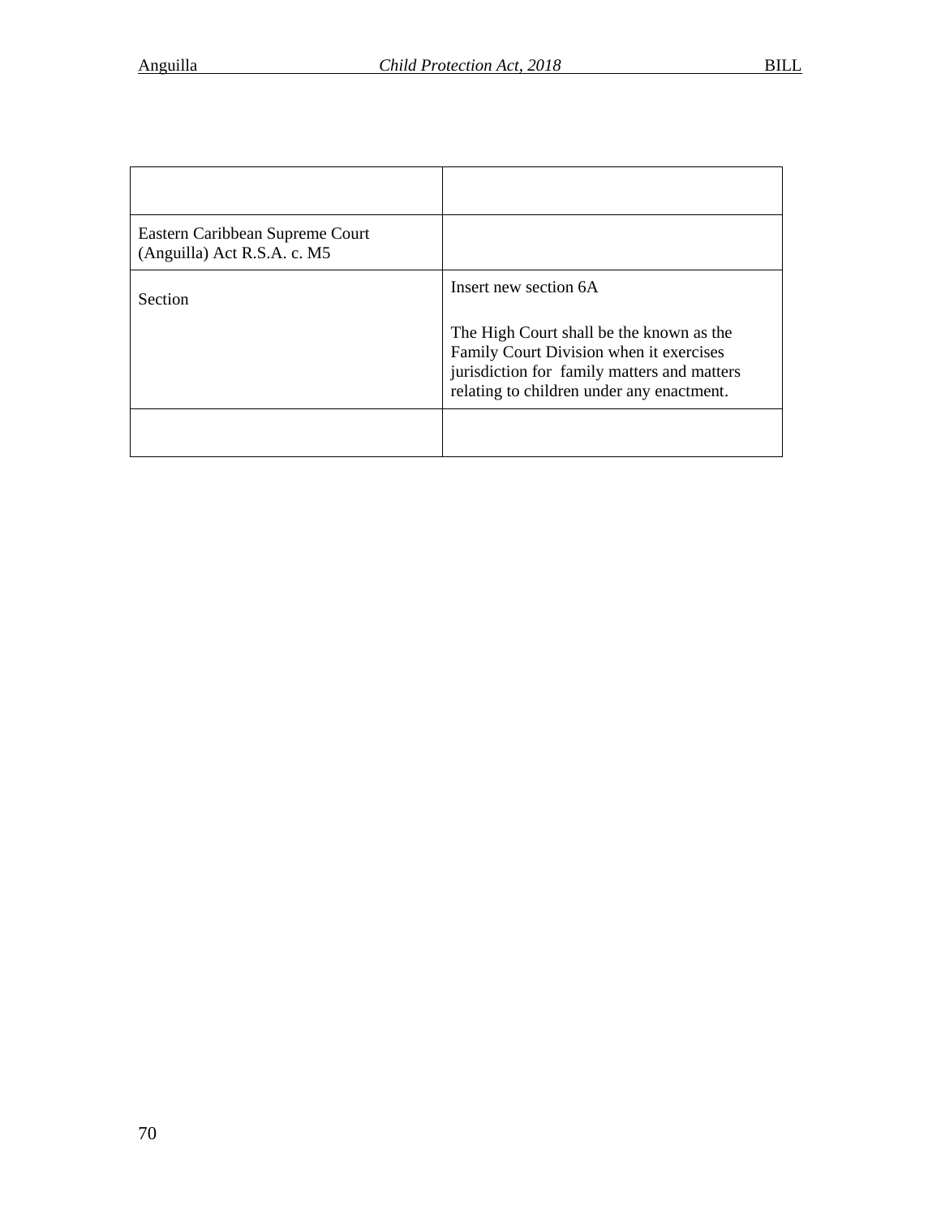| | |
|---|---|
| Eastern Caribbean Supreme Court (Anguilla) Act R.S.A. c. M5 | |
| Section | Insert new section 6A<br><br>The High Court shall be the known as the Family Court Division when it exercises jurisdiction for family matters and matters relating to children under any enactment. |
| | |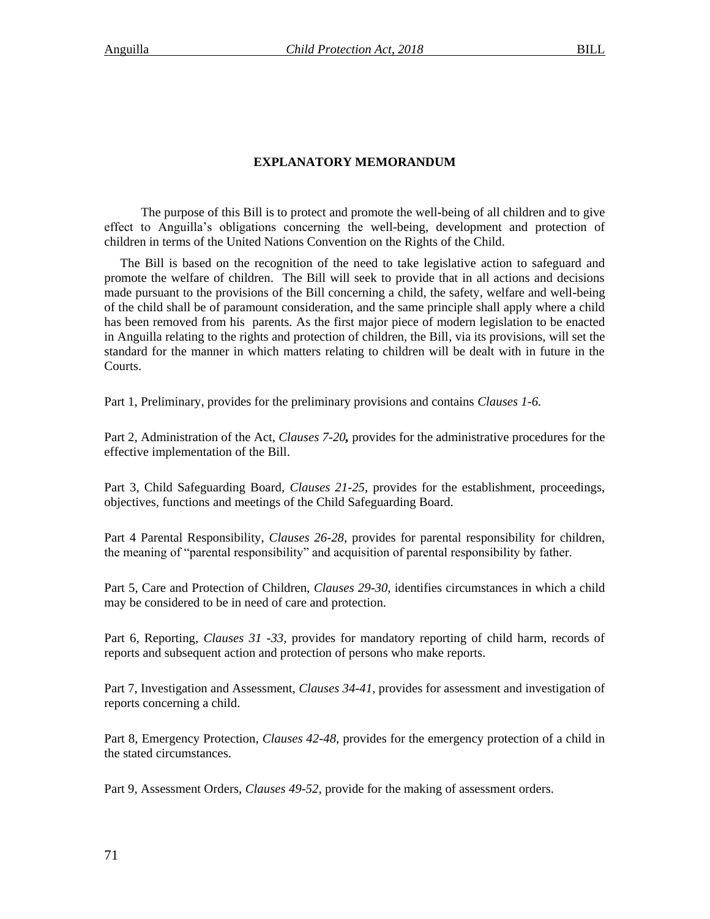## EXPLANATORY MEMORANDUM

The purpose of this Bill is to protect and promote the well-being of all children and to give effect to Anguilla's obligations concerning the well-being, development and protection of children in terms of the United Nations Convention on the Rights of the Child.

The Bill is based on the recognition of the need to take legislative action to safeguard and promote the welfare of children. The Bill will seek to provide that in all actions and decisions made pursuant to the provisions of the Bill concerning a child, the safety, welfare and well-being of the child shall be of paramount consideration, and the same principle shall apply where a child has been removed from his parents. As the first major piece of modern legislation to be enacted in Anguilla relating to the rights and protection of children, the Bill, via its provisions, will set the standard for the manner in which matters relating to children will be dealt with in future in the Courts.

Part 1, Preliminary, provides for the preliminary provisions and contains *Clauses 1-6.*

Part 2, Administration of the Act, *Clauses 7-20*, provides for the administrative procedures for the effective implementation of the Bill.

Part 3, Child Safeguarding Board, *Clauses 21-25*, provides for the establishment, proceedings, objectives, functions and meetings of the Child Safeguarding Board.

Part 4 Parental Responsibility, *Clauses 26-28,* provides for parental responsibility for children, the meaning of "parental responsibility" and acquisition of parental responsibility by father.

Part 5, Care and Protection of Children, *Clauses 29-30,* identifies circumstances in which a child may be considered to be in need of care and protection.

Part 6, Reporting, *Clauses 31 -33,* provides for mandatory reporting of child harm, records of reports and subsequent action and protection of persons who make reports.

Part 7, Investigation and Assessment, *Clauses 34-41,* provides for assessment and investigation of reports concerning a child.

Part 8, Emergency Protection, *Clauses 42-48,* provides for the emergency protection of a child in the stated circumstances.

Part 9, Assessment Orders, *Clauses 49-52,* provide for the making of assessment orders.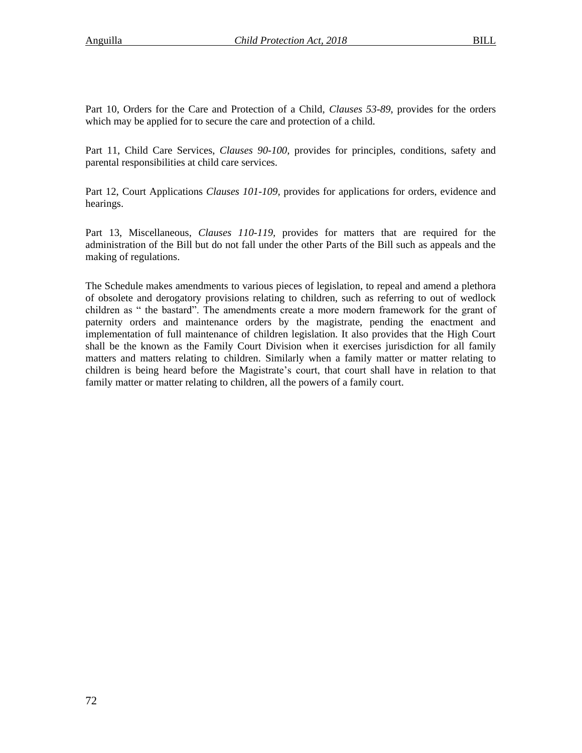Part 10, Orders for the Care and Protection of a Child, *Clauses 53-89*, provides for the orders which may be applied for to secure the care and protection of a child.

Part 11, Child Care Services, *Clauses 90-100*, provides for principles, conditions, safety and parental responsibilities at child care services.

Part 12, Court Applications *Clauses 101-109*, provides for applications for orders, evidence and hearings.

Part 13, Miscellaneous, *Clauses 110-119*, provides for matters that are required for the administration of the Bill but do not fall under the other Parts of the Bill such as appeals and the making of regulations.

The Schedule makes amendments to various pieces of legislation, to repeal and amend a plethora of obsolete and derogatory provisions relating to children, such as referring to out of wedlock children as " the bastard". The amendments create a more modern framework for the grant of paternity orders and maintenance orders by the magistrate, pending the enactment and implementation of full maintenance of children legislation. It also provides that the High Court shall be the known as the Family Court Division when it exercises jurisdiction for all family matters and matters relating to children. Similarly when a family matter or matter relating to children is being heard before the Magistrate's court, that court shall have in relation to that family matter or matter relating to children, all the powers of a family court.